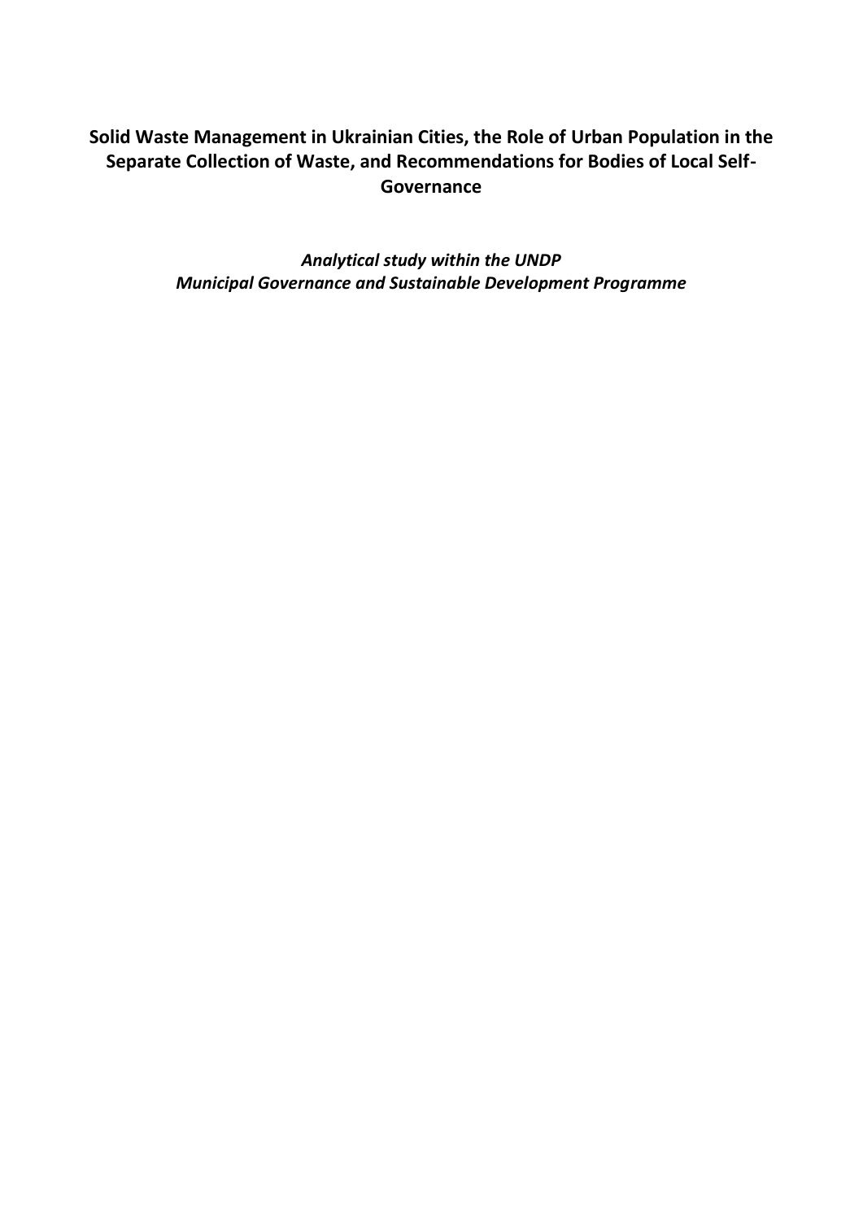# Solid Waste Management in Ukrainian Cities, the Role of Urban Population in the Separate Collection of Waste, and Recommendations for Bodies of Local Self-Governance

***Analytical study within the UNDP***
***Municipal Governance and Sustainable Development Programme***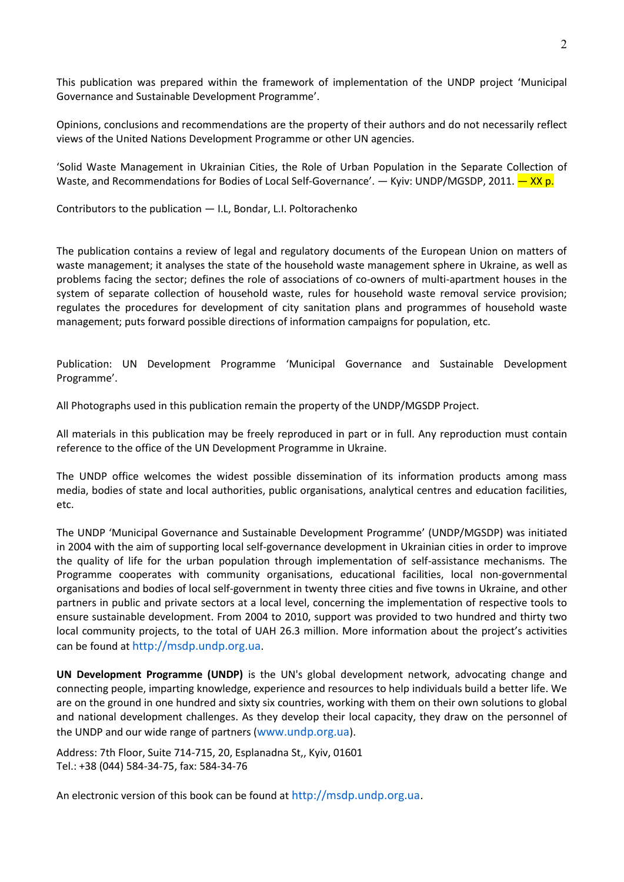This publication was prepared within the framework of implementation of the UNDP project 'Municipal Governance and Sustainable Development Programme'.

Opinions, conclusions and recommendations are the property of their authors and do not necessarily reflect views of the United Nations Development Programme or other UN agencies.

'Solid Waste Management in Ukrainian Cities, the Role of Urban Population in the Separate Collection of Waste, and Recommendations for Bodies of Local Self-Governance'. — Kyiv: UNDP/MGSDP, 2011. — XX p.

Contributors to the publication — I.L, Bondar, L.I. Poltorachenko

The publication contains a review of legal and regulatory documents of the European Union on matters of waste management; it analyses the state of the household waste management sphere in Ukraine, as well as problems facing the sector; defines the role of associations of co-owners of multi-apartment houses in the system of separate collection of household waste, rules for household waste removal service provision; regulates the procedures for development of city sanitation plans and programmes of household waste management; puts forward possible directions of information campaigns for population, etc.

Publication: UN Development Programme 'Municipal Governance and Sustainable Development Programme'.

All Photographs used in this publication remain the property of the UNDP/MGSDP Project.

All materials in this publication may be freely reproduced in part or in full. Any reproduction must contain reference to the office of the UN Development Programme in Ukraine.

The UNDP office welcomes the widest possible dissemination of its information products among mass media, bodies of state and local authorities, public organisations, analytical centres and education facilities, etc.

The UNDP 'Municipal Governance and Sustainable Development Programme' (UNDP/MGSDP) was initiated in 2004 with the aim of supporting local self-governance development in Ukrainian cities in order to improve the quality of life for the urban population through implementation of self-assistance mechanisms. The Programme cooperates with community organisations, educational facilities, local non-governmental organisations and bodies of local self-government in twenty three cities and five towns in Ukraine, and other partners in public and private sectors at a local level, concerning the implementation of respective tools to ensure sustainable development. From 2004 to 2010, support was provided to two hundred and thirty two local community projects, to the total of UAH 26.3 million. More information about the project's activities can be found at http://msdp.undp.org.ua.

**UN Development Programme (UNDP)** is the UN's global development network, advocating change and connecting people, imparting knowledge, experience and resources to help individuals build a better life. We are on the ground in one hundred and sixty six countries, working with them on their own solutions to global and national development challenges. As they develop their local capacity, they draw on the personnel of the UNDP and our wide range of partners (www.undp.org.ua).

Address: 7th Floor, Suite 714-715, 20, Esplanadna St,, Kyiv, 01601
Tel.: +38 (044) 584-34-75, fax: 584-34-76

An electronic version of this book can be found at http://msdp.undp.org.ua.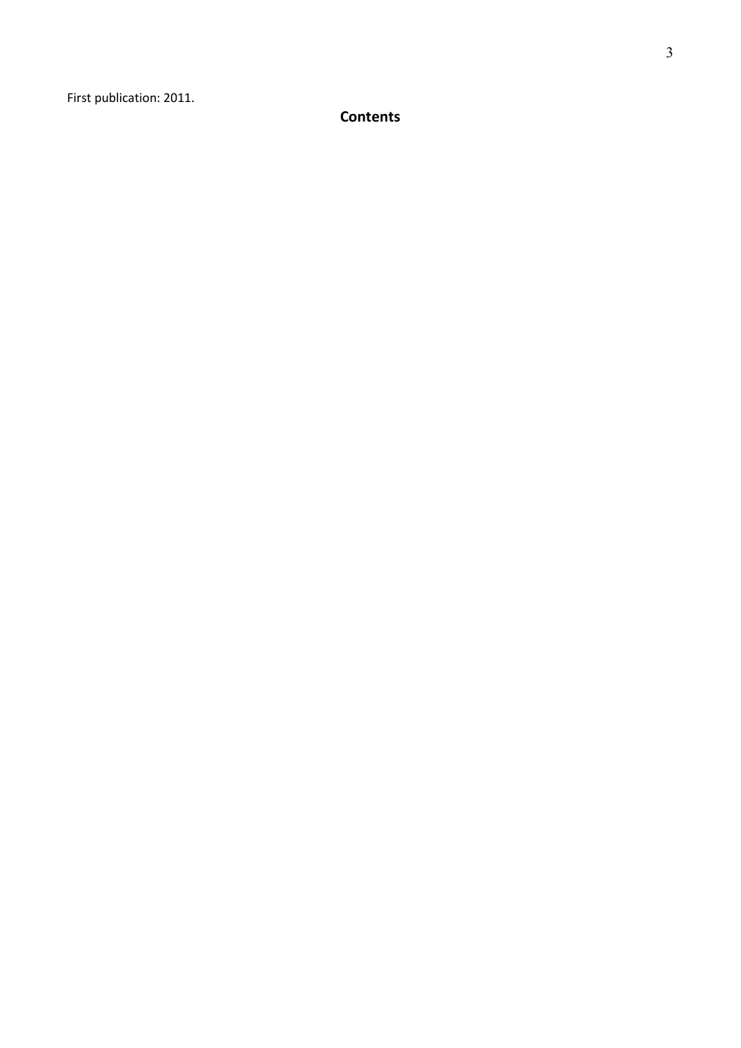First publication: 2011.

## Contents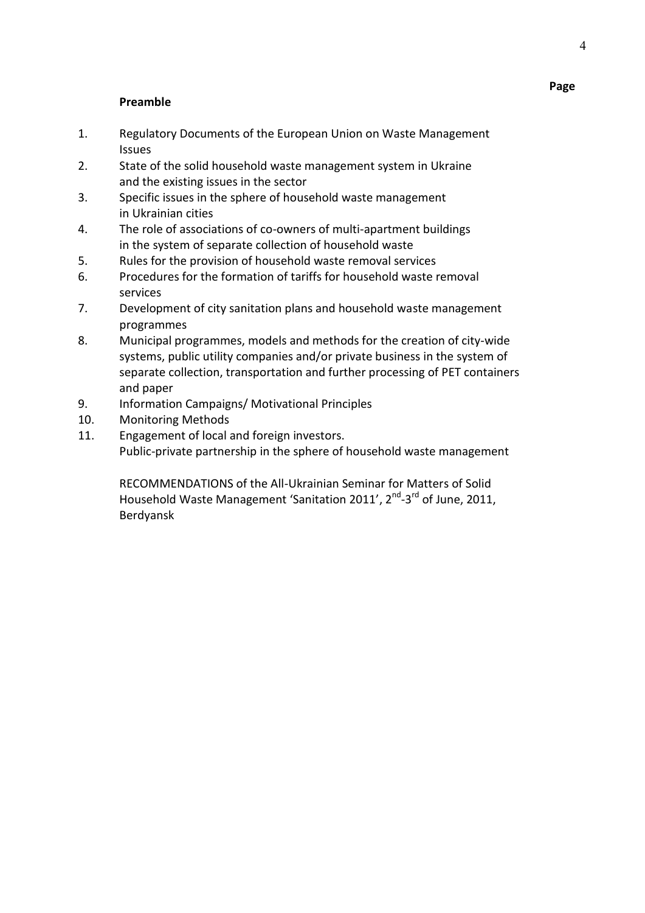**Page**

**Preamble**

1. Regulatory Documents of the European Union on Waste Management Issues
2. State of the solid household waste management system in Ukraine and the existing issues in the sector
3. Specific issues in the sphere of household waste management in Ukrainian cities
4. The role of associations of co-owners of multi-apartment buildings in the system of separate collection of household waste
5. Rules for the provision of household waste removal services
6. Procedures for the formation of tariffs for household waste removal services
7. Development of city sanitation plans and household waste management programmes
8. Municipal programmes, models and methods for the creation of city-wide systems, public utility companies and/or private business in the system of separate collection, transportation and further processing of PET containers and paper
9. Information Campaigns/ Motivational Principles
10. Monitoring Methods
11. Engagement of local and foreign investors.
    Public-private partnership in the sphere of household waste management

RECOMMENDATIONS of the All-Ukrainian Seminar for Matters of Solid Household Waste Management 'Sanitation 2011', 2nd-3rd of June, 2011, Berdyansk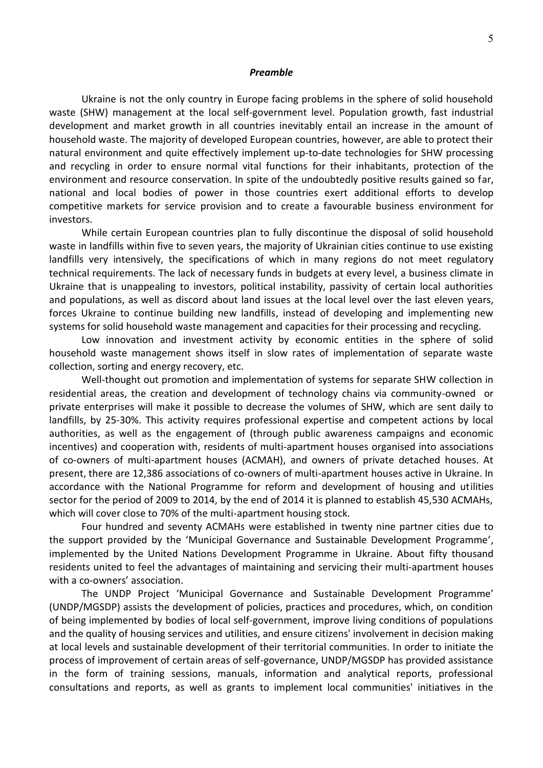### *Preamble*

Ukraine is not the only country in Europe facing problems in the sphere of solid household waste (SHW) management at the local self-government level. Population growth, fast industrial development and market growth in all countries inevitably entail an increase in the amount of household waste. The majority of developed European countries, however, are able to protect their natural environment and quite effectively implement up-to-date technologies for SHW processing and recycling in order to ensure normal vital functions for their inhabitants, protection of the environment and resource conservation. In spite of the undoubtedly positive results gained so far, national and local bodies of power in those countries exert additional efforts to develop competitive markets for service provision and to create a favourable business environment for investors.

While certain European countries plan to fully discontinue the disposal of solid household waste in landfills within five to seven years, the majority of Ukrainian cities continue to use existing landfills very intensively, the specifications of which in many regions do not meet regulatory technical requirements. The lack of necessary funds in budgets at every level, a business climate in Ukraine that is unappealing to investors, political instability, passivity of certain local authorities and populations, as well as discord about land issues at the local level over the last eleven years, forces Ukraine to continue building new landfills, instead of developing and implementing new systems for solid household waste management and capacities for their processing and recycling.

Low innovation and investment activity by economic entities in the sphere of solid household waste management shows itself in slow rates of implementation of separate waste collection, sorting and energy recovery, etc.

Well-thought out promotion and implementation of systems for separate SHW collection in residential areas, the creation and development of technology chains via community-owned or private enterprises will make it possible to decrease the volumes of SHW, which are sent daily to landfills, by 25-30%. This activity requires professional expertise and competent actions by local authorities, as well as the engagement of (through public awareness campaigns and economic incentives) and cooperation with, residents of multi-apartment houses organised into associations of co-owners of multi-apartment houses (ACMAH), and owners of private detached houses. At present, there are 12,386 associations of co-owners of multi-apartment houses active in Ukraine. In accordance with the National Programme for reform and development of housing and utilities sector for the period of 2009 to 2014, by the end of 2014 it is planned to establish 45,530 ACMAHs, which will cover close to 70% of the multi-apartment housing stock.

Four hundred and seventy ACMAHs were established in twenty nine partner cities due to the support provided by the 'Municipal Governance and Sustainable Development Programme', implemented by the United Nations Development Programme in Ukraine. About fifty thousand residents united to feel the advantages of maintaining and servicing their multi-apartment houses with a co-owners' association.

The UNDP Project 'Municipal Governance and Sustainable Development Programme' (UNDP/MGSDP) assists the development of policies, practices and procedures, which, on condition of being implemented by bodies of local self-government, improve living conditions of populations and the quality of housing services and utilities, and ensure citizens' involvement in decision making at local levels and sustainable development of their territorial communities. In order to initiate the process of improvement of certain areas of self-governance, UNDP/MGSDP has provided assistance in the form of training sessions, manuals, information and analytical reports, professional consultations and reports, as well as grants to implement local communities' initiatives in the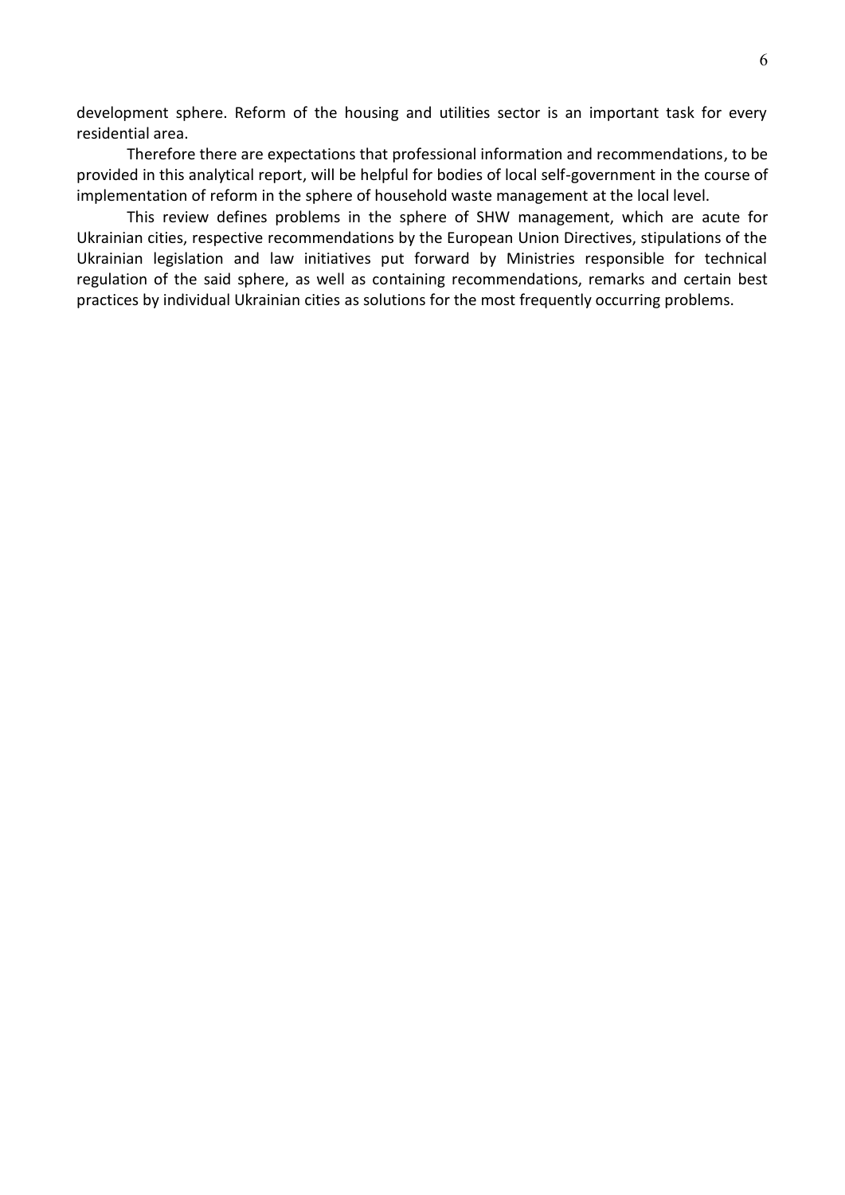development sphere. Reform of the housing and utilities sector is an important task for every residential area.

Therefore there are expectations that professional information and recommendations, to be provided in this analytical report, will be helpful for bodies of local self-government in the course of implementation of reform in the sphere of household waste management at the local level.

This review defines problems in the sphere of SHW management, which are acute for Ukrainian cities, respective recommendations by the European Union Directives, stipulations of the Ukrainian legislation and law initiatives put forward by Ministries responsible for technical regulation of the said sphere, as well as containing recommendations, remarks and certain best practices by individual Ukrainian cities as solutions for the most frequently occurring problems.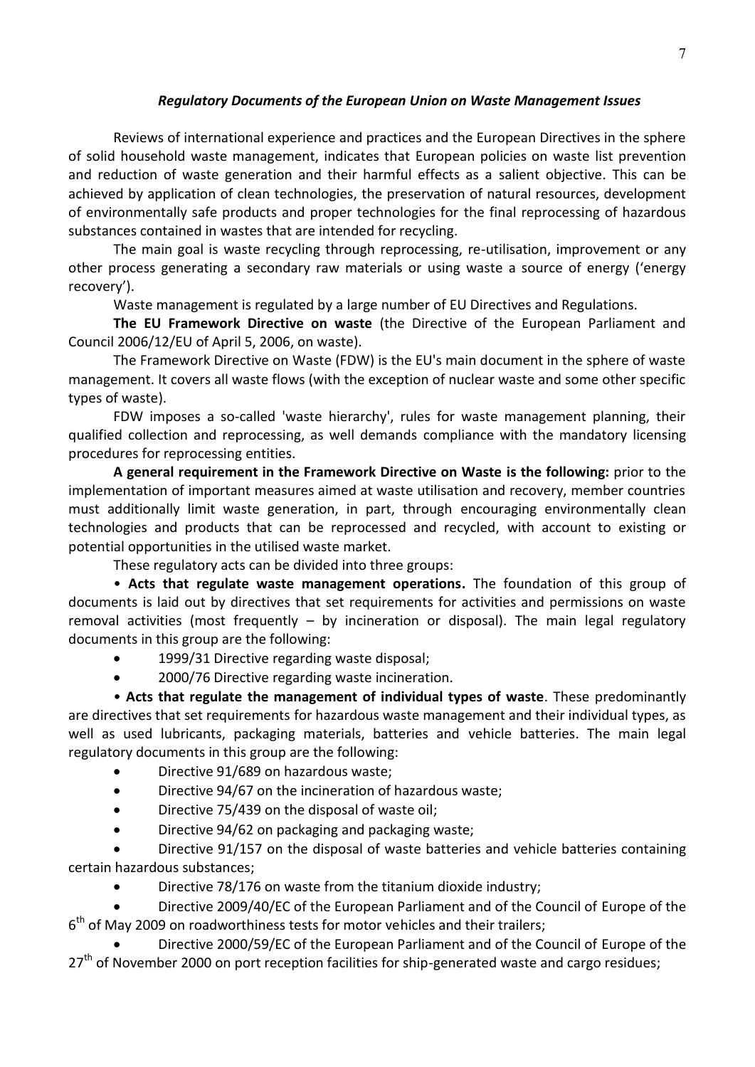### *Regulatory Documents of the European Union on Waste Management Issues*

Reviews of international experience and practices and the European Directives in the sphere of solid household waste management, indicates that European policies on waste list prevention and reduction of waste generation and their harmful effects as a salient objective. This can be achieved by application of clean technologies, the preservation of natural resources, development of environmentally safe products and proper technologies for the final reprocessing of hazardous substances contained in wastes that are intended for recycling.

The main goal is waste recycling through reprocessing, re-utilisation, improvement or any other process generating a secondary raw materials or using waste a source of energy ('energy recovery').

Waste management is regulated by a large number of EU Directives and Regulations.

**The EU Framework Directive on waste** (the Directive of the European Parliament and Council 2006/12/EU of April 5, 2006, on waste).

The Framework Directive on Waste (FDW) is the EU's main document in the sphere of waste management. It covers all waste flows (with the exception of nuclear waste and some other specific types of waste).

FDW imposes a so-called 'waste hierarchy', rules for waste management planning, their qualified collection and reprocessing, as well demands compliance with the mandatory licensing procedures for reprocessing entities.

**A general requirement in the Framework Directive on Waste is the following:** prior to the implementation of important measures aimed at waste utilisation and recovery, member countries must additionally limit waste generation, in part, through encouraging environmentally clean technologies and products that can be reprocessed and recycled, with account to existing or potential opportunities in the utilised waste market.

These regulatory acts can be divided into three groups:

• **Acts that regulate waste management operations.** The foundation of this group of documents is laid out by directives that set requirements for activities and permissions on waste removal activities (most frequently – by incineration or disposal). The main legal regulatory documents in this group are the following:

- 1999/31 Directive regarding waste disposal;
- 2000/76 Directive regarding waste incineration.

• **Acts that regulate the management of individual types of waste**. These predominantly are directives that set requirements for hazardous waste management and their individual types, as well as used lubricants, packaging materials, batteries and vehicle batteries. The main legal regulatory documents in this group are the following:

- Directive 91/689 on hazardous waste;
- Directive 94/67 on the incineration of hazardous waste;
- Directive 75/439 on the disposal of waste oil;
- Directive 94/62 on packaging and packaging waste;
- Directive 91/157 on the disposal of waste batteries and vehicle batteries containing certain hazardous substances;
- Directive 78/176 on waste from the titanium dioxide industry;
- Directive 2009/40/EC of the European Parliament and of the Council of Europe of the 6th of May 2009 on roadworthiness tests for motor vehicles and their trailers;
- Directive 2000/59/EC of the European Parliament and of the Council of Europe of the 27th of November 2000 on port reception facilities for ship-generated waste and cargo residues;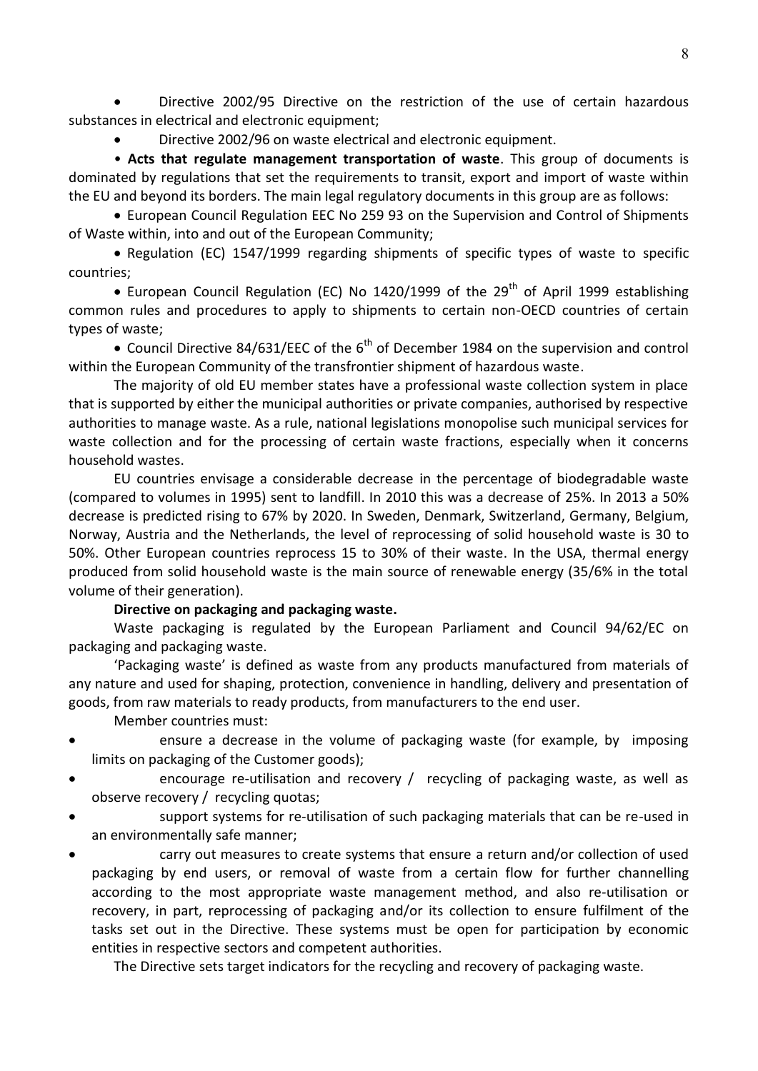- Directive 2002/95 Directive on the restriction of the use of certain hazardous substances in electrical and electronic equipment;
- Directive 2002/96 on waste electrical and electronic equipment.

• **Acts that regulate management transportation of waste**. This group of documents is dominated by regulations that set the requirements to transit, export and import of waste within the EU and beyond its borders. The main legal regulatory documents in this group are as follows:

- European Council Regulation EEC No 259 93 on the Supervision and Control of Shipments of Waste within, into and out of the European Community;
- Regulation (EC) 1547/1999 regarding shipments of specific types of waste to specific countries;
- European Council Regulation (EC) No 1420/1999 of the 29th of April 1999 establishing common rules and procedures to apply to shipments to certain non-OECD countries of certain types of waste;
- Council Directive 84/631/EEC of the 6th of December 1984 on the supervision and control within the European Community of the transfrontier shipment of hazardous waste.

The majority of old EU member states have a professional waste collection system in place that is supported by either the municipal authorities or private companies, authorised by respective authorities to manage waste. As a rule, national legislations monopolise such municipal services for waste collection and for the processing of certain waste fractions, especially when it concerns household wastes.

EU countries envisage a considerable decrease in the percentage of biodegradable waste (compared to volumes in 1995) sent to landfill. In 2010 this was a decrease of 25%. In 2013 a 50% decrease is predicted rising to 67% by 2020. In Sweden, Denmark, Switzerland, Germany, Belgium, Norway, Austria and the Netherlands, the level of reprocessing of solid household waste is 30 to 50%. Other European countries reprocess 15 to 30% of their waste. In the USA, thermal energy produced from solid household waste is the main source of renewable energy (35/6% in the total volume of their generation).

**Directive on packaging and packaging waste.**

Waste packaging is regulated by the European Parliament and Council 94/62/EC on packaging and packaging waste.

'Packaging waste' is defined as waste from any products manufactured from materials of any nature and used for shaping, protection, convenience in handling, delivery and presentation of goods, from raw materials to ready products, from manufacturers to the end user.

Member countries must:

- ensure a decrease in the volume of packaging waste (for example, by imposing limits on packaging of the Customer goods);
- encourage re-utilisation and recovery / recycling of packaging waste, as well as observe recovery / recycling quotas;
- support systems for re-utilisation of such packaging materials that can be re-used in an environmentally safe manner;
- carry out measures to create systems that ensure a return and/or collection of used packaging by end users, or removal of waste from a certain flow for further channelling according to the most appropriate waste management method, and also re-utilisation or recovery, in part, reprocessing of packaging and/or its collection to ensure fulfilment of the tasks set out in the Directive. These systems must be open for participation by economic entities in respective sectors and competent authorities.

The Directive sets target indicators for the recycling and recovery of packaging waste.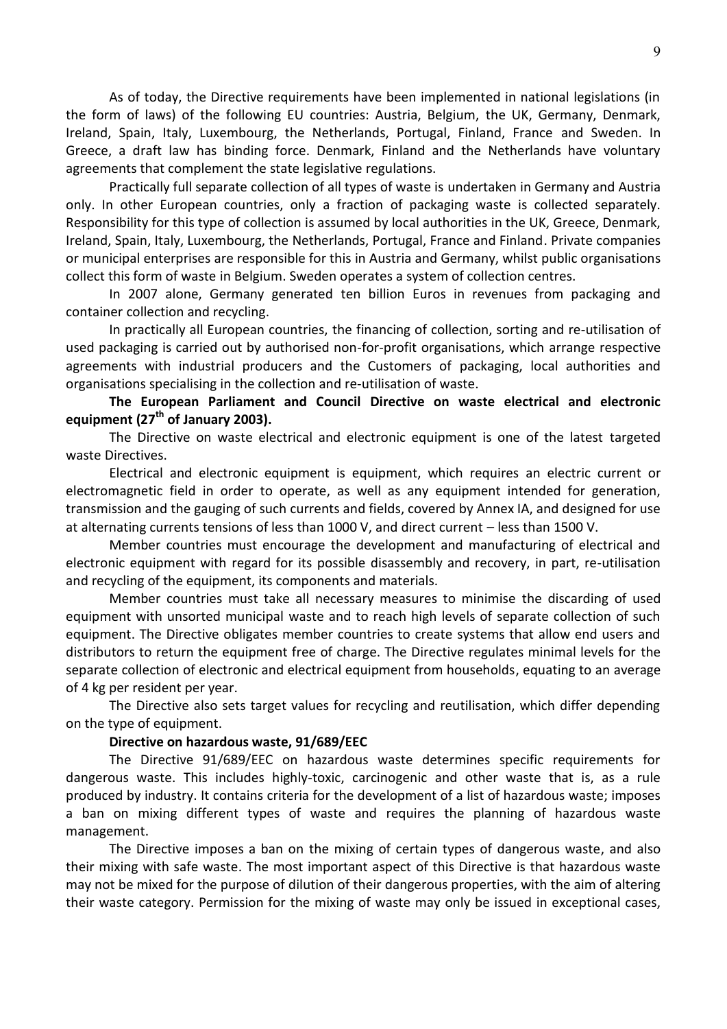As of today, the Directive requirements have been implemented in national legislations (in the form of laws) of the following EU countries: Austria, Belgium, the UK, Germany, Denmark, Ireland, Spain, Italy, Luxembourg, the Netherlands, Portugal, Finland, France and Sweden. In Greece, a draft law has binding force. Denmark, Finland and the Netherlands have voluntary agreements that complement the state legislative regulations.

Practically full separate collection of all types of waste is undertaken in Germany and Austria only. In other European countries, only a fraction of packaging waste is collected separately. Responsibility for this type of collection is assumed by local authorities in the UK, Greece, Denmark, Ireland, Spain, Italy, Luxembourg, the Netherlands, Portugal, France and Finland. Private companies or municipal enterprises are responsible for this in Austria and Germany, whilst public organisations collect this form of waste in Belgium. Sweden operates a system of collection centres.

In 2007 alone, Germany generated ten billion Euros in revenues from packaging and container collection and recycling.

In practically all European countries, the financing of collection, sorting and re-utilisation of used packaging is carried out by authorised non-for-profit organisations, which arrange respective agreements with industrial producers and the Customers of packaging, local authorities and organisations specialising in the collection and re-utilisation of waste.

**The European Parliament and Council Directive on waste electrical and electronic equipment (27th of January 2003).**

The Directive on waste electrical and electronic equipment is one of the latest targeted waste Directives.

Electrical and electronic equipment is equipment, which requires an electric current or electromagnetic field in order to operate, as well as any equipment intended for generation, transmission and the gauging of such currents and fields, covered by Annex IA, and designed for use at alternating currents tensions of less than 1000 V, and direct current – less than 1500 V.

Member countries must encourage the development and manufacturing of electrical and electronic equipment with regard for its possible disassembly and recovery, in part, re-utilisation and recycling of the equipment, its components and materials.

Member countries must take all necessary measures to minimise the discarding of used equipment with unsorted municipal waste and to reach high levels of separate collection of such equipment. The Directive obligates member countries to create systems that allow end users and distributors to return the equipment free of charge. The Directive regulates minimal levels for the separate collection of electronic and electrical equipment from households, equating to an average of 4 kg per resident per year.

The Directive also sets target values for recycling and reutilisation, which differ depending on the type of equipment.

**Directive on hazardous waste, 91/689/EEC**

The Directive 91/689/EEC on hazardous waste determines specific requirements for dangerous waste. This includes highly-toxic, carcinogenic and other waste that is, as a rule produced by industry. It contains criteria for the development of a list of hazardous waste; imposes a ban on mixing different types of waste and requires the planning of hazardous waste management.

The Directive imposes a ban on the mixing of certain types of dangerous waste, and also their mixing with safe waste. The most important aspect of this Directive is that hazardous waste may not be mixed for the purpose of dilution of their dangerous properties, with the aim of altering their waste category. Permission for the mixing of waste may only be issued in exceptional cases,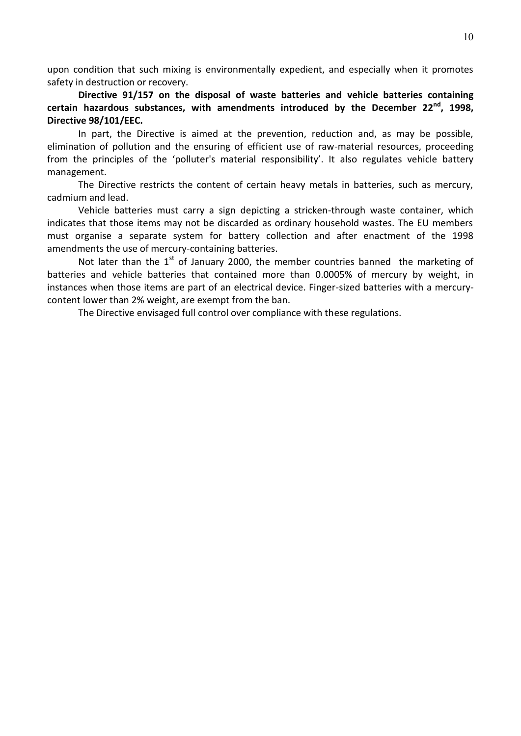upon condition that such mixing is environmentally expedient, and especially when it promotes safety in destruction or recovery.

**Directive 91/157 on the disposal of waste batteries and vehicle batteries containing certain hazardous substances, with amendments introduced by the December 22nd, 1998, Directive 98/101/EEC.**

In part, the Directive is aimed at the prevention, reduction and, as may be possible, elimination of pollution and the ensuring of efficient use of raw-material resources, proceeding from the principles of the 'polluter's material responsibility'. It also regulates vehicle battery management.

The Directive restricts the content of certain heavy metals in batteries, such as mercury, cadmium and lead.

Vehicle batteries must carry a sign depicting a stricken-through waste container, which indicates that those items may not be discarded as ordinary household wastes. The EU members must organise a separate system for battery collection and after enactment of the 1998 amendments the use of mercury-containing batteries.

Not later than the 1st of January 2000, the member countries banned the marketing of batteries and vehicle batteries that contained more than 0.0005% of mercury by weight, in instances when those items are part of an electrical device. Finger-sized batteries with a mercury-content lower than 2% weight, are exempt from the ban.

The Directive envisaged full control over compliance with these regulations.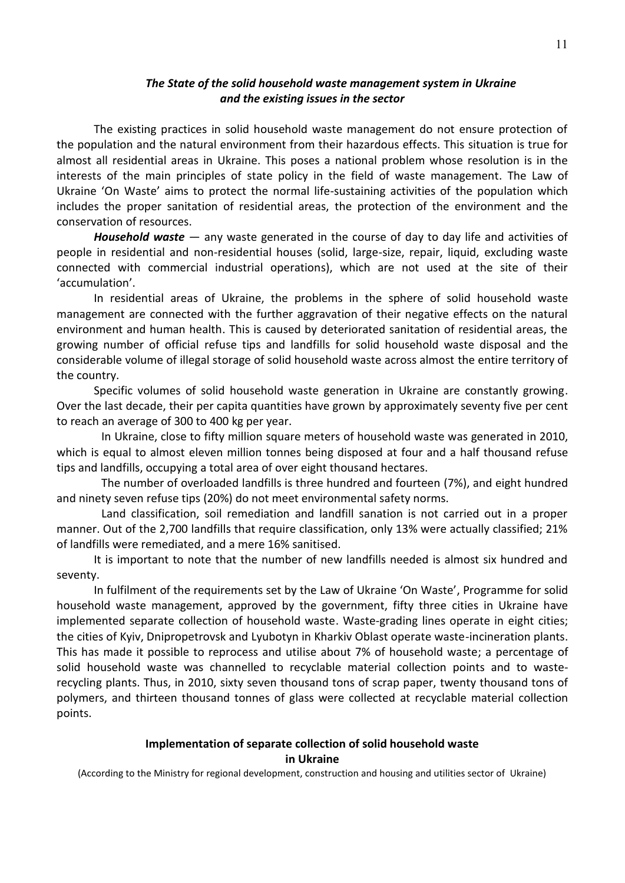### *The State of the solid household waste management system in Ukraine and the existing issues in the sector*

The existing practices in solid household waste management do not ensure protection of the population and the natural environment from their hazardous effects. This situation is true for almost all residential areas in Ukraine. This poses a national problem whose resolution is in the interests of the main principles of state policy in the field of waste management. The Law of Ukraine 'On Waste' aims to protect the normal life-sustaining activities of the population which includes the proper sanitation of residential areas, the protection of the environment and the conservation of resources.

***Household waste*** — any waste generated in the course of day to day life and activities of people in residential and non-residential houses (solid, large-size, repair, liquid, excluding waste connected with commercial industrial operations), which are not used at the site of their 'accumulation'.

In residential areas of Ukraine, the problems in the sphere of solid household waste management are connected with the further aggravation of their negative effects on the natural environment and human health. This is caused by deteriorated sanitation of residential areas, the growing number of official refuse tips and landfills for solid household waste disposal and the considerable volume of illegal storage of solid household waste across almost the entire territory of the country.

Specific volumes of solid household waste generation in Ukraine are constantly growing. Over the last decade, their per capita quantities have grown by approximately seventy five per cent to reach an average of 300 to 400 kg per year.

In Ukraine, close to fifty million square meters of household waste was generated in 2010, which is equal to almost eleven million tonnes being disposed at four and a half thousand refuse tips and landfills, occupying a total area of over eight thousand hectares.

The number of overloaded landfills is three hundred and fourteen (7%), and eight hundred and ninety seven refuse tips (20%) do not meet environmental safety norms.

Land classification, soil remediation and landfill sanation is not carried out in a proper manner. Out of the 2,700 landfills that require classification, only 13% were actually classified; 21% of landfills were remediated, and a mere 16% sanitised.

It is important to note that the number of new landfills needed is almost six hundred and seventy.

In fulfilment of the requirements set by the Law of Ukraine 'On Waste', Programme for solid household waste management, approved by the government, fifty three cities in Ukraine have implemented separate collection of household waste. Waste-grading lines operate in eight cities; the cities of Kyiv, Dnipropetrovsk and Lyubotyn in Kharkiv Oblast operate waste-incineration plants. This has made it possible to reprocess and utilise about 7% of household waste; a percentage of solid household waste was channelled to recyclable material collection points and to waste-recycling plants. Thus, in 2010, sixty seven thousand tons of scrap paper, twenty thousand tons of polymers, and thirteen thousand tonnes of glass were collected at recyclable material collection points.

**Implementation of separate collection of solid household waste in Ukraine**

(According to the Ministry for regional development, construction and housing and utilities sector of Ukraine)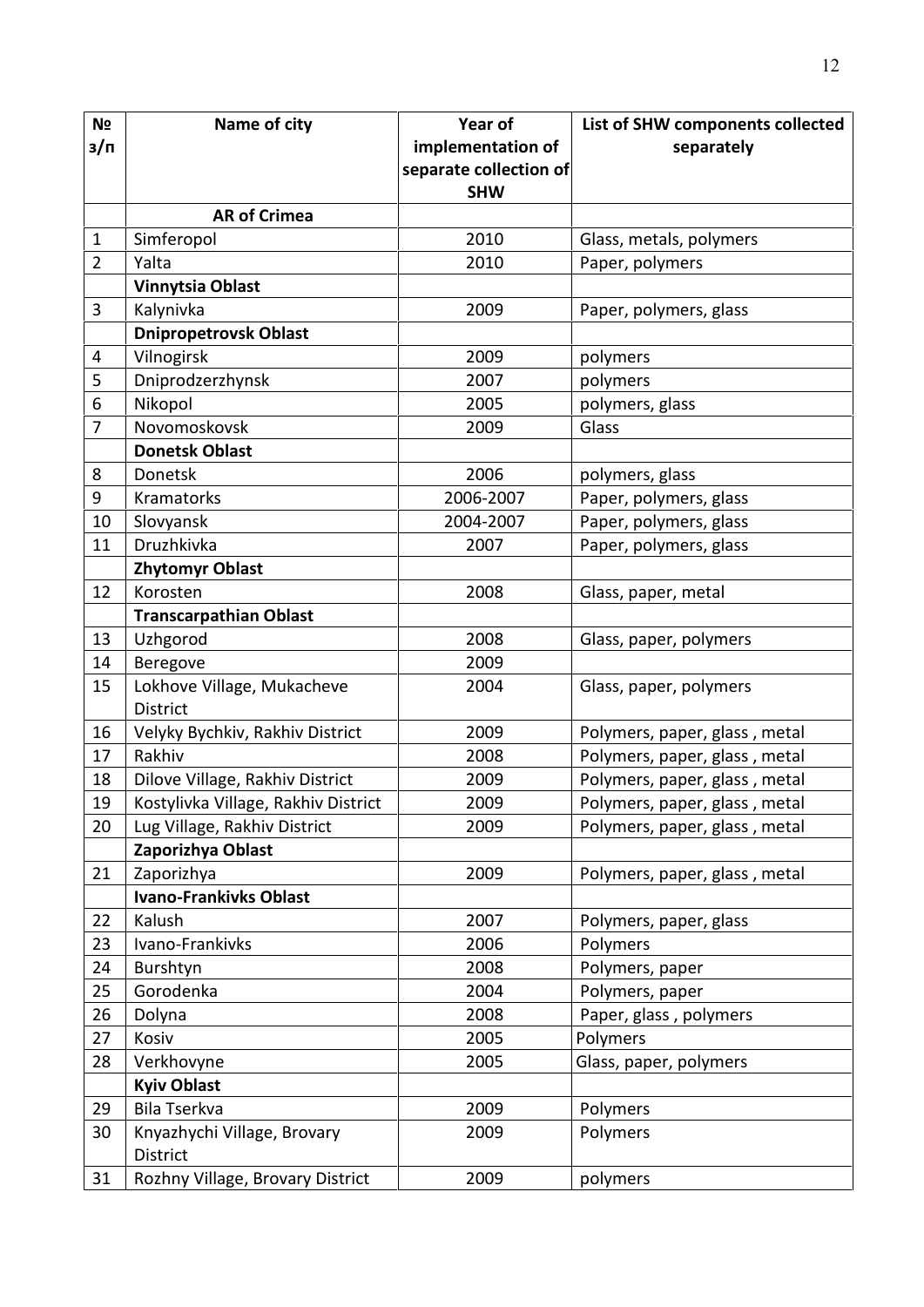| № з/п | Name of city | Year of implementation of separate collection of SHW | List of SHW components collected separately |
|---|---|---|---|
| | **AR of Crimea** | | |
| 1 | Simferopol | 2010 | Glass, metals, polymers |
| 2 | Yalta | 2010 | Paper, polymers |
| | **Vinnytsia Oblast** | | |
| 3 | Kalynivka | 2009 | Paper, polymers, glass |
| | **Dnipropetrovsk Oblast** | | |
| 4 | Vilnogirsk | 2009 | polymers |
| 5 | Dniprodzerzhynsk | 2007 | polymers |
| 6 | Nikopol | 2005 | polymers, glass |
| 7 | Novomoskovsk | 2009 | Glass |
| | **Donetsk Oblast** | | |
| 8 | Donetsk | 2006 | polymers, glass |
| 9 | Kramatorks | 2006-2007 | Paper, polymers, glass |
| 10 | Slovyansk | 2004-2007 | Paper, polymers, glass |
| 11 | Druzhkivka | 2007 | Paper, polymers, glass |
| | **Zhytomyr Oblast** | | |
| 12 | Korosten | 2008 | Glass, paper, metal |
| | **Transcarpathian Oblast** | | |
| 13 | Uzhgorod | 2008 | Glass, paper, polymers |
| 14 | Beregove | 2009 | |
| 15 | Lokhove Village, Mukacheve District | 2004 | Glass, paper, polymers |
| 16 | Velyky Bychkiv, Rakhiv District | 2009 | Polymers, paper, glass , metal |
| 17 | Rakhiv | 2008 | Polymers, paper, glass , metal |
| 18 | Dilove Village, Rakhiv District | 2009 | Polymers, paper, glass , metal |
| 19 | Kostylivka Village, Rakhiv District | 2009 | Polymers, paper, glass , metal |
| 20 | Lug Village, Rakhiv District | 2009 | Polymers, paper, glass , metal |
| | **Zaporizhya Oblast** | | |
| 21 | Zaporizhya | 2009 | Polymers, paper, glass , metal |
| | **Ivano-Frankivks Oblast** | | |
| 22 | Kalush | 2007 | Polymers, paper, glass |
| 23 | Ivano-Frankivks | 2006 | Polymers |
| 24 | Burshtyn | 2008 | Polymers, paper |
| 25 | Gorodenka | 2004 | Polymers, paper |
| 26 | Dolyna | 2008 | Paper, glass , polymers |
| 27 | Kosiv | 2005 | Polymers |
| 28 | Verkhovyne | 2005 | Glass, paper, polymers |
| | **Kyiv Oblast** | | |
| 29 | Bila Tserkva | 2009 | Polymers |
| 30 | Knyazhychi Village, Brovary District | 2009 | Polymers |
| 31 | Rozhny Village, Brovary District | 2009 | polymers |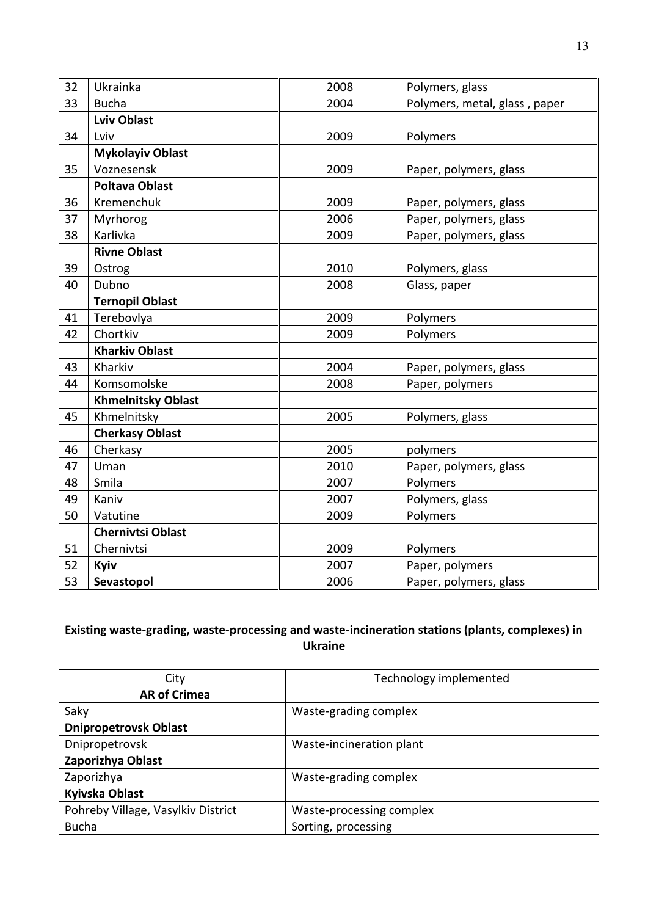| | | | |
|---|---|---|---|
| 32 | Ukrainka | 2008 | Polymers, glass |
| 33 | Bucha | 2004 | Polymers, metal, glass , paper |
| | **Lviv Oblast** | | |
| 34 | Lviv | 2009 | Polymers |
| | **Mykolayiv Oblast** | | |
| 35 | Voznesensk | 2009 | Paper, polymers, glass |
| | **Poltava Oblast** | | |
| 36 | Kremenchuk | 2009 | Paper, polymers, glass |
| 37 | Myrhorog | 2006 | Paper, polymers, glass |
| 38 | Karlivka | 2009 | Paper, polymers, glass |
| | **Rivne Oblast** | | |
| 39 | Ostrog | 2010 | Polymers, glass |
| 40 | Dubno | 2008 | Glass, paper |
| | **Ternopil Oblast** | | |
| 41 | Terebovlya | 2009 | Polymers |
| 42 | Chortkiv | 2009 | Polymers |
| | **Kharkiv Oblast** | | |
| 43 | Kharkiv | 2004 | Paper, polymers, glass |
| 44 | Komsomolske | 2008 | Paper, polymers |
| | **Khmelnitsky Oblast** | | |
| 45 | Khmelnitsky | 2005 | Polymers, glass |
| | **Cherkasy Oblast** | | |
| 46 | Cherkasy | 2005 | polymers |
| 47 | Uman | 2010 | Paper, polymers, glass |
| 48 | Smila | 2007 | Polymers |
| 49 | Kaniv | 2007 | Polymers, glass |
| 50 | Vatutine | 2009 | Polymers |
| | **Chernivtsi Oblast** | | |
| 51 | Chernivtsi | 2009 | Polymers |
| 52 | **Kyiv** | 2007 | Paper, polymers |
| 53 | **Sevastopol** | 2006 | Paper, polymers, glass |

**Existing waste-grading, waste-processing and waste-incineration stations (plants, complexes) in Ukraine**

| City | Technology implemented |
|---|---|
| **AR of Crimea** | |
| Saky | Waste-grading complex |
| **Dnipropetrovsk Oblast** | |
| Dnipropetrovsk | Waste-incineration plant |
| **Zaporizhya Oblast** | |
| Zaporizhya | Waste-grading complex |
| **Kyivska Oblast** | |
| Pohreby Village, Vasylkiv District | Waste-processing complex |
| Bucha | Sorting, processing |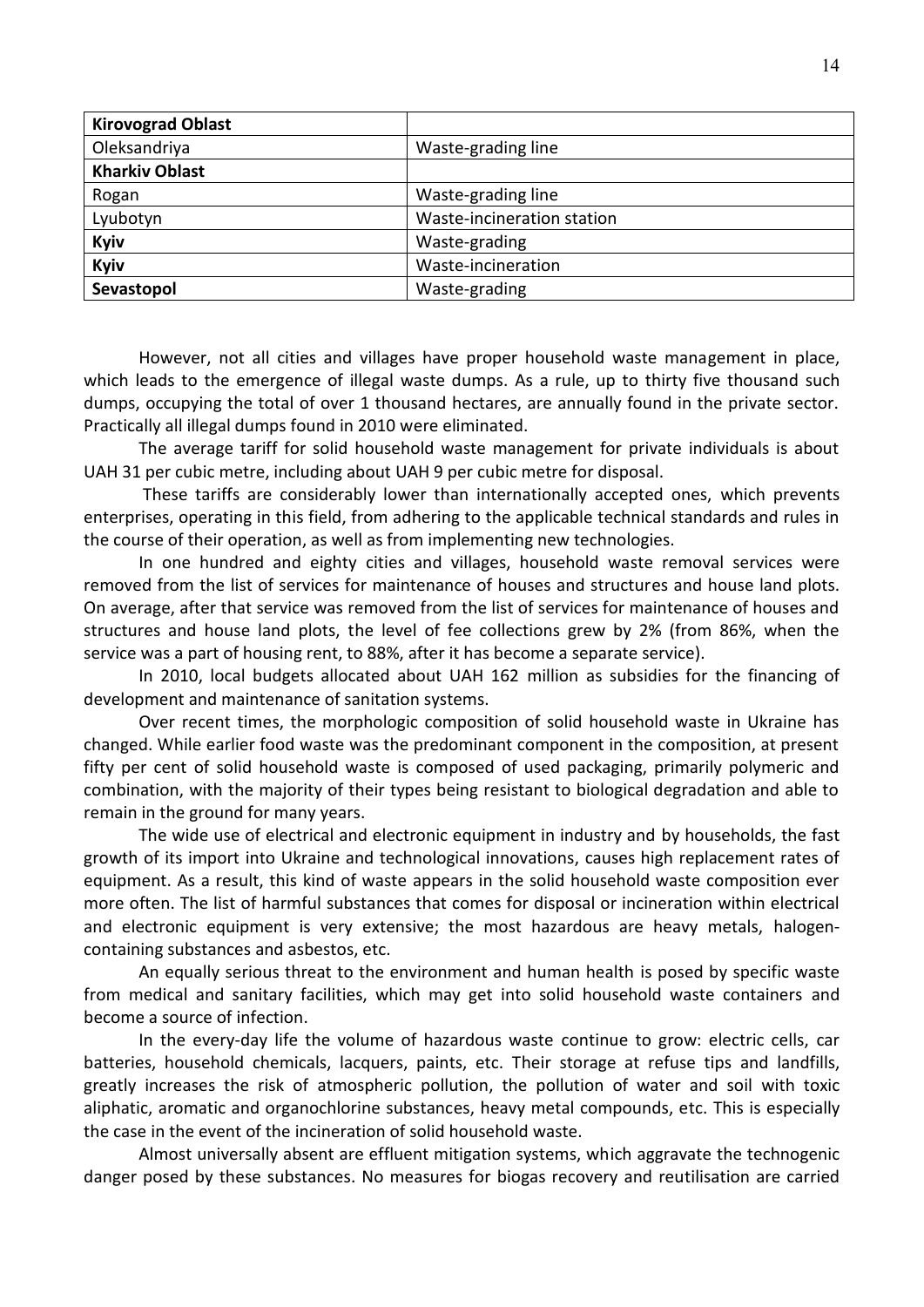| | |
|---|---|
| **Kirovograd Oblast** | |
| Oleksandriya | Waste-grading line |
| **Kharkiv Oblast** | |
| Rogan | Waste-grading line |
| Lyubotyn | Waste-incineration station |
| **Kyiv** | Waste-grading |
| **Kyiv** | Waste-incineration |
| **Sevastopol** | Waste-grading |

However, not all cities and villages have proper household waste management in place, which leads to the emergence of illegal waste dumps. As a rule, up to thirty five thousand such dumps, occupying the total of over 1 thousand hectares, are annually found in the private sector. Practically all illegal dumps found in 2010 were eliminated.

The average tariff for solid household waste management for private individuals is about UAH 31 per cubic metre, including about UAH 9 per cubic metre for disposal.

These tariffs are considerably lower than internationally accepted ones, which prevents enterprises, operating in this field, from adhering to the applicable technical standards and rules in the course of their operation, as well as from implementing new technologies.

In one hundred and eighty cities and villages, household waste removal services were removed from the list of services for maintenance of houses and structures and house land plots. On average, after that service was removed from the list of services for maintenance of houses and structures and house land plots, the level of fee collections grew by 2% (from 86%, when the service was a part of housing rent, to 88%, after it has become a separate service).

In 2010, local budgets allocated about UAH 162 million as subsidies for the financing of development and maintenance of sanitation systems.

Over recent times, the morphologic composition of solid household waste in Ukraine has changed. While earlier food waste was the predominant component in the composition, at present fifty per cent of solid household waste is composed of used packaging, primarily polymeric and combination, with the majority of their types being resistant to biological degradation and able to remain in the ground for many years.

The wide use of electrical and electronic equipment in industry and by households, the fast growth of its import into Ukraine and technological innovations, causes high replacement rates of equipment. As a result, this kind of waste appears in the solid household waste composition ever more often. The list of harmful substances that comes for disposal or incineration within electrical and electronic equipment is very extensive; the most hazardous are heavy metals, halogen-containing substances and asbestos, etc.

An equally serious threat to the environment and human health is posed by specific waste from medical and sanitary facilities, which may get into solid household waste containers and become a source of infection.

In the every-day life the volume of hazardous waste continue to grow: electric cells, car batteries, household chemicals, lacquers, paints, etc. Their storage at refuse tips and landfills, greatly increases the risk of atmospheric pollution, the pollution of water and soil with toxic aliphatic, aromatic and organochlorine substances, heavy metal compounds, etc. This is especially the case in the event of the incineration of solid household waste.

Almost universally absent are effluent mitigation systems, which aggravate the technogenic danger posed by these substances. No measures for biogas recovery and reutilisation are carried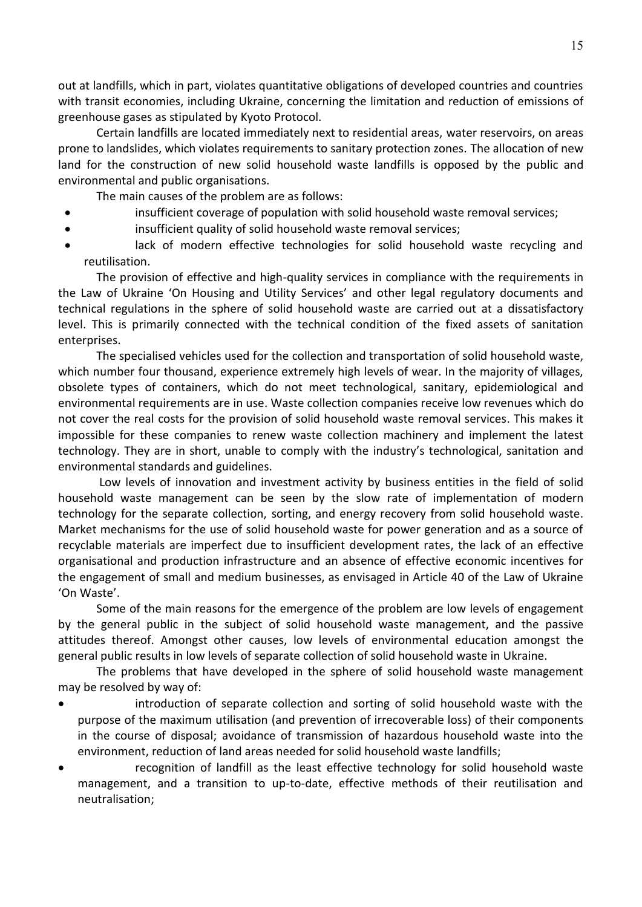out at landfills, which in part, violates quantitative obligations of developed countries and countries with transit economies, including Ukraine, concerning the limitation and reduction of emissions of greenhouse gases as stipulated by Kyoto Protocol.

Certain landfills are located immediately next to residential areas, water reservoirs, on areas prone to landslides, which violates requirements to sanitary protection zones. The allocation of new land for the construction of new solid household waste landfills is opposed by the public and environmental and public organisations.

The main causes of the problem are as follows:

- insufficient coverage of population with solid household waste removal services;
- insufficient quality of solid household waste removal services;
- lack of modern effective technologies for solid household waste recycling and reutilisation.

The provision of effective and high-quality services in compliance with the requirements in the Law of Ukraine 'On Housing and Utility Services' and other legal regulatory documents and technical regulations in the sphere of solid household waste are carried out at a dissatisfactory level. This is primarily connected with the technical condition of the fixed assets of sanitation enterprises.

The specialised vehicles used for the collection and transportation of solid household waste, which number four thousand, experience extremely high levels of wear. In the majority of villages, obsolete types of containers, which do not meet technological, sanitary, epidemiological and environmental requirements are in use. Waste collection companies receive low revenues which do not cover the real costs for the provision of solid household waste removal services. This makes it impossible for these companies to renew waste collection machinery and implement the latest technology. They are in short, unable to comply with the industry's technological, sanitation and environmental standards and guidelines.

Low levels of innovation and investment activity by business entities in the field of solid household waste management can be seen by the slow rate of implementation of modern technology for the separate collection, sorting, and energy recovery from solid household waste. Market mechanisms for the use of solid household waste for power generation and as a source of recyclable materials are imperfect due to insufficient development rates, the lack of an effective organisational and production infrastructure and an absence of effective economic incentives for the engagement of small and medium businesses, as envisaged in Article 40 of the Law of Ukraine 'On Waste'.

Some of the main reasons for the emergence of the problem are low levels of engagement by the general public in the subject of solid household waste management, and the passive attitudes thereof. Amongst other causes, low levels of environmental education amongst the general public results in low levels of separate collection of solid household waste in Ukraine.

The problems that have developed in the sphere of solid household waste management may be resolved by way of:

- introduction of separate collection and sorting of solid household waste with the purpose of the maximum utilisation (and prevention of irrecoverable loss) of their components in the course of disposal; avoidance of transmission of hazardous household waste into the environment, reduction of land areas needed for solid household waste landfills;
- recognition of landfill as the least effective technology for solid household waste management, and a transition to up-to-date, effective methods of their reutilisation and neutralisation;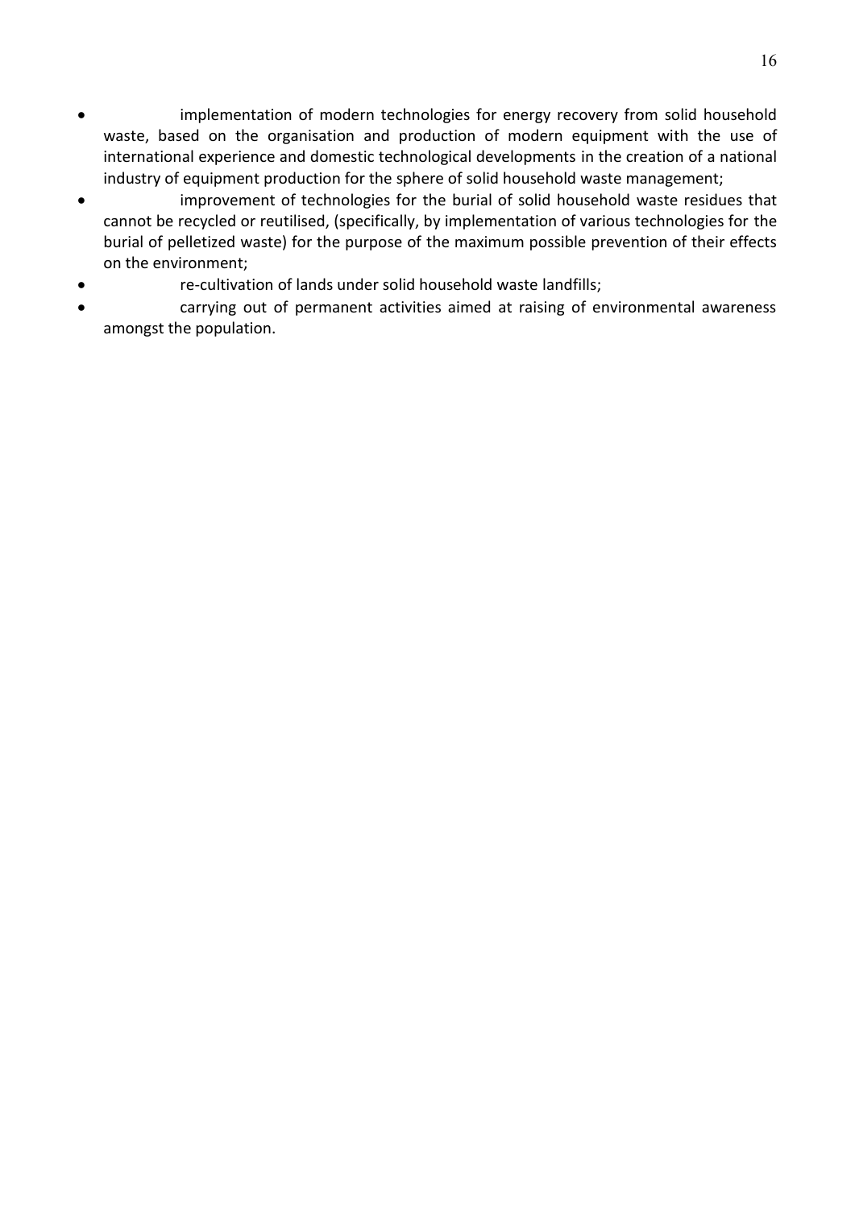- implementation of modern technologies for energy recovery from solid household waste, based on the organisation and production of modern equipment with the use of international experience and domestic technological developments in the creation of a national industry of equipment production for the sphere of solid household waste management;
- improvement of technologies for the burial of solid household waste residues that cannot be recycled or reutilised, (specifically, by implementation of various technologies for the burial of pelletized waste) for the purpose of the maximum possible prevention of their effects on the environment;
- re-cultivation of lands under solid household waste landfills;
- carrying out of permanent activities aimed at raising of environmental awareness amongst the population.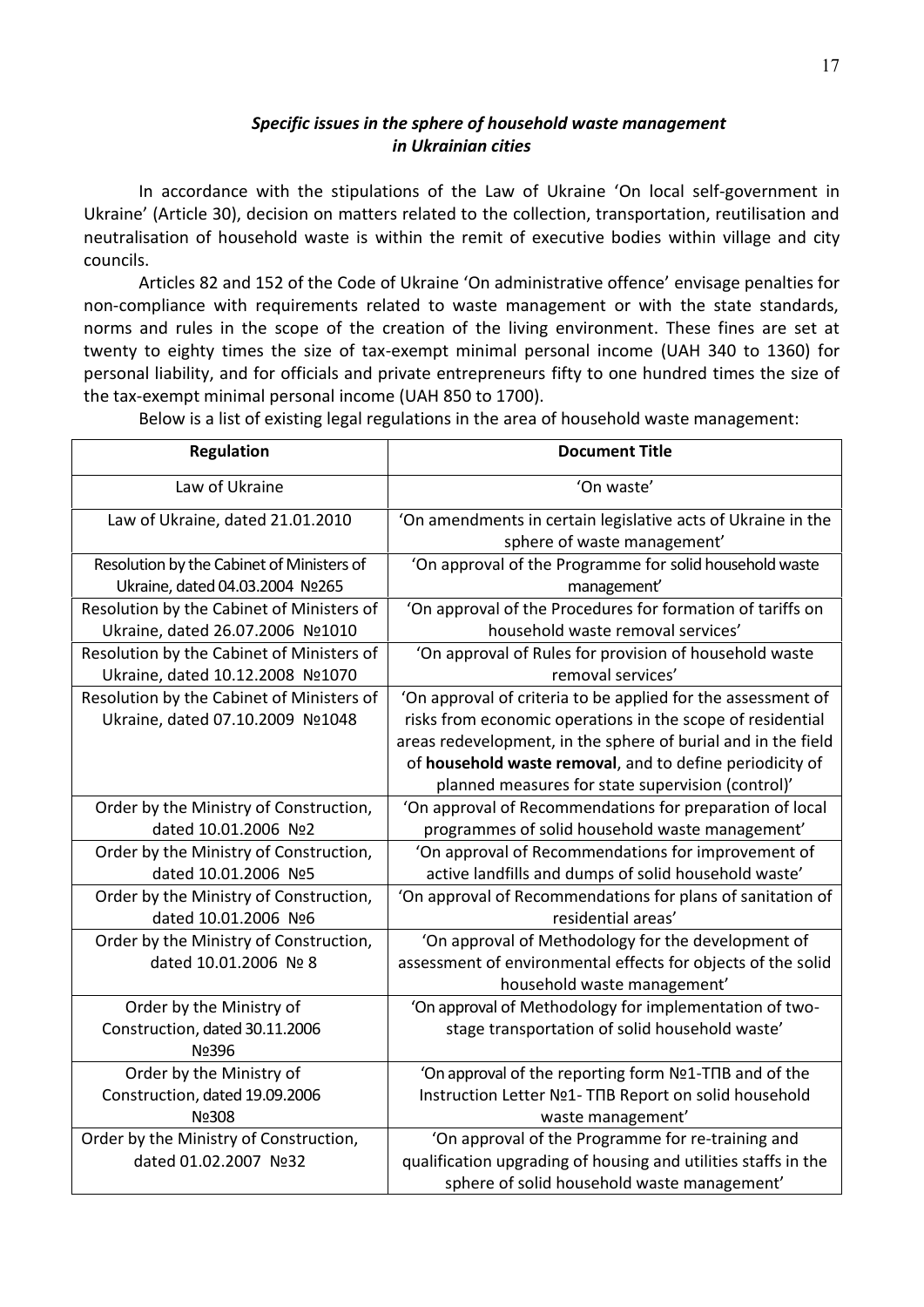### *Specific issues in the sphere of household waste management in Ukrainian cities*

In accordance with the stipulations of the Law of Ukraine 'On local self-government in Ukraine' (Article 30), decision on matters related to the collection, transportation, reutilisation and neutralisation of household waste is within the remit of executive bodies within village and city councils.

Articles 82 and 152 of the Code of Ukraine 'On administrative offence' envisage penalties for non-compliance with requirements related to waste management or with the state standards, norms and rules in the scope of the creation of the living environment. These fines are set at twenty to eighty times the size of tax-exempt minimal personal income (UAH 340 to 1360) for personal liability, and for officials and private entrepreneurs fifty to one hundred times the size of the tax-exempt minimal personal income (UAH 850 to 1700).

Below is a list of existing legal regulations in the area of household waste management:

| Regulation | Document Title |
|---|---|
| Law of Ukraine | 'On waste' |
| Law of Ukraine, dated 21.01.2010 | 'On amendments in certain legislative acts of Ukraine in the sphere of waste management' |
| Resolution by the Cabinet of Ministers of Ukraine, dated 04.03.2004 №265 | 'On approval of the Programme for solid household waste management' |
| Resolution by the Cabinet of Ministers of Ukraine, dated 26.07.2006 №1010 | 'On approval of the Procedures for formation of tariffs on household waste removal services' |
| Resolution by the Cabinet of Ministers of Ukraine, dated 10.12.2008 №1070 | 'On approval of Rules for provision of household waste removal services' |
| Resolution by the Cabinet of Ministers of Ukraine, dated 07.10.2009 №1048 | 'On approval of criteria to be applied for the assessment of risks from economic operations in the scope of residential areas redevelopment, in the sphere of burial and in the field of **household waste removal**, and to define periodicity of planned measures for state supervision (control)' |
| Order by the Ministry of Construction, dated 10.01.2006 №2 | 'On approval of Recommendations for preparation of local programmes of solid household waste management' |
| Order by the Ministry of Construction, dated 10.01.2006 №5 | 'On approval of Recommendations for improvement of active landfills and dumps of solid household waste' |
| Order by the Ministry of Construction, dated 10.01.2006 №6 | 'On approval of Recommendations for plans of sanitation of residential areas' |
| Order by the Ministry of Construction, dated 10.01.2006 № 8 | 'On approval of Methodology for the development of assessment of environmental effects for objects of the solid household waste management' |
| Order by the Ministry of Construction, dated 30.11.2006 №396 | 'On approval of Methodology for implementation of two-stage transportation of solid household waste' |
| Order by the Ministry of Construction, dated 19.09.2006 №308 | 'On approval of the reporting form №1-ТПВ and of the Instruction Letter №1- ТПВ Report on solid household waste management' |
| Order by the Ministry of Construction, dated 01.02.2007 №32 | 'On approval of the Programme for re-training and qualification upgrading of housing and utilities staffs in the sphere of solid household waste management' |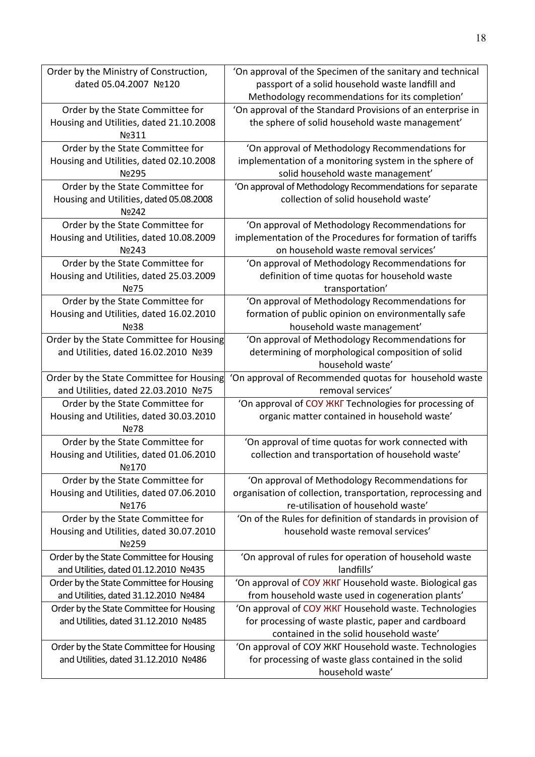| | |
|---|---|
| Order by the Ministry of Construction, dated 05.04.2007 №120 | 'On approval of the Specimen of the sanitary and technical passport of a solid household waste landfill and Methodology recommendations for its completion' |
| Order by the State Committee for Housing and Utilities, dated 21.10.2008 №311 | 'On approval of the Standard Provisions of an enterprise in the sphere of solid household waste management' |
| Order by the State Committee for Housing and Utilities, dated 02.10.2008 №295 | 'On approval of Methodology Recommendations for implementation of a monitoring system in the sphere of solid household waste management' |
| Order by the State Committee for Housing and Utilities, dated 05.08.2008 №242 | 'On approval of Methodology Recommendations for separate collection of solid household waste' |
| Order by the State Committee for Housing and Utilities, dated 10.08.2009 №243 | 'On approval of Methodology Recommendations for implementation of the Procedures for formation of tariffs on household waste removal services' |
| Order by the State Committee for Housing and Utilities, dated 25.03.2009 №75 | 'On approval of Methodology Recommendations for definition of time quotas for household waste transportation' |
| Order by the State Committee for Housing and Utilities, dated 16.02.2010 №38 | 'On approval of Methodology Recommendations for formation of public opinion on environmentally safe household waste management' |
| Order by the State Committee for Housing and Utilities, dated 16.02.2010 №39 | 'On approval of Methodology Recommendations for determining of morphological composition of solid household waste' |
| Order by the State Committee for Housing and Utilities, dated 22.03.2010 №75 | 'On approval of Recommended quotas for household waste removal services' |
| Order by the State Committee for Housing and Utilities, dated 30.03.2010 №78 | 'On approval of СОУ ЖКГ Technologies for processing of organic matter contained in household waste' |
| Order by the State Committee for Housing and Utilities, dated 01.06.2010 №170 | 'On approval of time quotas for work connected with collection and transportation of household waste' |
| Order by the State Committee for Housing and Utilities, dated 07.06.2010 №176 | 'On approval of Methodology Recommendations for organisation of collection, transportation, reprocessing and re-utilisation of household waste' |
| Order by the State Committee for Housing and Utilities, dated 30.07.2010 №259 | 'On of the Rules for definition of standards in provision of household waste removal services' |
| Order by the State Committee for Housing and Utilities, dated 01.12.2010 №435 | 'On approval of rules for operation of household waste landfills' |
| Order by the State Committee for Housing and Utilities, dated 31.12.2010 №484 | 'On approval of СОУ ЖКГ Household waste. Biological gas from household waste used in cogeneration plants' |
| Order by the State Committee for Housing and Utilities, dated 31.12.2010 №485 | 'On approval of СОУ ЖКГ Household waste. Technologies for processing of waste plastic, paper and cardboard contained in the solid household waste' |
| Order by the State Committee for Housing and Utilities, dated 31.12.2010 №486 | 'On approval of СОУ ЖКГ Household waste. Technologies for processing of waste glass contained in the solid household waste' |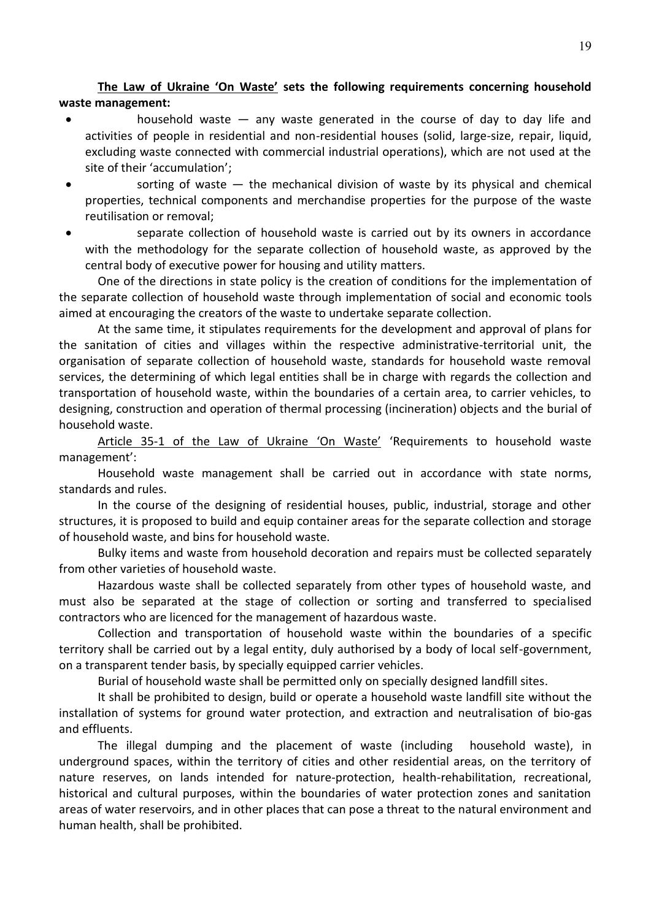**<u>The Law of Ukraine 'On Waste'</u> sets the following requirements concerning household waste management:**

- household waste — any waste generated in the course of day to day life and activities of people in residential and non-residential houses (solid, large-size, repair, liquid, excluding waste connected with commercial industrial operations), which are not used at the site of their 'accumulation';
- sorting of waste — the mechanical division of waste by its physical and chemical properties, technical components and merchandise properties for the purpose of the waste reutilisation or removal;
- separate collection of household waste is carried out by its owners in accordance with the methodology for the separate collection of household waste, as approved by the central body of executive power for housing and utility matters.

One of the directions in state policy is the creation of conditions for the implementation of the separate collection of household waste through implementation of social and economic tools aimed at encouraging the creators of the waste to undertake separate collection.

At the same time, it stipulates requirements for the development and approval of plans for the sanitation of cities and villages within the respective administrative-territorial unit, the organisation of separate collection of household waste, standards for household waste removal services, the determining of which legal entities shall be in charge with regards the collection and transportation of household waste, within the boundaries of a certain area, to carrier vehicles, to designing, construction and operation of thermal processing (incineration) objects and the burial of household waste.

<u>Article 35-1 of the Law of Ukraine 'On Waste'</u> 'Requirements to household waste management':

Household waste management shall be carried out in accordance with state norms, standards and rules.

In the course of the designing of residential houses, public, industrial, storage and other structures, it is proposed to build and equip container areas for the separate collection and storage of household waste, and bins for household waste.

Bulky items and waste from household decoration and repairs must be collected separately from other varieties of household waste.

Hazardous waste shall be collected separately from other types of household waste, and must also be separated at the stage of collection or sorting and transferred to specialised contractors who are licenced for the management of hazardous waste.

Collection and transportation of household waste within the boundaries of a specific territory shall be carried out by a legal entity, duly authorised by a body of local self-government, on a transparent tender basis, by specially equipped carrier vehicles.

Burial of household waste shall be permitted only on specially designed landfill sites.

It shall be prohibited to design, build or operate a household waste landfill site without the installation of systems for ground water protection, and extraction and neutralisation of bio-gas and effluents.

The illegal dumping and the placement of waste (including household waste), in underground spaces, within the territory of cities and other residential areas, on the territory of nature reserves, on lands intended for nature-protection, health-rehabilitation, recreational, historical and cultural purposes, within the boundaries of water protection zones and sanitation areas of water reservoirs, and in other places that can pose a threat to the natural environment and human health, shall be prohibited.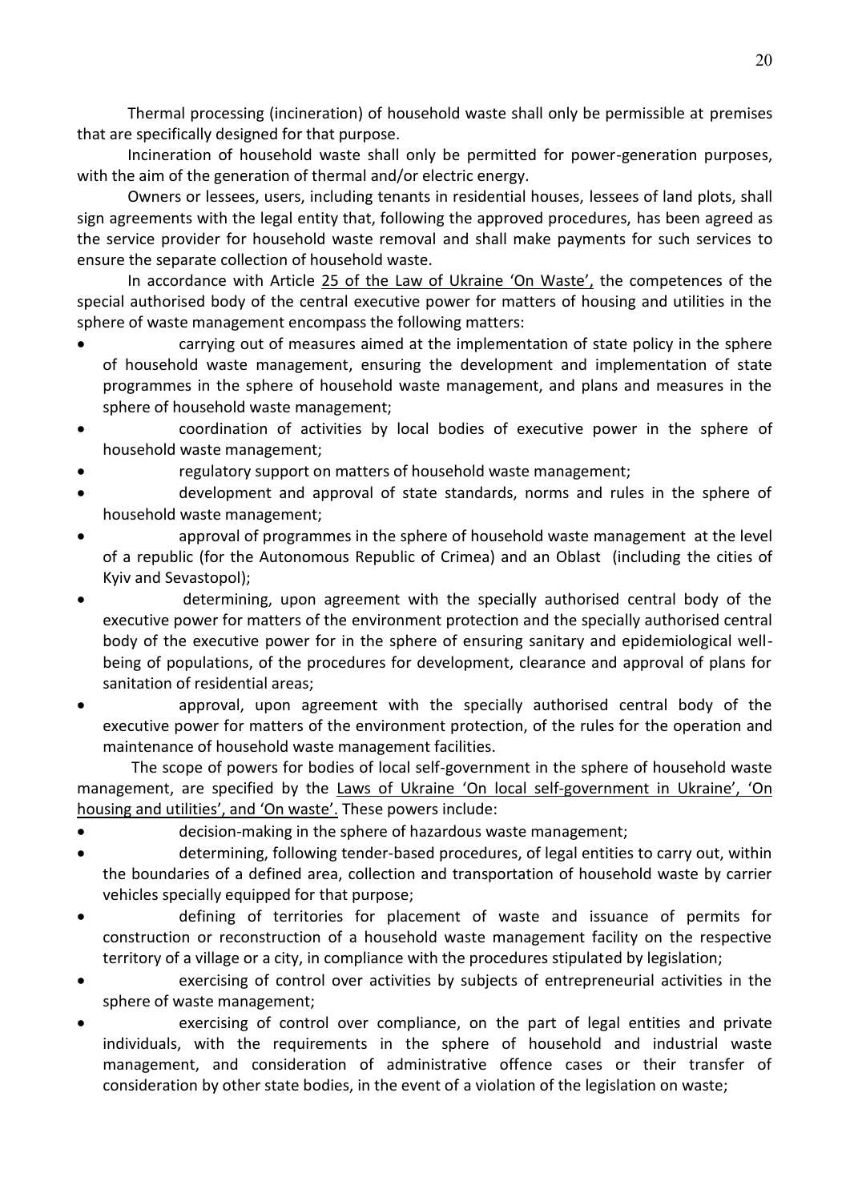Thermal processing (incineration) of household waste shall only be permissible at premises that are specifically designed for that purpose.

Incineration of household waste shall only be permitted for power-generation purposes, with the aim of the generation of thermal and/or electric energy.

Owners or lessees, users, including tenants in residential houses, lessees of land plots, shall sign agreements with the legal entity that, following the approved procedures, has been agreed as the service provider for household waste removal and shall make payments for such services to ensure the separate collection of household waste.

In accordance with Article 25 of the Law of Ukraine 'On Waste', the competences of the special authorised body of the central executive power for matters of housing and utilities in the sphere of waste management encompass the following matters:

- carrying out of measures aimed at the implementation of state policy in the sphere of household waste management, ensuring the development and implementation of state programmes in the sphere of household waste management, and plans and measures in the sphere of household waste management;
- coordination of activities by local bodies of executive power in the sphere of household waste management;
- regulatory support on matters of household waste management;
- development and approval of state standards, norms and rules in the sphere of household waste management;
- approval of programmes in the sphere of household waste management at the level of a republic (for the Autonomous Republic of Crimea) and an Oblast (including the cities of Kyiv and Sevastopol);
- determining, upon agreement with the specially authorised central body of the executive power for matters of the environment protection and the specially authorised central body of the executive power for in the sphere of ensuring sanitary and epidemiological well-being of populations, of the procedures for development, clearance and approval of plans for sanitation of residential areas;
- approval, upon agreement with the specially authorised central body of the executive power for matters of the environment protection, of the rules for the operation and maintenance of household waste management facilities.

The scope of powers for bodies of local self-government in the sphere of household waste management, are specified by the Laws of Ukraine 'On local self-government in Ukraine', 'On housing and utilities', and 'On waste'. These powers include:

- decision-making in the sphere of hazardous waste management;
- determining, following tender-based procedures, of legal entities to carry out, within the boundaries of a defined area, collection and transportation of household waste by carrier vehicles specially equipped for that purpose;
- defining of territories for placement of waste and issuance of permits for construction or reconstruction of a household waste management facility on the respective territory of a village or a city, in compliance with the procedures stipulated by legislation;
- exercising of control over activities by subjects of entrepreneurial activities in the sphere of waste management;
- exercising of control over compliance, on the part of legal entities and private individuals, with the requirements in the sphere of household and industrial waste management, and consideration of administrative offence cases or their transfer of consideration by other state bodies, in the event of a violation of the legislation on waste;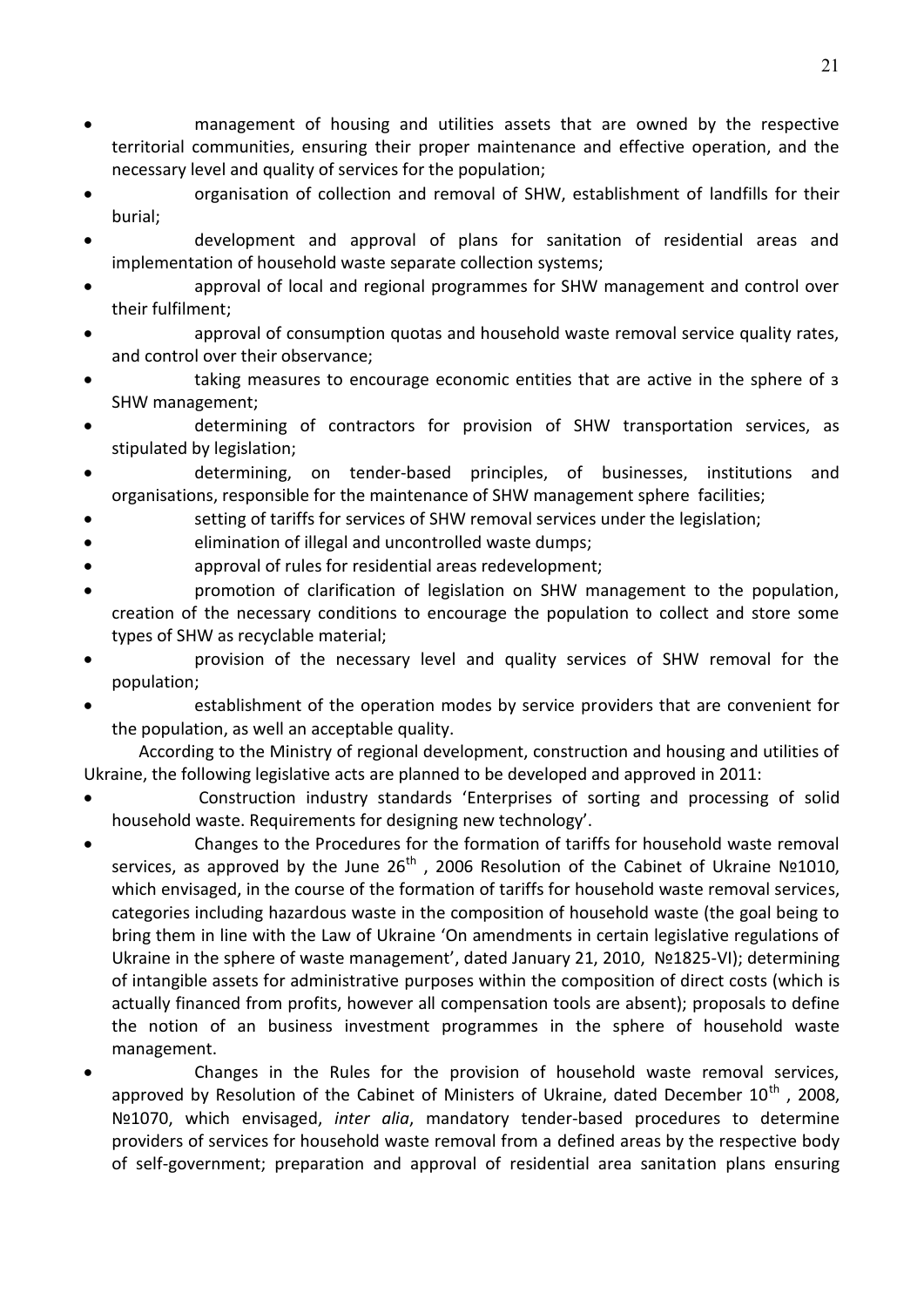- management of housing and utilities assets that are owned by the respective territorial communities, ensuring their proper maintenance and effective operation, and the necessary level and quality of services for the population;
- organisation of collection and removal of SHW, establishment of landfills for their burial;
- development and approval of plans for sanitation of residential areas and implementation of household waste separate collection systems;
- approval of local and regional programmes for SHW management and control over their fulfilment;
- approval of consumption quotas and household waste removal service quality rates, and control over their observance;
- taking measures to encourage economic entities that are active in the sphere of з SHW management;
- determining of contractors for provision of SHW transportation services, as stipulated by legislation;
- determining, on tender-based principles, of businesses, institutions and organisations, responsible for the maintenance of SHW management sphere facilities;
- setting of tariffs for services of SHW removal services under the legislation;
- elimination of illegal and uncontrolled waste dumps;
- approval of rules for residential areas redevelopment;
- promotion of clarification of legislation on SHW management to the population, creation of the necessary conditions to encourage the population to collect and store some types of SHW as recyclable material;
- provision of the necessary level and quality services of SHW removal for the population;
- establishment of the operation modes by service providers that are convenient for the population, as well an acceptable quality.

According to the Ministry of regional development, construction and housing and utilities of Ukraine, the following legislative acts are planned to be developed and approved in 2011:

- Construction industry standards 'Enterprises of sorting and processing of solid household waste. Requirements for designing new technology'.
- Changes to the Procedures for the formation of tariffs for household waste removal services, as approved by the June 26th , 2006 Resolution of the Cabinet of Ukraine №1010, which envisaged, in the course of the formation of tariffs for household waste removal services, categories including hazardous waste in the composition of household waste (the goal being to bring them in line with the Law of Ukraine 'On amendments in certain legislative regulations of Ukraine in the sphere of waste management', dated January 21, 2010, №1825-VI); determining of intangible assets for administrative purposes within the composition of direct costs (which is actually financed from profits, however all compensation tools are absent); proposals to define the notion of an business investment programmes in the sphere of household waste management.
- Changes in the Rules for the provision of household waste removal services, approved by Resolution of the Cabinet of Ministers of Ukraine, dated December 10th , 2008, №1070, which envisaged, *inter alia*, mandatory tender-based procedures to determine providers of services for household waste removal from a defined areas by the respective body of self-government; preparation and approval of residential area sanitation plans ensuring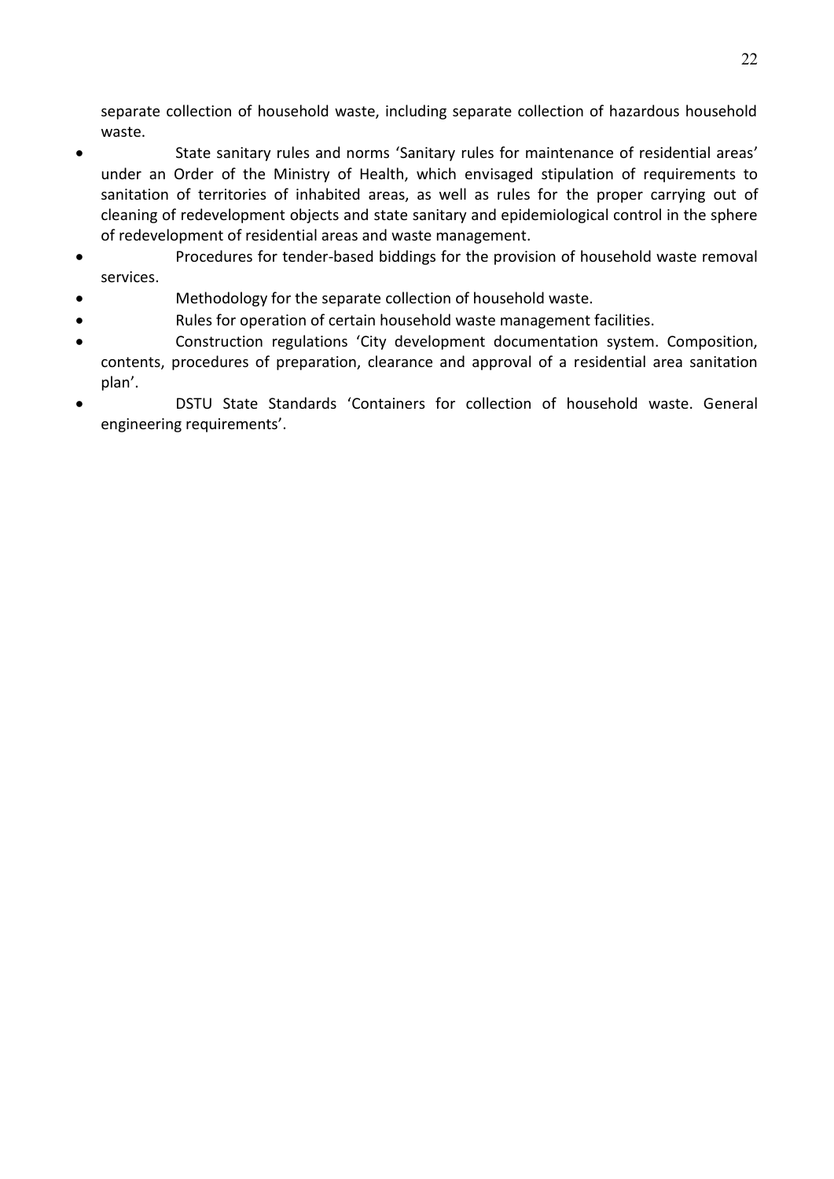separate collection of household waste, including separate collection of hazardous household waste.

- State sanitary rules and norms 'Sanitary rules for maintenance of residential areas' under an Order of the Ministry of Health, which envisaged stipulation of requirements to sanitation of territories of inhabited areas, as well as rules for the proper carrying out of cleaning of redevelopment objects and state sanitary and epidemiological control in the sphere of redevelopment of residential areas and waste management.
- Procedures for tender-based biddings for the provision of household waste removal services.
- Methodology for the separate collection of household waste.
- Rules for operation of certain household waste management facilities.
- Construction regulations 'City development documentation system. Composition, contents, procedures of preparation, clearance and approval of a residential area sanitation plan'.
- DSTU State Standards 'Containers for collection of household waste. General engineering requirements'.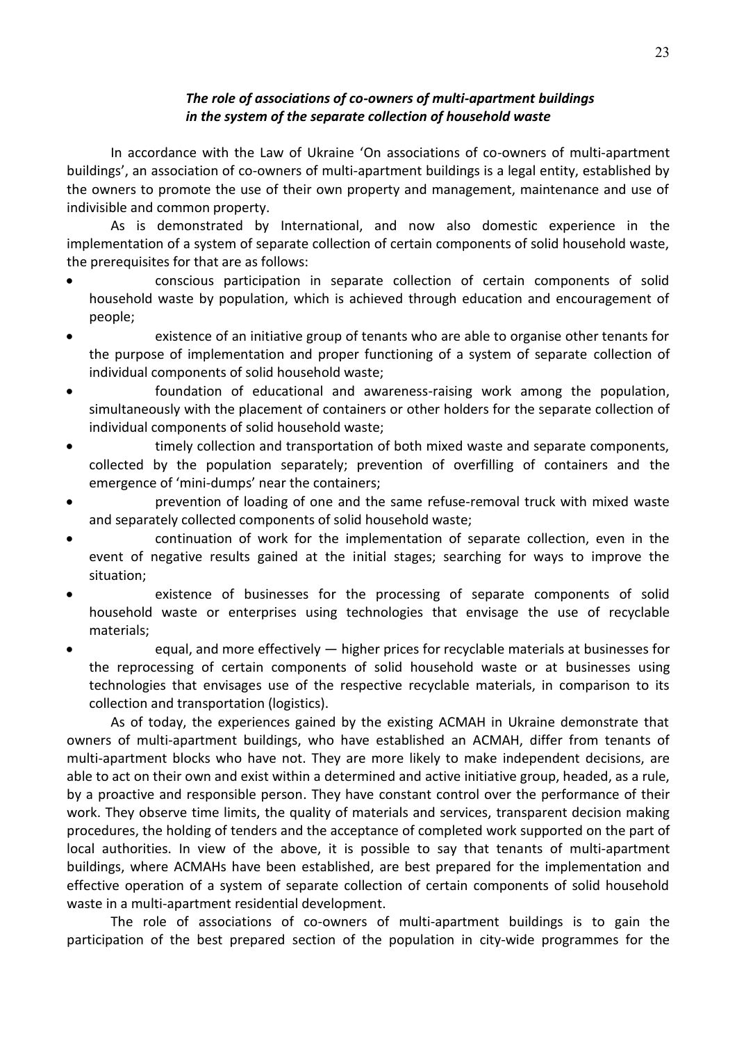### *The role of associations of co-owners of multi-apartment buildings in the system of the separate collection of household waste*

In accordance with the Law of Ukraine 'On associations of co-owners of multi-apartment buildings', an association of co-owners of multi-apartment buildings is a legal entity, established by the owners to promote the use of their own property and management, maintenance and use of indivisible and common property.

As is demonstrated by International, and now also domestic experience in the implementation of a system of separate collection of certain components of solid household waste, the prerequisites for that are as follows:

- conscious participation in separate collection of certain components of solid household waste by population, which is achieved through education and encouragement of people;
- existence of an initiative group of tenants who are able to organise other tenants for the purpose of implementation and proper functioning of a system of separate collection of individual components of solid household waste;
- foundation of educational and awareness-raising work among the population, simultaneously with the placement of containers or other holders for the separate collection of individual components of solid household waste;
- timely collection and transportation of both mixed waste and separate components, collected by the population separately; prevention of overfilling of containers and the emergence of 'mini-dumps' near the containers;
- prevention of loading of one and the same refuse-removal truck with mixed waste and separately collected components of solid household waste;
- continuation of work for the implementation of separate collection, even in the event of negative results gained at the initial stages; searching for ways to improve the situation;
- existence of businesses for the processing of separate components of solid household waste or enterprises using technologies that envisage the use of recyclable materials;
- equal, and more effectively — higher prices for recyclable materials at businesses for the reprocessing of certain components of solid household waste or at businesses using technologies that envisages use of the respective recyclable materials, in comparison to its collection and transportation (logistics).

As of today, the experiences gained by the existing ACMAH in Ukraine demonstrate that owners of multi-apartment buildings, who have established an ACMAH, differ from tenants of multi-apartment blocks who have not. They are more likely to make independent decisions, are able to act on their own and exist within a determined and active initiative group, headed, as a rule, by a proactive and responsible person. They have constant control over the performance of their work. They observe time limits, the quality of materials and services, transparent decision making procedures, the holding of tenders and the acceptance of completed work supported on the part of local authorities. In view of the above, it is possible to say that tenants of multi-apartment buildings, where ACMAHs have been established, are best prepared for the implementation and effective operation of a system of separate collection of certain components of solid household waste in a multi-apartment residential development.

The role of associations of co-owners of multi-apartment buildings is to gain the participation of the best prepared section of the population in city-wide programmes for the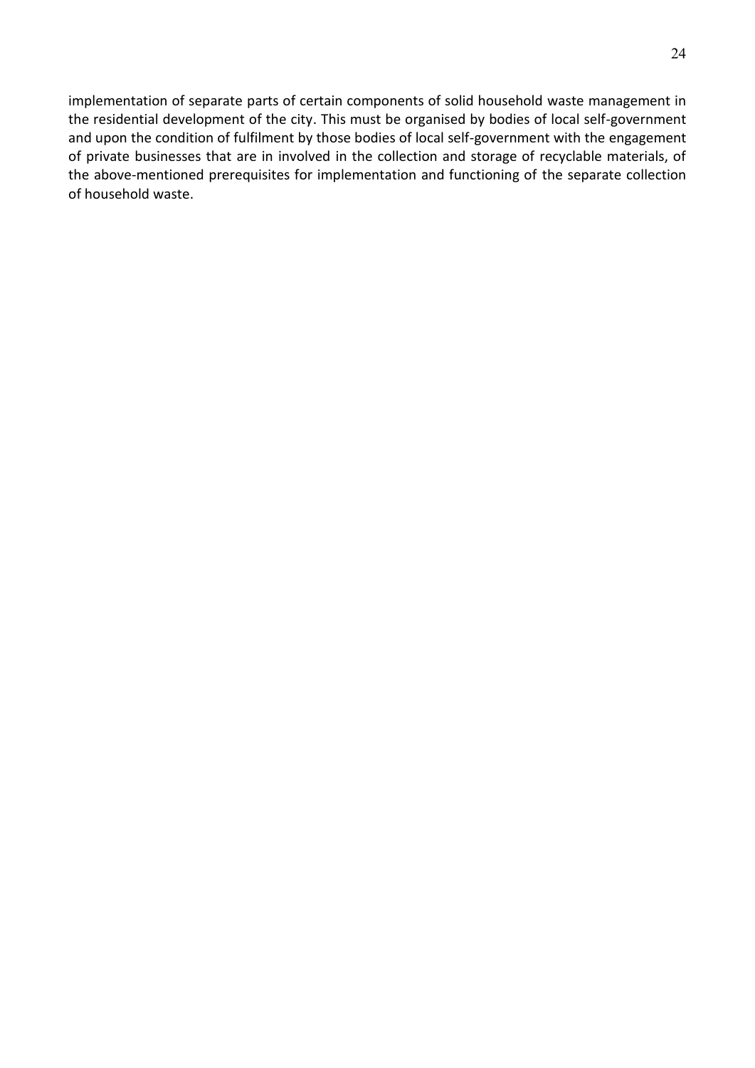implementation of separate parts of certain components of solid household waste management in the residential development of the city. This must be organised by bodies of local self-government and upon the condition of fulfilment by those bodies of local self-government with the engagement of private businesses that are in involved in the collection and storage of recyclable materials, of the above-mentioned prerequisites for implementation and functioning of the separate collection of household waste.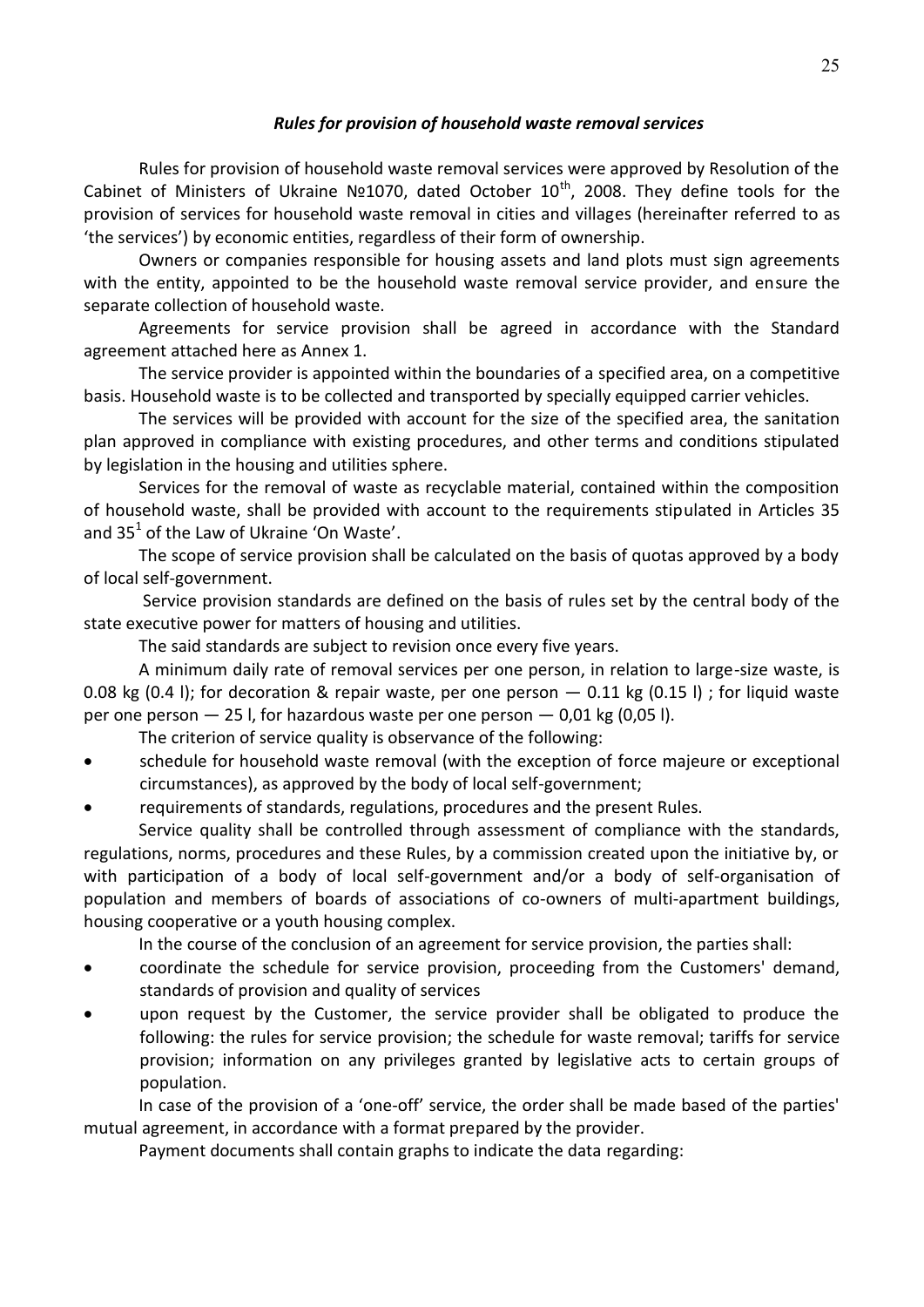### *Rules for provision of household waste removal services*

Rules for provision of household waste removal services were approved by Resolution of the Cabinet of Ministers of Ukraine №1070, dated October 10th, 2008. They define tools for the provision of services for household waste removal in cities and villages (hereinafter referred to as 'the services') by economic entities, regardless of their form of ownership.

Owners or companies responsible for housing assets and land plots must sign agreements with the entity, appointed to be the household waste removal service provider, and ensure the separate collection of household waste.

Agreements for service provision shall be agreed in accordance with the Standard agreement attached here as Annex 1.

The service provider is appointed within the boundaries of a specified area, on a competitive basis. Household waste is to be collected and transported by specially equipped carrier vehicles.

The services will be provided with account for the size of the specified area, the sanitation plan approved in compliance with existing procedures, and other terms and conditions stipulated by legislation in the housing and utilities sphere.

Services for the removal of waste as recyclable material, contained within the composition of household waste, shall be provided with account to the requirements stipulated in Articles 35 and 35[1] of the Law of Ukraine 'On Waste'.

The scope of service provision shall be calculated on the basis of quotas approved by a body of local self-government.

Service provision standards are defined on the basis of rules set by the central body of the state executive power for matters of housing and utilities.

The said standards are subject to revision once every five years.

A minimum daily rate of removal services per one person, in relation to large-size waste, is 0.08 kg (0.4 l); for decoration & repair waste, per one person — 0.11 kg (0.15 l) ; for liquid waste per one person — 25 l, for hazardous waste per one person — 0,01 kg (0,05 l).

The criterion of service quality is observance of the following:

- schedule for household waste removal (with the exception of force majeure or exceptional circumstances), as approved by the body of local self-government;
- requirements of standards, regulations, procedures and the present Rules.

Service quality shall be controlled through assessment of compliance with the standards, regulations, norms, procedures and these Rules, by a commission created upon the initiative by, or with participation of a body of local self-government and/or a body of self-organisation of population and members of boards of associations of co-owners of multi-apartment buildings, housing cooperative or a youth housing complex.

In the course of the conclusion of an agreement for service provision, the parties shall:

- coordinate the schedule for service provision, proceeding from the Customers' demand, standards of provision and quality of services
- upon request by the Customer, the service provider shall be obligated to produce the following: the rules for service provision; the schedule for waste removal; tariffs for service provision; information on any privileges granted by legislative acts to certain groups of population.

In case of the provision of a 'one-off' service, the order shall be made based of the parties' mutual agreement, in accordance with a format prepared by the provider.

Payment documents shall contain graphs to indicate the data regarding: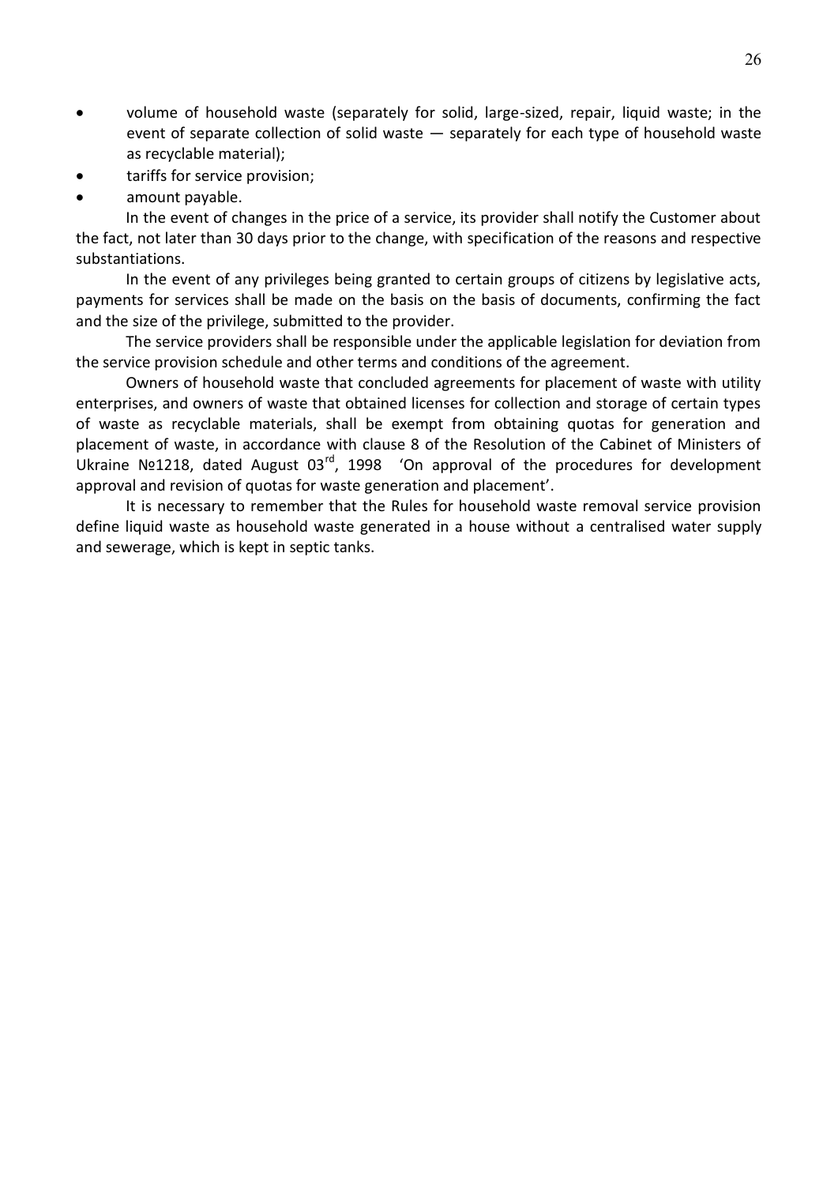- volume of household waste (separately for solid, large-sized, repair, liquid waste; in the event of separate collection of solid waste — separately for each type of household waste as recyclable material);
- tariffs for service provision;
- amount payable.

In the event of changes in the price of a service, its provider shall notify the Customer about the fact, not later than 30 days prior to the change, with specification of the reasons and respective substantiations.

In the event of any privileges being granted to certain groups of citizens by legislative acts, payments for services shall be made on the basis on the basis of documents, confirming the fact and the size of the privilege, submitted to the provider.

The service providers shall be responsible under the applicable legislation for deviation from the service provision schedule and other terms and conditions of the agreement.

Owners of household waste that concluded agreements for placement of waste with utility enterprises, and owners of waste that obtained licenses for collection and storage of certain types of waste as recyclable materials, shall be exempt from obtaining quotas for generation and placement of waste, in accordance with clause 8 of the Resolution of the Cabinet of Ministers of Ukraine №1218, dated August 03rd, 1998 'On approval of the procedures for development approval and revision of quotas for waste generation and placement'.

It is necessary to remember that the Rules for household waste removal service provision define liquid waste as household waste generated in a house without a centralised water supply and sewerage, which is kept in septic tanks.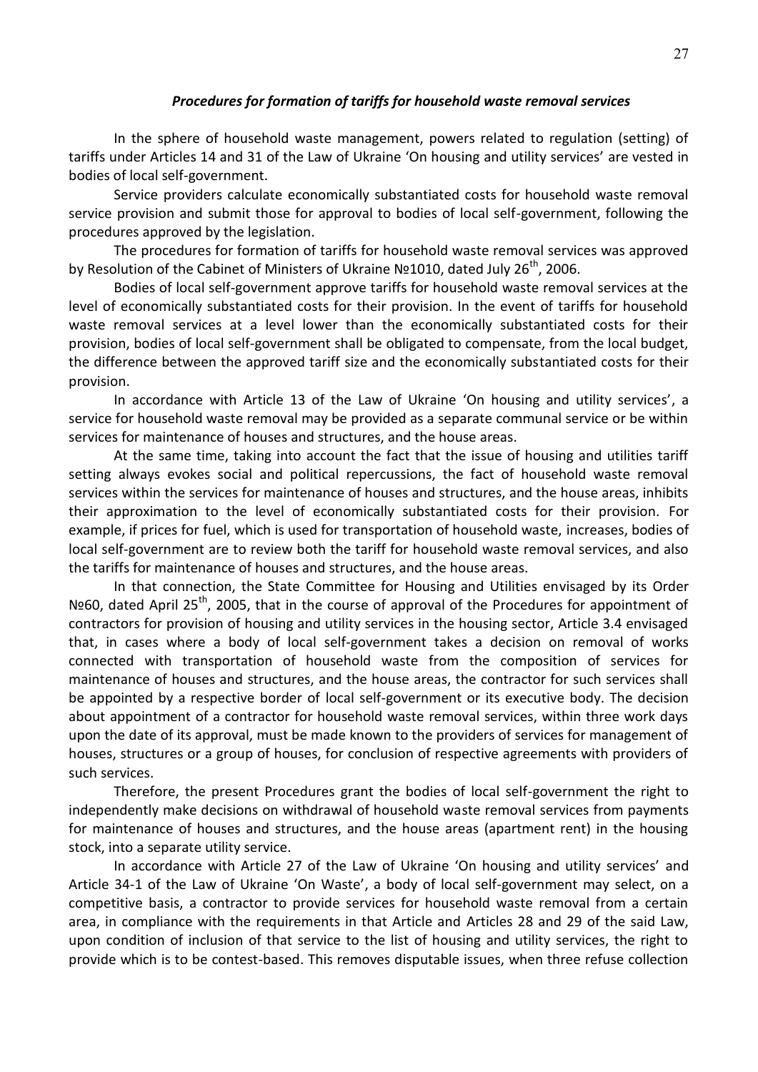***Procedures for formation of tariffs for household waste removal services***

In the sphere of household waste management, powers related to regulation (setting) of tariffs under Articles 14 and 31 of the Law of Ukraine 'On housing and utility services' are vested in bodies of local self-government.

Service providers calculate economically substantiated costs for household waste removal service provision and submit those for approval to bodies of local self-government, following the procedures approved by the legislation.

The procedures for formation of tariffs for household waste removal services was approved by Resolution of the Cabinet of Ministers of Ukraine №1010, dated July 26th, 2006.

Bodies of local self-government approve tariffs for household waste removal services at the level of economically substantiated costs for their provision. In the event of tariffs for household waste removal services at a level lower than the economically substantiated costs for their provision, bodies of local self-government shall be obligated to compensate, from the local budget, the difference between the approved tariff size and the economically substantiated costs for their provision.

In accordance with Article 13 of the Law of Ukraine 'On housing and utility services', a service for household waste removal may be provided as a separate communal service or be within services for maintenance of houses and structures, and the house areas.

At the same time, taking into account the fact that the issue of housing and utilities tariff setting always evokes social and political repercussions, the fact of household waste removal services within the services for maintenance of houses and structures, and the house areas, inhibits their approximation to the level of economically substantiated costs for their provision. For example, if prices for fuel, which is used for transportation of household waste, increases, bodies of local self-government are to review both the tariff for household waste removal services, and also the tariffs for maintenance of houses and structures, and the house areas.

In that connection, the State Committee for Housing and Utilities envisaged by its Order №60, dated April 25th, 2005, that in the course of approval of the Procedures for appointment of contractors for provision of housing and utility services in the housing sector, Article 3.4 envisaged that, in cases where a body of local self-government takes a decision on removal of works connected with transportation of household waste from the composition of services for maintenance of houses and structures, and the house areas, the contractor for such services shall be appointed by a respective border of local self-government or its executive body. The decision about appointment of a contractor for household waste removal services, within three work days upon the date of its approval, must be made known to the providers of services for management of houses, structures or a group of houses, for conclusion of respective agreements with providers of such services.

Therefore, the present Procedures grant the bodies of local self-government the right to independently make decisions on withdrawal of household waste removal services from payments for maintenance of houses and structures, and the house areas (apartment rent) in the housing stock, into a separate utility service.

In accordance with Article 27 of the Law of Ukraine 'On housing and utility services' and Article 34-1 of the Law of Ukraine 'On Waste', a body of local self-government may select, on a competitive basis, a contractor to provide services for household waste removal from a certain area, in compliance with the requirements in that Article and Articles 28 and 29 of the said Law, upon condition of inclusion of that service to the list of housing and utility services, the right to provide which is to be contest-based. This removes disputable issues, when three refuse collection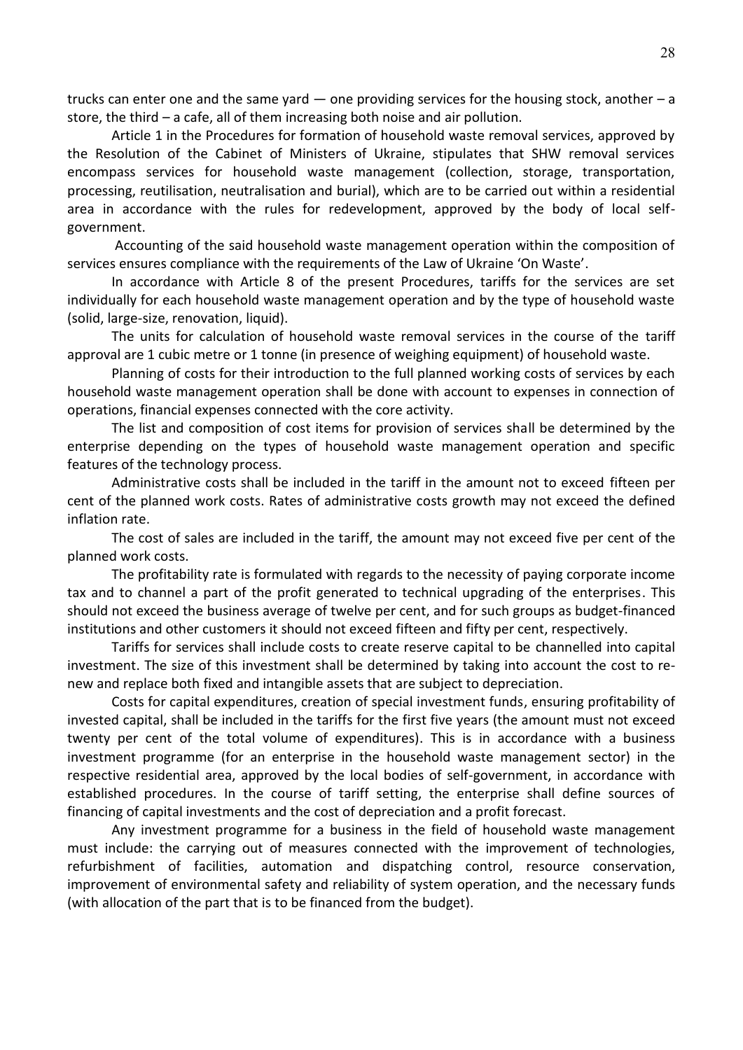trucks can enter one and the same yard — one providing services for the housing stock, another – a store, the third – a cafe, all of them increasing both noise and air pollution.

Article 1 in the Procedures for formation of household waste removal services, approved by the Resolution of the Cabinet of Ministers of Ukraine, stipulates that SHW removal services encompass services for household waste management (collection, storage, transportation, processing, reutilisation, neutralisation and burial), which are to be carried out within a residential area in accordance with the rules for redevelopment, approved by the body of local self-government.

Accounting of the said household waste management operation within the composition of services ensures compliance with the requirements of the Law of Ukraine 'On Waste'.

In accordance with Article 8 of the present Procedures, tariffs for the services are set individually for each household waste management operation and by the type of household waste (solid, large-size, renovation, liquid).

The units for calculation of household waste removal services in the course of the tariff approval are 1 cubic metre or 1 tonne (in presence of weighing equipment) of household waste.

Planning of costs for their introduction to the full planned working costs of services by each household waste management operation shall be done with account to expenses in connection of operations, financial expenses connected with the core activity.

The list and composition of cost items for provision of services shall be determined by the enterprise depending on the types of household waste management operation and specific features of the technology process.

Administrative costs shall be included in the tariff in the amount not to exceed fifteen per cent of the planned work costs. Rates of administrative costs growth may not exceed the defined inflation rate.

The cost of sales are included in the tariff, the amount may not exceed five per cent of the planned work costs.

The profitability rate is formulated with regards to the necessity of paying corporate income tax and to channel a part of the profit generated to technical upgrading of the enterprises. This should not exceed the business average of twelve per cent, and for such groups as budget-financed institutions and other customers it should not exceed fifteen and fifty per cent, respectively.

Tariffs for services shall include costs to create reserve capital to be channelled into capital investment. The size of this investment shall be determined by taking into account the cost to re-new and replace both fixed and intangible assets that are subject to depreciation.

Costs for capital expenditures, creation of special investment funds, ensuring profitability of invested capital, shall be included in the tariffs for the first five years (the amount must not exceed twenty per cent of the total volume of expenditures). This is in accordance with a business investment programme (for an enterprise in the household waste management sector) in the respective residential area, approved by the local bodies of self-government, in accordance with established procedures. In the course of tariff setting, the enterprise shall define sources of financing of capital investments and the cost of depreciation and a profit forecast.

Any investment programme for a business in the field of household waste management must include: the carrying out of measures connected with the improvement of technologies, refurbishment of facilities, automation and dispatching control, resource conservation, improvement of environmental safety and reliability of system operation, and the necessary funds (with allocation of the part that is to be financed from the budget).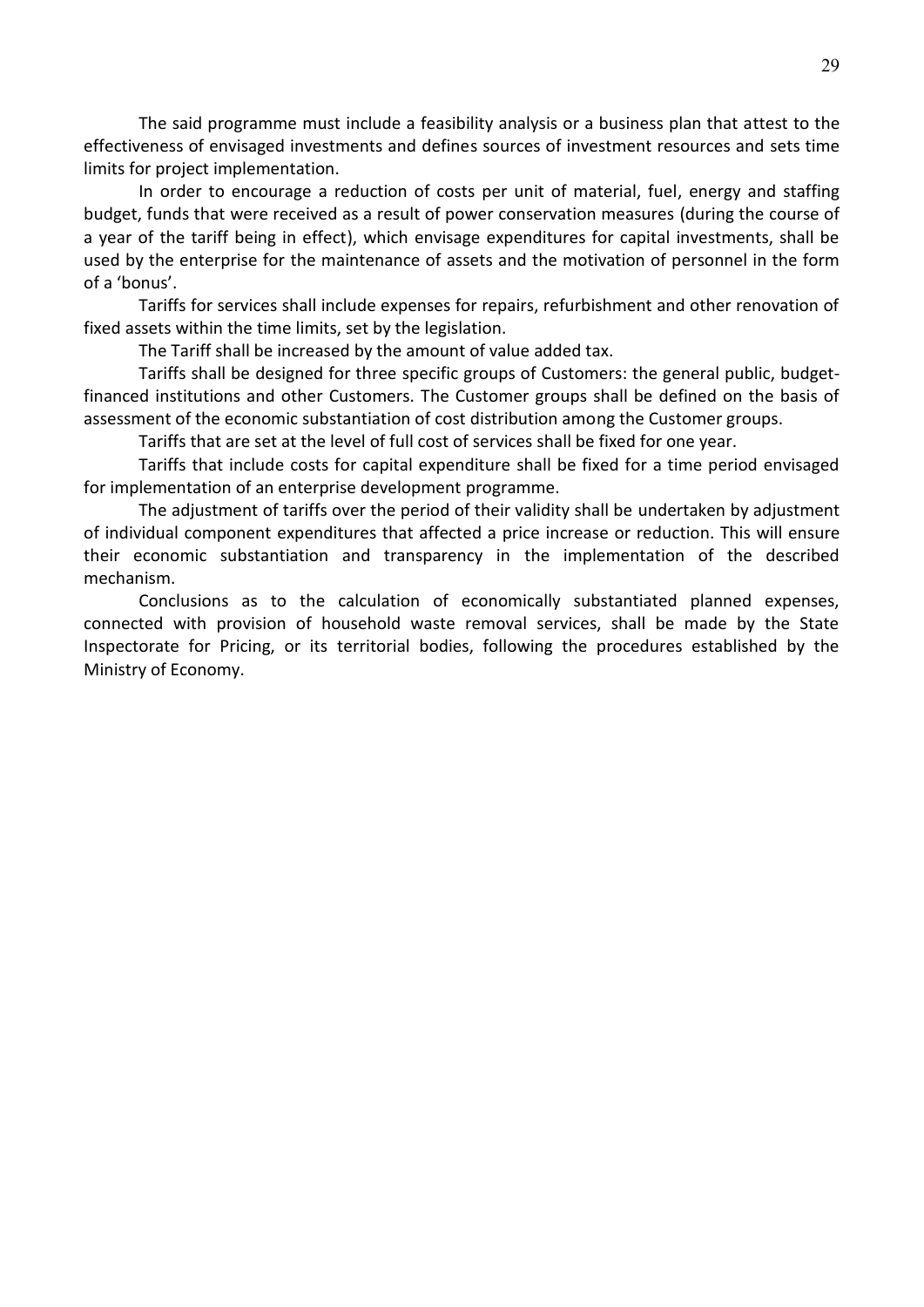The said programme must include a feasibility analysis or a business plan that attest to the effectiveness of envisaged investments and defines sources of investment resources and sets time limits for project implementation.

In order to encourage a reduction of costs per unit of material, fuel, energy and staffing budget, funds that were received as a result of power conservation measures (during the course of a year of the tariff being in effect), which envisage expenditures for capital investments, shall be used by the enterprise for the maintenance of assets and the motivation of personnel in the form of a 'bonus'.

Tariffs for services shall include expenses for repairs, refurbishment and other renovation of fixed assets within the time limits, set by the legislation.

The Tariff shall be increased by the amount of value added tax.

Tariffs shall be designed for three specific groups of Customers: the general public, budget-financed institutions and other Customers. The Customer groups shall be defined on the basis of assessment of the economic substantiation of cost distribution among the Customer groups.

Tariffs that are set at the level of full cost of services shall be fixed for one year.

Tariffs that include costs for capital expenditure shall be fixed for a time period envisaged for implementation of an enterprise development programme.

The adjustment of tariffs over the period of their validity shall be undertaken by adjustment of individual component expenditures that affected a price increase or reduction. This will ensure their economic substantiation and transparency in the implementation of the described mechanism.

Conclusions as to the calculation of economically substantiated planned expenses, connected with provision of household waste removal services, shall be made by the State Inspectorate for Pricing, or its territorial bodies, following the procedures established by the Ministry of Economy.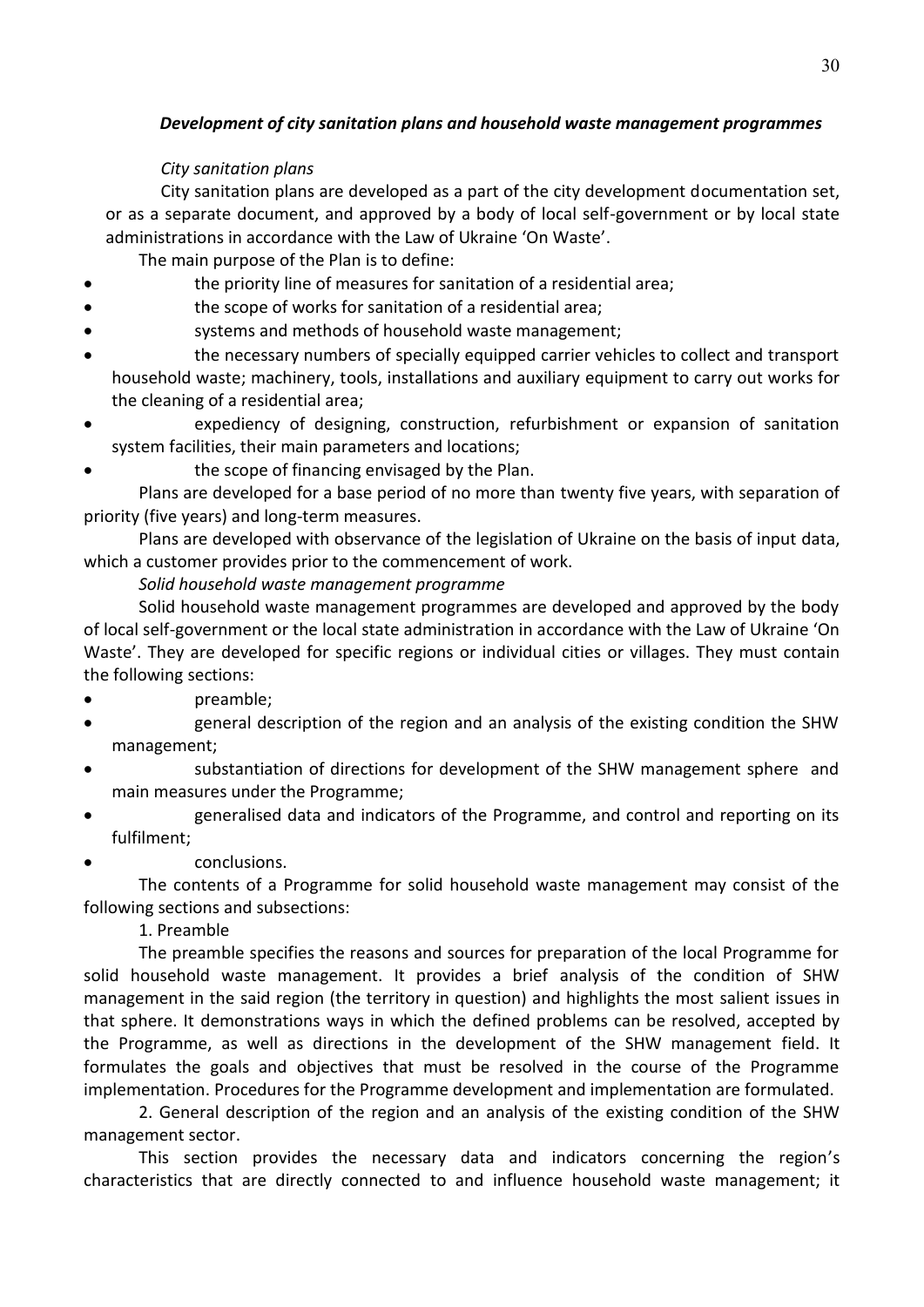### *Development of city sanitation plans and household waste management programmes*

*City sanitation plans*

City sanitation plans are developed as a part of the city development documentation set, or as a separate document, and approved by a body of local self-government or by local state administrations in accordance with the Law of Ukraine 'On Waste'.

The main purpose of the Plan is to define:

- the priority line of measures for sanitation of a residential area;
- the scope of works for sanitation of a residential area;
- systems and methods of household waste management;
- the necessary numbers of specially equipped carrier vehicles to collect and transport household waste; machinery, tools, installations and auxiliary equipment to carry out works for the cleaning of a residential area;
- expediency of designing, construction, refurbishment or expansion of sanitation system facilities, their main parameters and locations;
- the scope of financing envisaged by the Plan.

Plans are developed for a base period of no more than twenty five years, with separation of priority (five years) and long-term measures.

Plans are developed with observance of the legislation of Ukraine on the basis of input data, which a customer provides prior to the commencement of work.

*Solid household waste management programme*

Solid household waste management programmes are developed and approved by the body of local self-government or the local state administration in accordance with the Law of Ukraine 'On Waste'. They are developed for specific regions or individual cities or villages. They must contain the following sections:

- preamble;
- general description of the region and an analysis of the existing condition the SHW management;
- substantiation of directions for development of the SHW management sphere and main measures under the Programme;
- generalised data and indicators of the Programme, and control and reporting on its fulfilment;
- conclusions.

The contents of a Programme for solid household waste management may consist of the following sections and subsections:

1. Preamble

The preamble specifies the reasons and sources for preparation of the local Programme for solid household waste management. It provides a brief analysis of the condition of SHW management in the said region (the territory in question) and highlights the most salient issues in that sphere. It demonstrations ways in which the defined problems can be resolved, accepted by the Programme, as well as directions in the development of the SHW management field. It formulates the goals and objectives that must be resolved in the course of the Programme implementation. Procedures for the Programme development and implementation are formulated.

2. General description of the region and an analysis of the existing condition of the SHW management sector.

This section provides the necessary data and indicators concerning the region's characteristics that are directly connected to and influence household waste management; it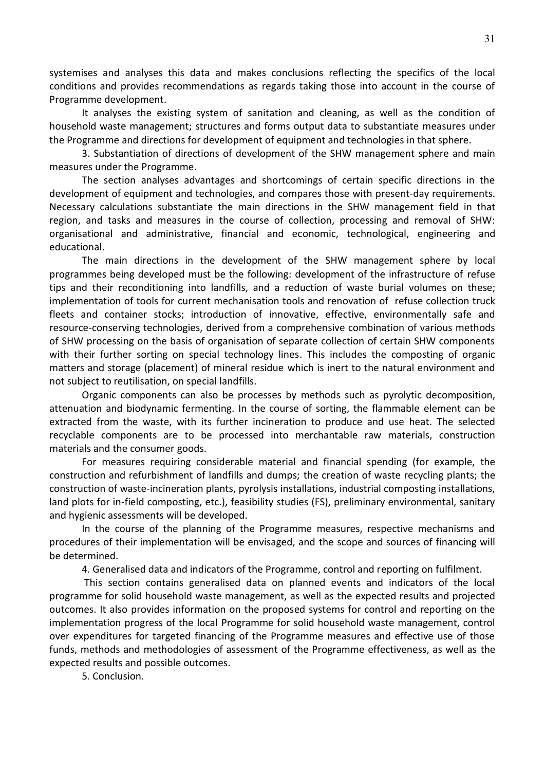systemises and analyses this data and makes conclusions reflecting the specifics of the local conditions and provides recommendations as regards taking those into account in the course of Programme development.

It analyses the existing system of sanitation and cleaning, as well as the condition of household waste management; structures and forms output data to substantiate measures under the Programme and directions for development of equipment and technologies in that sphere.

3. Substantiation of directions of development of the SHW management sphere and main measures under the Programme.

The section analyses advantages and shortcomings of certain specific directions in the development of equipment and technologies, and compares those with present-day requirements. Necessary calculations substantiate the main directions in the SHW management field in that region, and tasks and measures in the course of collection, processing and removal of SHW: organisational and administrative, financial and economic, technological, engineering and educational.

The main directions in the development of the SHW management sphere by local programmes being developed must be the following: development of the infrastructure of refuse tips and their reconditioning into landfills, and a reduction of waste burial volumes on these; implementation of tools for current mechanisation tools and renovation of refuse collection truck fleets and container stocks; introduction of innovative, effective, environmentally safe and resource-conserving technologies, derived from a comprehensive combination of various methods of SHW processing on the basis of organisation of separate collection of certain SHW components with their further sorting on special technology lines. This includes the composting of organic matters and storage (placement) of mineral residue which is inert to the natural environment and not subject to reutilisation, on special landfills.

Organic components can also be processes by methods such as pyrolytic decomposition, attenuation and biodynamic fermenting. In the course of sorting, the flammable element can be extracted from the waste, with its further incineration to produce and use heat. The selected recyclable components are to be processed into merchantable raw materials, construction materials and the consumer goods.

For measures requiring considerable material and financial spending (for example, the construction and refurbishment of landfills and dumps; the creation of waste recycling plants; the construction of waste-incineration plants, pyrolysis installations, industrial composting installations, land plots for in-field composting, etc.), feasibility studies (FS), preliminary environmental, sanitary and hygienic assessments will be developed.

In the course of the planning of the Programme measures, respective mechanisms and procedures of their implementation will be envisaged, and the scope and sources of financing will be determined.

4. Generalised data and indicators of the Programme, control and reporting on fulfilment.

This section contains generalised data on planned events and indicators of the local programme for solid household waste management, as well as the expected results and projected outcomes. It also provides information on the proposed systems for control and reporting on the implementation progress of the local Programme for solid household waste management, control over expenditures for targeted financing of the Programme measures and effective use of those funds, methods and methodologies of assessment of the Programme effectiveness, as well as the expected results and possible outcomes.

5. Conclusion.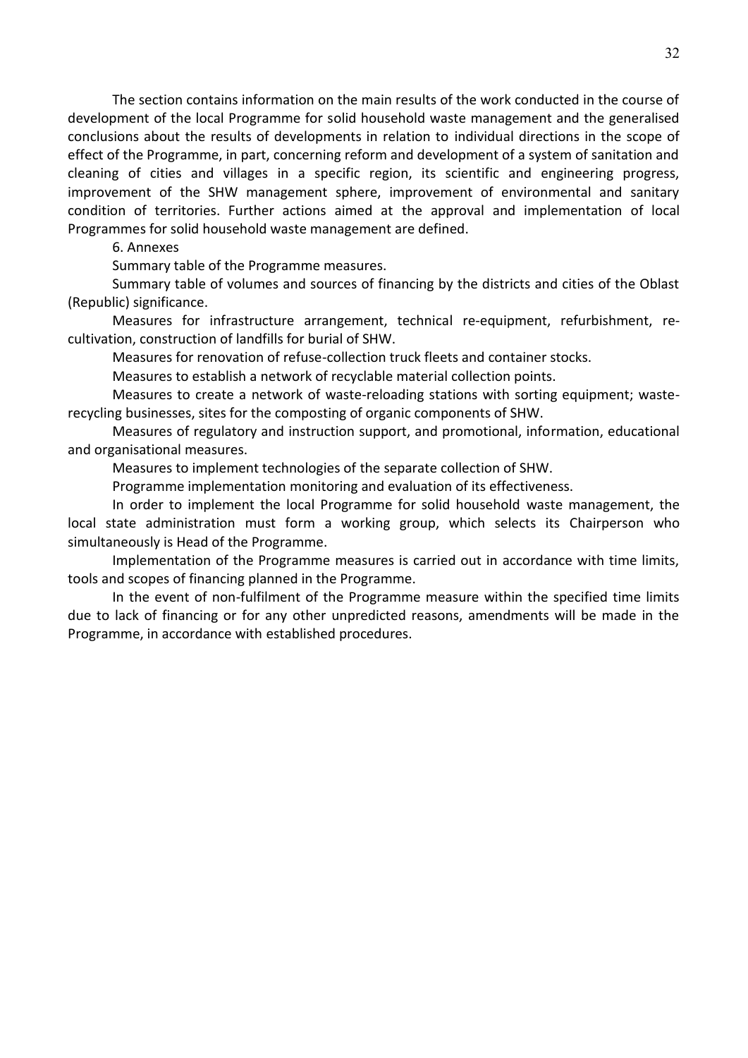The section contains information on the main results of the work conducted in the course of development of the local Programme for solid household waste management and the generalised conclusions about the results of developments in relation to individual directions in the scope of effect of the Programme, in part, concerning reform and development of a system of sanitation and cleaning of cities and villages in a specific region, its scientific and engineering progress, improvement of the SHW management sphere, improvement of environmental and sanitary condition of territories. Further actions aimed at the approval and implementation of local Programmes for solid household waste management are defined.

6. Annexes

Summary table of the Programme measures.

Summary table of volumes and sources of financing by the districts and cities of the Oblast (Republic) significance.

Measures for infrastructure arrangement, technical re-equipment, refurbishment, re-cultivation, construction of landfills for burial of SHW.

Measures for renovation of refuse-collection truck fleets and container stocks.

Measures to establish a network of recyclable material collection points.

Measures to create a network of waste-reloading stations with sorting equipment; waste-recycling businesses, sites for the composting of organic components of SHW.

Measures of regulatory and instruction support, and promotional, information, educational and organisational measures.

Measures to implement technologies of the separate collection of SHW.

Programme implementation monitoring and evaluation of its effectiveness.

In order to implement the local Programme for solid household waste management, the local state administration must form a working group, which selects its Chairperson who simultaneously is Head of the Programme.

Implementation of the Programme measures is carried out in accordance with time limits, tools and scopes of financing planned in the Programme.

In the event of non-fulfilment of the Programme measure within the specified time limits due to lack of financing or for any other unpredicted reasons, amendments will be made in the Programme, in accordance with established procedures.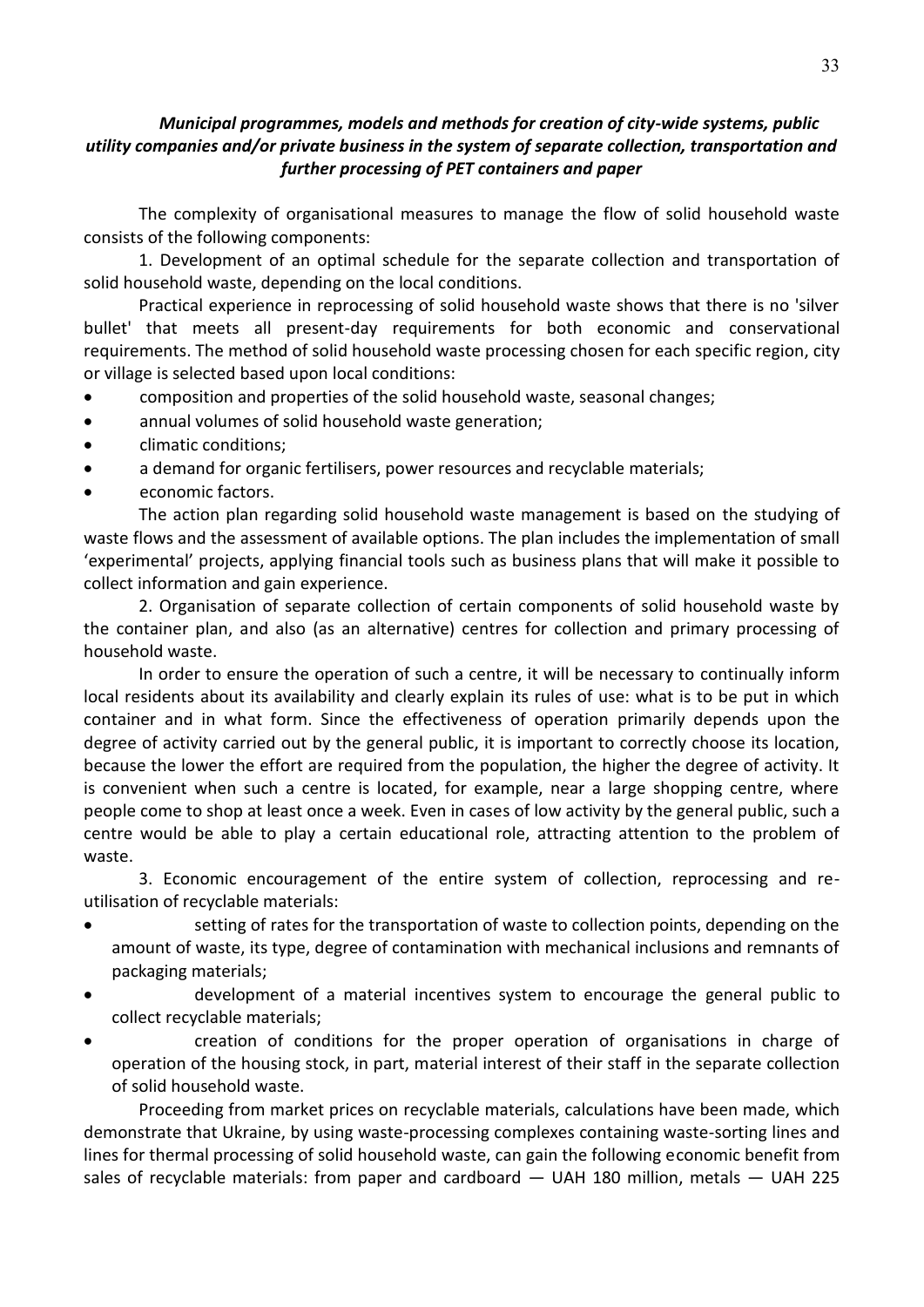***Municipal programmes, models and methods for creation of city-wide systems, public utility companies and/or private business in the system of separate collection, transportation and further processing of PET containers and paper***

The complexity of organisational measures to manage the flow of solid household waste consists of the following components:

1. Development of an optimal schedule for the separate collection and transportation of solid household waste, depending on the local conditions.

Practical experience in reprocessing of solid household waste shows that there is no 'silver bullet' that meets all present-day requirements for both economic and conservational requirements. The method of solid household waste processing chosen for each specific region, city or village is selected based upon local conditions:

- composition and properties of the solid household waste, seasonal changes;
- annual volumes of solid household waste generation;
- climatic conditions;
- a demand for organic fertilisers, power resources and recyclable materials;
- economic factors.

The action plan regarding solid household waste management is based on the studying of waste flows and the assessment of available options. The plan includes the implementation of small 'experimental' projects, applying financial tools such as business plans that will make it possible to collect information and gain experience.

2. Organisation of separate collection of certain components of solid household waste by the container plan, and also (as an alternative) centres for collection and primary processing of household waste.

In order to ensure the operation of such a centre, it will be necessary to continually inform local residents about its availability and clearly explain its rules of use: what is to be put in which container and in what form. Since the effectiveness of operation primarily depends upon the degree of activity carried out by the general public, it is important to correctly choose its location, because the lower the effort are required from the population, the higher the degree of activity. It is convenient when such a centre is located, for example, near a large shopping centre, where people come to shop at least once a week. Even in cases of low activity by the general public, such a centre would be able to play a certain educational role, attracting attention to the problem of waste.

3. Economic encouragement of the entire system of collection, reprocessing and re-utilisation of recyclable materials:

- setting of rates for the transportation of waste to collection points, depending on the amount of waste, its type, degree of contamination with mechanical inclusions and remnants of packaging materials;
- development of a material incentives system to encourage the general public to collect recyclable materials;
- creation of conditions for the proper operation of organisations in charge of operation of the housing stock, in part, material interest of their staff in the separate collection of solid household waste.

Proceeding from market prices on recyclable materials, calculations have been made, which demonstrate that Ukraine, by using waste-processing complexes containing waste-sorting lines and lines for thermal processing of solid household waste, can gain the following economic benefit from sales of recyclable materials: from paper and cardboard — UAH 180 million, metals — UAH 225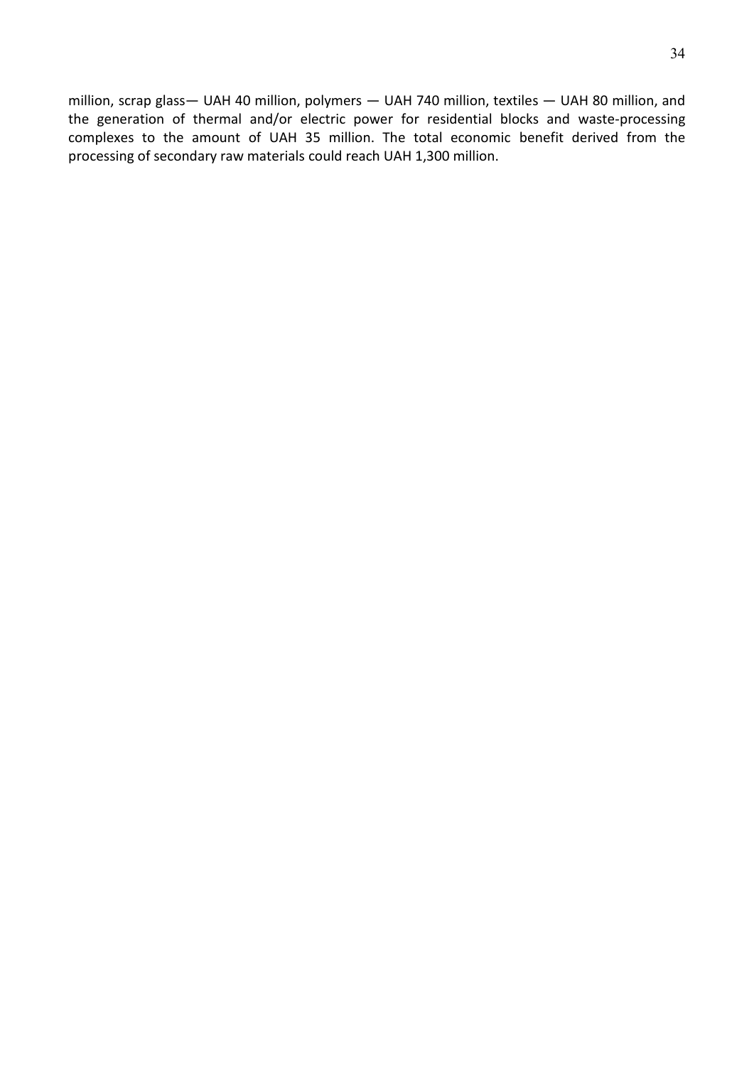million, scrap glass— UAH 40 million, polymers — UAH 740 million, textiles — UAH 80 million, and the generation of thermal and/or electric power for residential blocks and waste-processing complexes to the amount of UAH 35 million. The total economic benefit derived from the processing of secondary raw materials could reach UAH 1,300 million.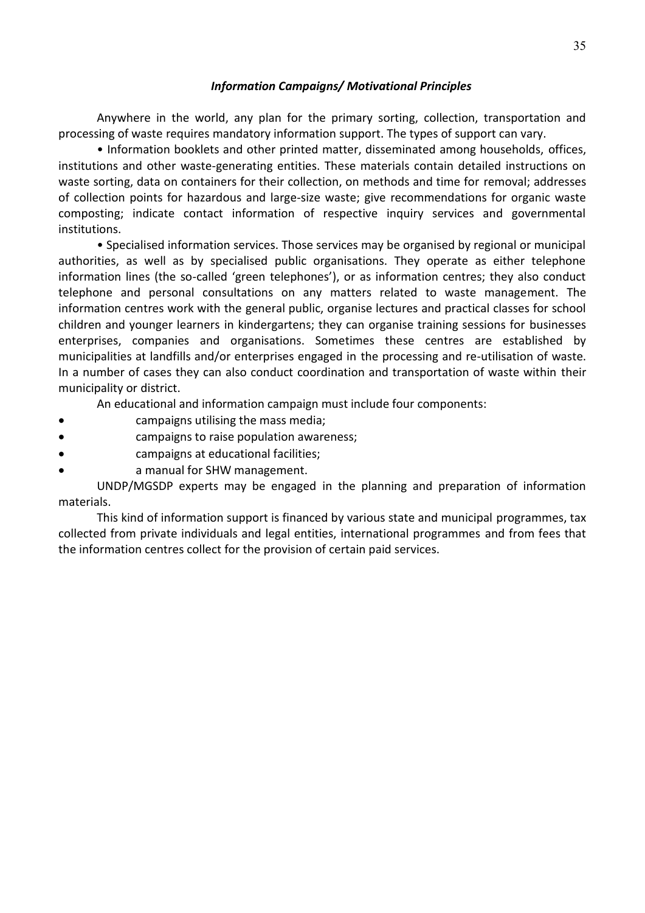### *Information Campaigns/ Motivational Principles*

Anywhere in the world, any plan for the primary sorting, collection, transportation and processing of waste requires mandatory information support. The types of support can vary.

• Information booklets and other printed matter, disseminated among households, offices, institutions and other waste-generating entities. These materials contain detailed instructions on waste sorting, data on containers for their collection, on methods and time for removal; addresses of collection points for hazardous and large-size waste; give recommendations for organic waste composting; indicate contact information of respective inquiry services and governmental institutions.

• Specialised information services. Those services may be organised by regional or municipal authorities, as well as by specialised public organisations. They operate as either telephone information lines (the so-called 'green telephones'), or as information centres; they also conduct telephone and personal consultations on any matters related to waste management. The information centres work with the general public, organise lectures and practical classes for school children and younger learners in kindergartens; they can organise training sessions for businesses enterprises, companies and organisations. Sometimes these centres are established by municipalities at landfills and/or enterprises engaged in the processing and re-utilisation of waste. In a number of cases they can also conduct coordination and transportation of waste within their municipality or district.

An educational and information campaign must include four components:

- campaigns utilising the mass media;
- campaigns to raise population awareness;
- campaigns at educational facilities;
- a manual for SHW management.

UNDP/MGSDP experts may be engaged in the planning and preparation of information materials.

This kind of information support is financed by various state and municipal programmes, tax collected from private individuals and legal entities, international programmes and from fees that the information centres collect for the provision of certain paid services.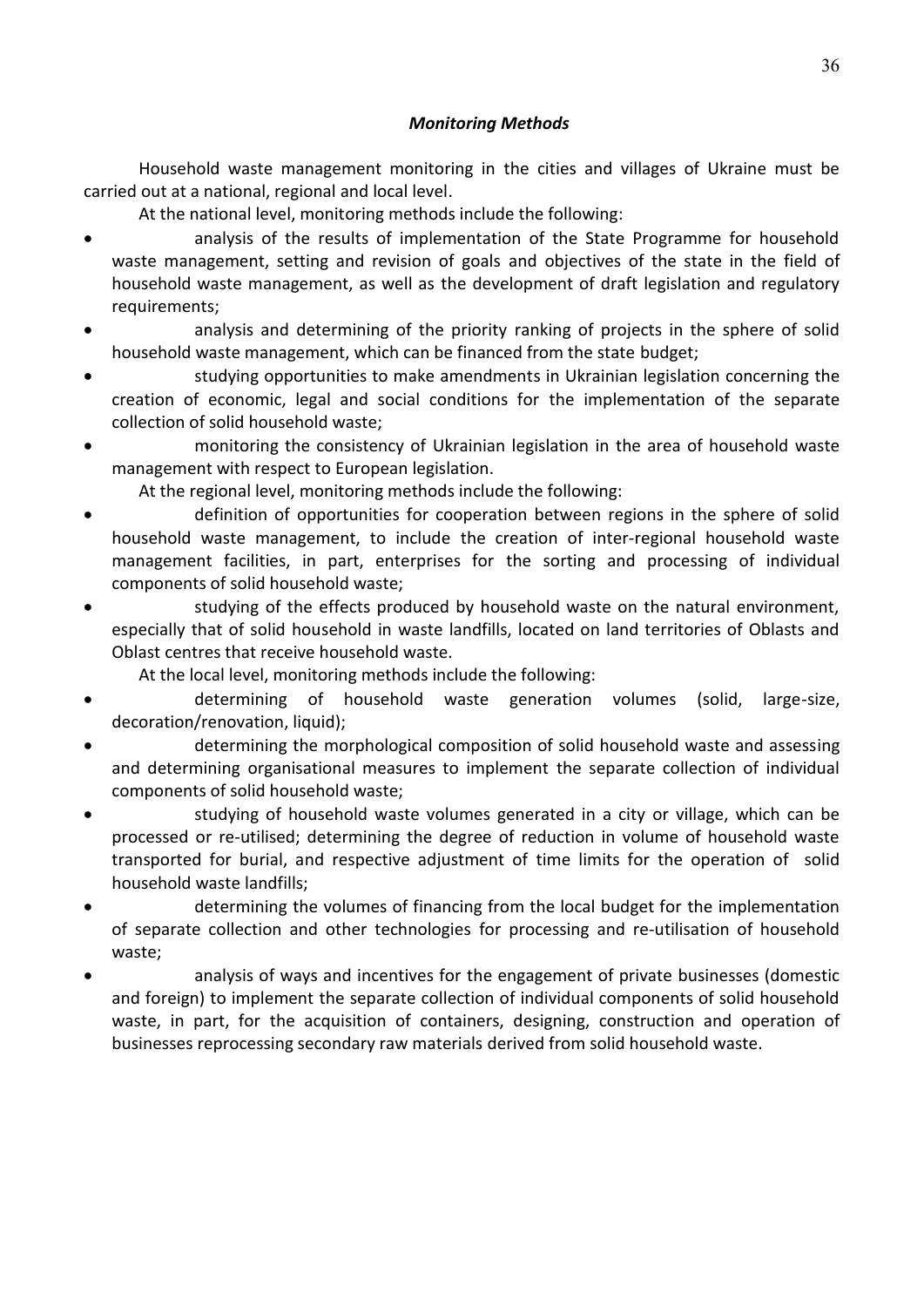### *Monitoring Methods*

Household waste management monitoring in the cities and villages of Ukraine must be carried out at a national, regional and local level.

At the national level, monitoring methods include the following:

- analysis of the results of implementation of the State Programme for household waste management, setting and revision of goals and objectives of the state in the field of household waste management, as well as the development of draft legislation and regulatory requirements;
- analysis and determining of the priority ranking of projects in the sphere of solid household waste management, which can be financed from the state budget;
- studying opportunities to make amendments in Ukrainian legislation concerning the creation of economic, legal and social conditions for the implementation of the separate collection of solid household waste;
- monitoring the consistency of Ukrainian legislation in the area of household waste management with respect to European legislation.

At the regional level, monitoring methods include the following:

- definition of opportunities for cooperation between regions in the sphere of solid household waste management, to include the creation of inter-regional household waste management facilities, in part, enterprises for the sorting and processing of individual components of solid household waste;
- studying of the effects produced by household waste on the natural environment, especially that of solid household in waste landfills, located on land territories of Oblasts and Oblast centres that receive household waste.

At the local level, monitoring methods include the following:

- determining of household waste generation volumes (solid, large-size, decoration/renovation, liquid);
- determining the morphological composition of solid household waste and assessing and determining organisational measures to implement the separate collection of individual components of solid household waste;
- studying of household waste volumes generated in a city or village, which can be processed or re-utilised; determining the degree of reduction in volume of household waste transported for burial, and respective adjustment of time limits for the operation of solid household waste landfills;
- determining the volumes of financing from the local budget for the implementation of separate collection and other technologies for processing and re-utilisation of household waste;
- analysis of ways and incentives for the engagement of private businesses (domestic and foreign) to implement the separate collection of individual components of solid household waste, in part, for the acquisition of containers, designing, construction and operation of businesses reprocessing secondary raw materials derived from solid household waste.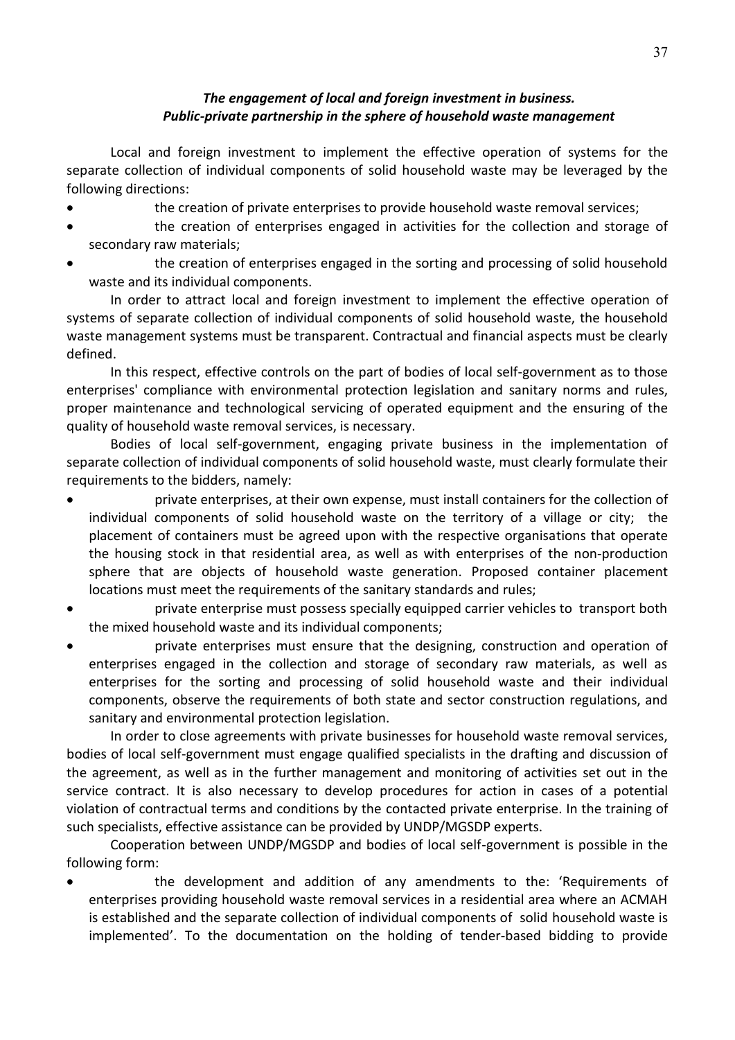### *The engagement of local and foreign investment in business. Public-private partnership in the sphere of household waste management*

Local and foreign investment to implement the effective operation of systems for the separate collection of individual components of solid household waste may be leveraged by the following directions:

- the creation of private enterprises to provide household waste removal services;
- the creation of enterprises engaged in activities for the collection and storage of secondary raw materials;
- the creation of enterprises engaged in the sorting and processing of solid household waste and its individual components.

In order to attract local and foreign investment to implement the effective operation of systems of separate collection of individual components of solid household waste, the household waste management systems must be transparent. Contractual and financial aspects must be clearly defined.

In this respect, effective controls on the part of bodies of local self-government as to those enterprises' compliance with environmental protection legislation and sanitary norms and rules, proper maintenance and technological servicing of operated equipment and the ensuring of the quality of household waste removal services, is necessary.

Bodies of local self-government, engaging private business in the implementation of separate collection of individual components of solid household waste, must clearly formulate their requirements to the bidders, namely:

- private enterprises, at their own expense, must install containers for the collection of individual components of solid household waste on the territory of a village or city; the placement of containers must be agreed upon with the respective organisations that operate the housing stock in that residential area, as well as with enterprises of the non-production sphere that are objects of household waste generation. Proposed container placement locations must meet the requirements of the sanitary standards and rules;
- private enterprise must possess specially equipped carrier vehicles to transport both the mixed household waste and its individual components;
- private enterprises must ensure that the designing, construction and operation of enterprises engaged in the collection and storage of secondary raw materials, as well as enterprises for the sorting and processing of solid household waste and their individual components, observe the requirements of both state and sector construction regulations, and sanitary and environmental protection legislation.

In order to close agreements with private businesses for household waste removal services, bodies of local self-government must engage qualified specialists in the drafting and discussion of the agreement, as well as in the further management and monitoring of activities set out in the service contract. It is also necessary to develop procedures for action in cases of a potential violation of contractual terms and conditions by the contacted private enterprise. In the training of such specialists, effective assistance can be provided by UNDP/MGSDP experts.

Cooperation between UNDP/MGSDP and bodies of local self-government is possible in the following form:

- the development and addition of any amendments to the: 'Requirements of enterprises providing household waste removal services in a residential area where an ACMAH is established and the separate collection of individual components of solid household waste is implemented'. To the documentation on the holding of tender-based bidding to provide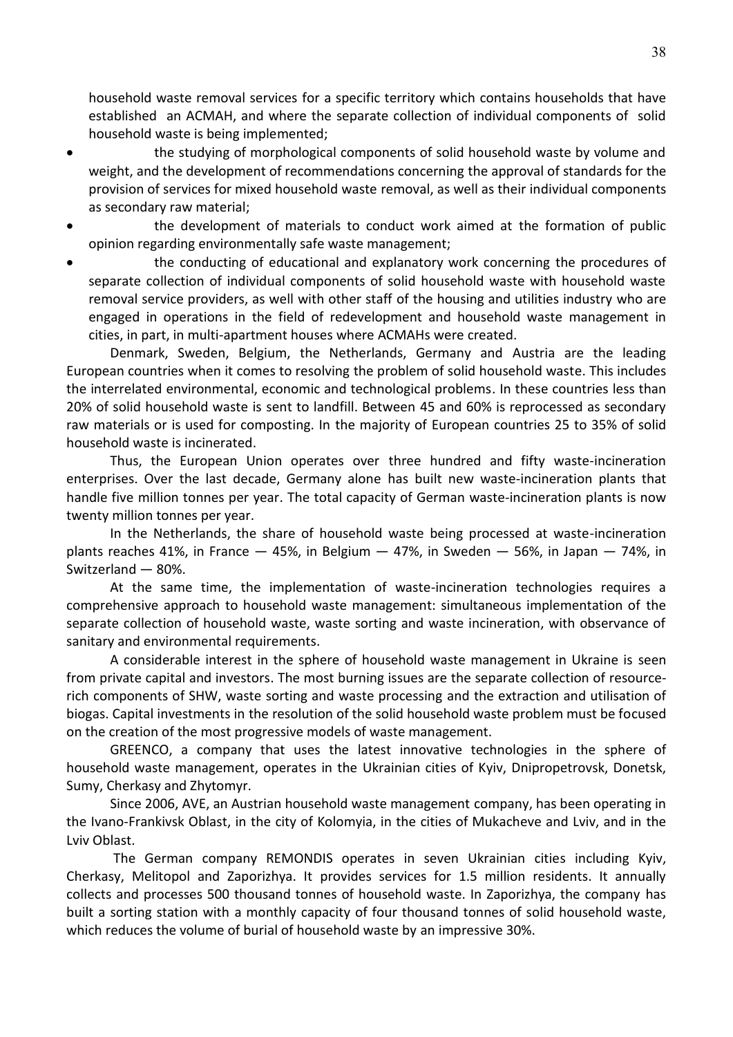household waste removal services for a specific territory which contains households that have established an ACMAH, and where the separate collection of individual components of solid household waste is being implemented;

- the studying of morphological components of solid household waste by volume and weight, and the development of recommendations concerning the approval of standards for the provision of services for mixed household waste removal, as well as their individual components as secondary raw material;
- the development of materials to conduct work aimed at the formation of public opinion regarding environmentally safe waste management;
- the conducting of educational and explanatory work concerning the procedures of separate collection of individual components of solid household waste with household waste removal service providers, as well with other staff of the housing and utilities industry who are engaged in operations in the field of redevelopment and household waste management in cities, in part, in multi-apartment houses where ACMAHs were created.

Denmark, Sweden, Belgium, the Netherlands, Germany and Austria are the leading European countries when it comes to resolving the problem of solid household waste. This includes the interrelated environmental, economic and technological problems. In these countries less than 20% of solid household waste is sent to landfill. Between 45 and 60% is reprocessed as secondary raw materials or is used for composting. In the majority of European countries 25 to 35% of solid household waste is incinerated.

Thus, the European Union operates over three hundred and fifty waste-incineration enterprises. Over the last decade, Germany alone has built new waste-incineration plants that handle five million tonnes per year. The total capacity of German waste-incineration plants is now twenty million tonnes per year.

In the Netherlands, the share of household waste being processed at waste-incineration plants reaches 41%, in France — 45%, in Belgium — 47%, in Sweden — 56%, in Japan — 74%, in Switzerland — 80%.

At the same time, the implementation of waste-incineration technologies requires a comprehensive approach to household waste management: simultaneous implementation of the separate collection of household waste, waste sorting and waste incineration, with observance of sanitary and environmental requirements.

A considerable interest in the sphere of household waste management in Ukraine is seen from private capital and investors. The most burning issues are the separate collection of resource-rich components of SHW, waste sorting and waste processing and the extraction and utilisation of biogas. Capital investments in the resolution of the solid household waste problem must be focused on the creation of the most progressive models of waste management.

GREENCO, a company that uses the latest innovative technologies in the sphere of household waste management, operates in the Ukrainian cities of Kyiv, Dnipropetrovsk, Donetsk, Sumy, Cherkasy and Zhytomyr.

Since 2006, AVE, an Austrian household waste management company, has been operating in the Ivano-Frankivsk Oblast, in the city of Kolomyia, in the cities of Mukacheve and Lviv, and in the Lviv Oblast.

The German company REMONDIS operates in seven Ukrainian cities including Kyiv, Cherkasy, Melitopol and Zaporizhya. It provides services for 1.5 million residents. It annually collects and processes 500 thousand tonnes of household waste. In Zaporizhya, the company has built a sorting station with a monthly capacity of four thousand tonnes of solid household waste, which reduces the volume of burial of household waste by an impressive 30%.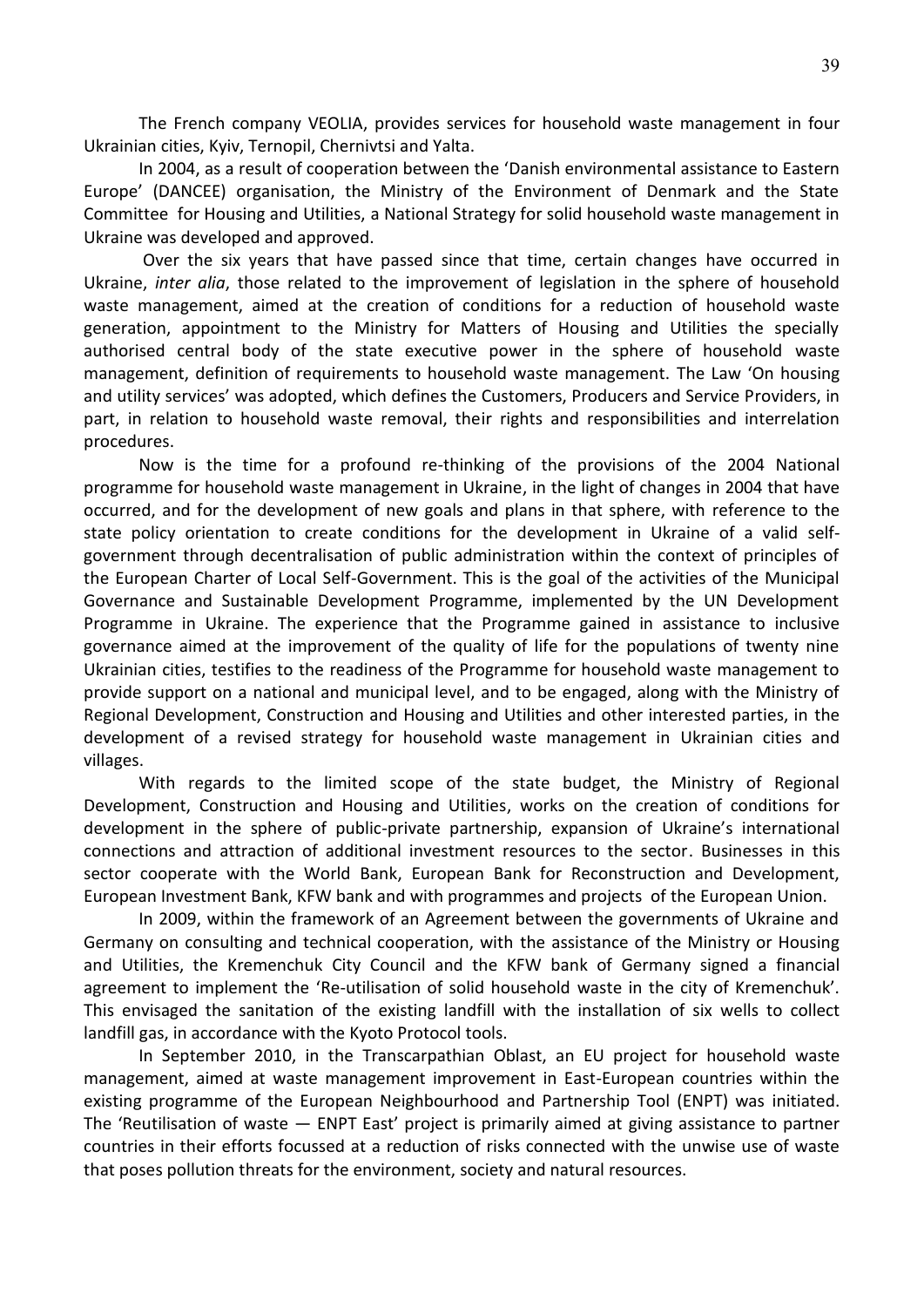The French company VEOLIA, provides services for household waste management in four Ukrainian cities, Kyiv, Ternopil, Chernivtsi and Yalta.

In 2004, as a result of cooperation between the 'Danish environmental assistance to Eastern Europe' (DANCEE) organisation, the Ministry of the Environment of Denmark and the State Committee for Housing and Utilities, a National Strategy for solid household waste management in Ukraine was developed and approved.

Over the six years that have passed since that time, certain changes have occurred in Ukraine, *inter alia*, those related to the improvement of legislation in the sphere of household waste management, aimed at the creation of conditions for a reduction of household waste generation, appointment to the Ministry for Matters of Housing and Utilities the specially authorised central body of the state executive power in the sphere of household waste management, definition of requirements to household waste management. The Law 'On housing and utility services' was adopted, which defines the Customers, Producers and Service Providers, in part, in relation to household waste removal, their rights and responsibilities and interrelation procedures.

Now is the time for a profound re-thinking of the provisions of the 2004 National programme for household waste management in Ukraine, in the light of changes in 2004 that have occurred, and for the development of new goals and plans in that sphere, with reference to the state policy orientation to create conditions for the development in Ukraine of a valid self-government through decentralisation of public administration within the context of principles of the European Charter of Local Self-Government. This is the goal of the activities of the Municipal Governance and Sustainable Development Programme, implemented by the UN Development Programme in Ukraine. The experience that the Programme gained in assistance to inclusive governance aimed at the improvement of the quality of life for the populations of twenty nine Ukrainian cities, testifies to the readiness of the Programme for household waste management to provide support on a national and municipal level, and to be engaged, along with the Ministry of Regional Development, Construction and Housing and Utilities and other interested parties, in the development of a revised strategy for household waste management in Ukrainian cities and villages.

With regards to the limited scope of the state budget, the Ministry of Regional Development, Construction and Housing and Utilities, works on the creation of conditions for development in the sphere of public-private partnership, expansion of Ukraine's international connections and attraction of additional investment resources to the sector. Businesses in this sector cooperate with the World Bank, European Bank for Reconstruction and Development, European Investment Bank, KFW bank and with programmes and projects of the European Union.

In 2009, within the framework of an Agreement between the governments of Ukraine and Germany on consulting and technical cooperation, with the assistance of the Ministry or Housing and Utilities, the Kremenchuk City Council and the KFW bank of Germany signed a financial agreement to implement the 'Re-utilisation of solid household waste in the city of Kremenchuk'. This envisaged the sanitation of the existing landfill with the installation of six wells to collect landfill gas, in accordance with the Kyoto Protocol tools.

In September 2010, in the Transcarpathian Oblast, an EU project for household waste management, aimed at waste management improvement in East-European countries within the existing programme of the European Neighbourhood and Partnership Tool (ENPT) was initiated. The 'Reutilisation of waste — ENPT East' project is primarily aimed at giving assistance to partner countries in their efforts focussed at a reduction of risks connected with the unwise use of waste that poses pollution threats for the environment, society and natural resources.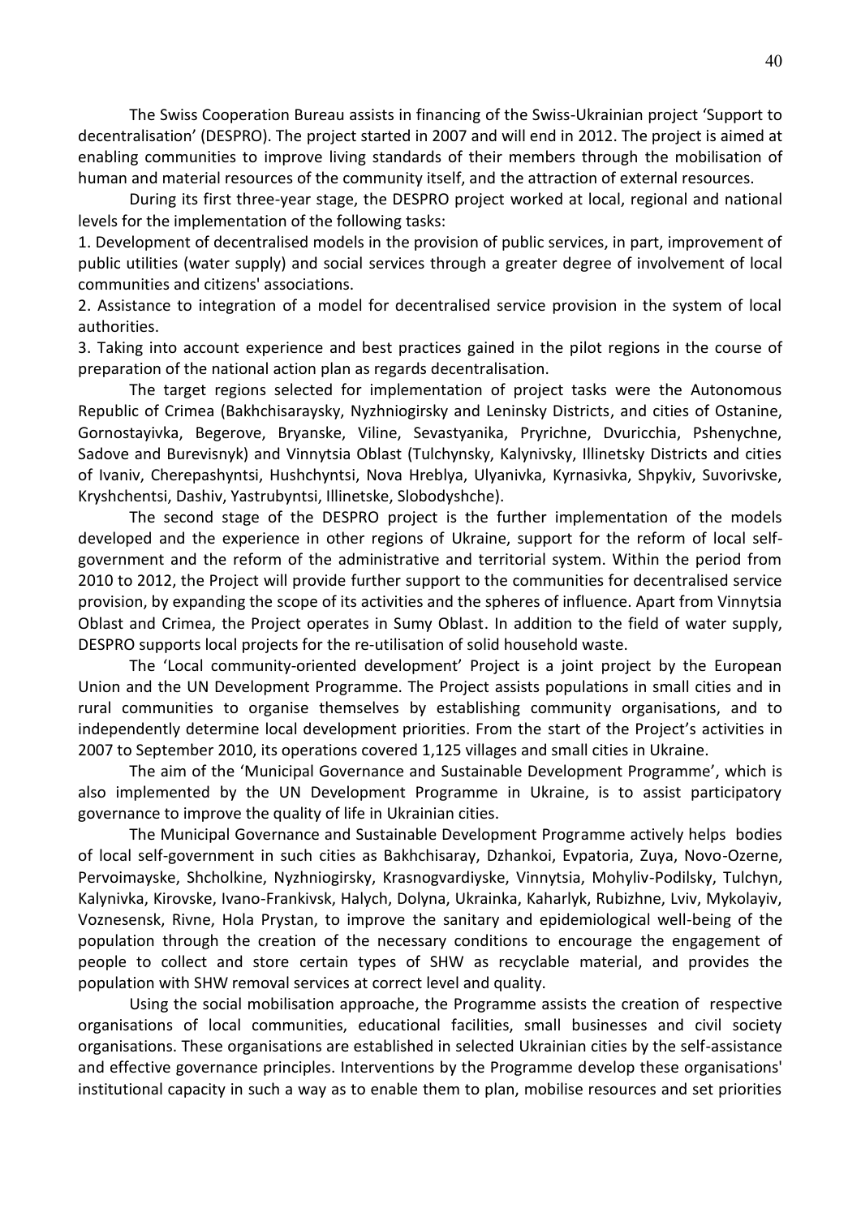The Swiss Cooperation Bureau assists in financing of the Swiss-Ukrainian project 'Support to decentralisation' (DESPRO). The project started in 2007 and will end in 2012. The project is aimed at enabling communities to improve living standards of their members through the mobilisation of human and material resources of the community itself, and the attraction of external resources.

During its first three-year stage, the DESPRO project worked at local, regional and national levels for the implementation of the following tasks:

1. Development of decentralised models in the provision of public services, in part, improvement of public utilities (water supply) and social services through a greater degree of involvement of local communities and citizens' associations.
2. Assistance to integration of a model for decentralised service provision in the system of local authorities.
3. Taking into account experience and best practices gained in the pilot regions in the course of preparation of the national action plan as regards decentralisation.

The target regions selected for implementation of project tasks were the Autonomous Republic of Crimea (Bakhchisaraysky, Nyzhniogirsky and Leninsky Districts, and cities of Ostanine, Gornostayivka, Begerove, Bryanske, Viline, Sevastyanika, Pryrichne, Dvuricchia, Pshenychne, Sadove and Burevisnyk) and Vinnytsia Oblast (Tulchynsky, Kalynivsky, Illinetsky Districts and cities of Ivaniv, Cherepashyntsi, Hushchyntsi, Nova Hreblya, Ulyanivka, Kyrnasivka, Shpykiv, Suvorivske, Kryshchentsi, Dashiv, Yastrubyntsi, Illinetske, Slobodyshche).

The second stage of the DESPRO project is the further implementation of the models developed and the experience in other regions of Ukraine, support for the reform of local self-government and the reform of the administrative and territorial system. Within the period from 2010 to 2012, the Project will provide further support to the communities for decentralised service provision, by expanding the scope of its activities and the spheres of influence. Apart from Vinnytsia Oblast and Crimea, the Project operates in Sumy Oblast. In addition to the field of water supply, DESPRO supports local projects for the re-utilisation of solid household waste.

The 'Local community-oriented development' Project is a joint project by the European Union and the UN Development Programme. The Project assists populations in small cities and in rural communities to organise themselves by establishing community organisations, and to independently determine local development priorities. From the start of the Project's activities in 2007 to September 2010, its operations covered 1,125 villages and small cities in Ukraine.

The aim of the 'Municipal Governance and Sustainable Development Programme', which is also implemented by the UN Development Programme in Ukraine, is to assist participatory governance to improve the quality of life in Ukrainian cities.

The Municipal Governance and Sustainable Development Programme actively helps bodies of local self-government in such cities as Bakhchisaray, Dzhankoi, Evpatoria, Zuya, Novo-Ozerne, Pervoimayske, Shcholkine, Nyzhniogirsky, Krasnogvardiyske, Vinnytsia, Mohyliv-Podilsky, Tulchyn, Kalynivka, Kirovske, Ivano-Frankivsk, Halych, Dolyna, Ukrainka, Kaharlyk, Rubizhne, Lviv, Mykolayiv, Voznesensk, Rivne, Hola Prystan, to improve the sanitary and epidemiological well-being of the population through the creation of the necessary conditions to encourage the engagement of people to collect and store certain types of SHW as recyclable material, and provides the population with SHW removal services at correct level and quality.

Using the social mobilisation approache, the Programme assists the creation of respective organisations of local communities, educational facilities, small businesses and civil society organisations. These organisations are established in selected Ukrainian cities by the self-assistance and effective governance principles. Interventions by the Programme develop these organisations' institutional capacity in such a way as to enable them to plan, mobilise resources and set priorities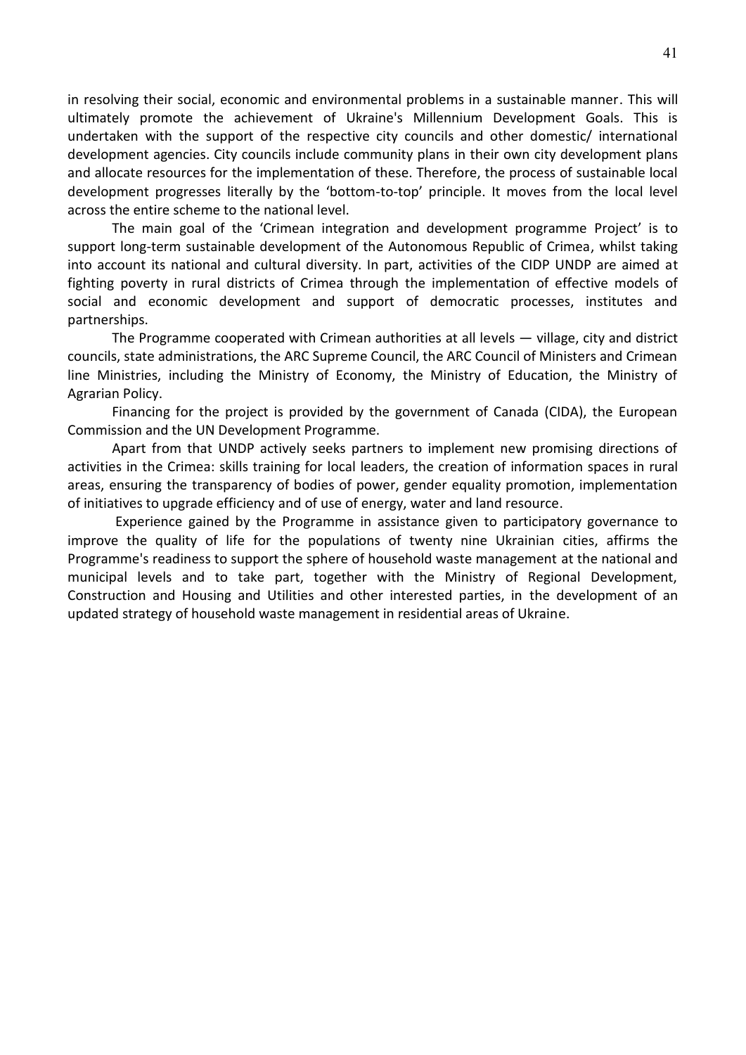in resolving their social, economic and environmental problems in a sustainable manner. This will ultimately promote the achievement of Ukraine's Millennium Development Goals. This is undertaken with the support of the respective city councils and other domestic/ international development agencies. City councils include community plans in their own city development plans and allocate resources for the implementation of these. Therefore, the process of sustainable local development progresses literally by the 'bottom-to-top' principle. It moves from the local level across the entire scheme to the national level.

The main goal of the 'Crimean integration and development programme Project' is to support long-term sustainable development of the Autonomous Republic of Crimea, whilst taking into account its national and cultural diversity. In part, activities of the CIDP UNDP are aimed at fighting poverty in rural districts of Crimea through the implementation of effective models of social and economic development and support of democratic processes, institutes and partnerships.

The Programme cooperated with Crimean authorities at all levels — village, city and district councils, state administrations, the ARC Supreme Council, the ARC Council of Ministers and Crimean line Ministries, including the Ministry of Economy, the Ministry of Education, the Ministry of Agrarian Policy.

Financing for the project is provided by the government of Canada (CIDA), the European Commission and the UN Development Programme.

Apart from that UNDP actively seeks partners to implement new promising directions of activities in the Crimea: skills training for local leaders, the creation of information spaces in rural areas, ensuring the transparency of bodies of power, gender equality promotion, implementation of initiatives to upgrade efficiency and of use of energy, water and land resource.

Experience gained by the Programme in assistance given to participatory governance to improve the quality of life for the populations of twenty nine Ukrainian cities, affirms the Programme's readiness to support the sphere of household waste management at the national and municipal levels and to take part, together with the Ministry of Regional Development, Construction and Housing and Utilities and other interested parties, in the development of an updated strategy of household waste management in residential areas of Ukraine.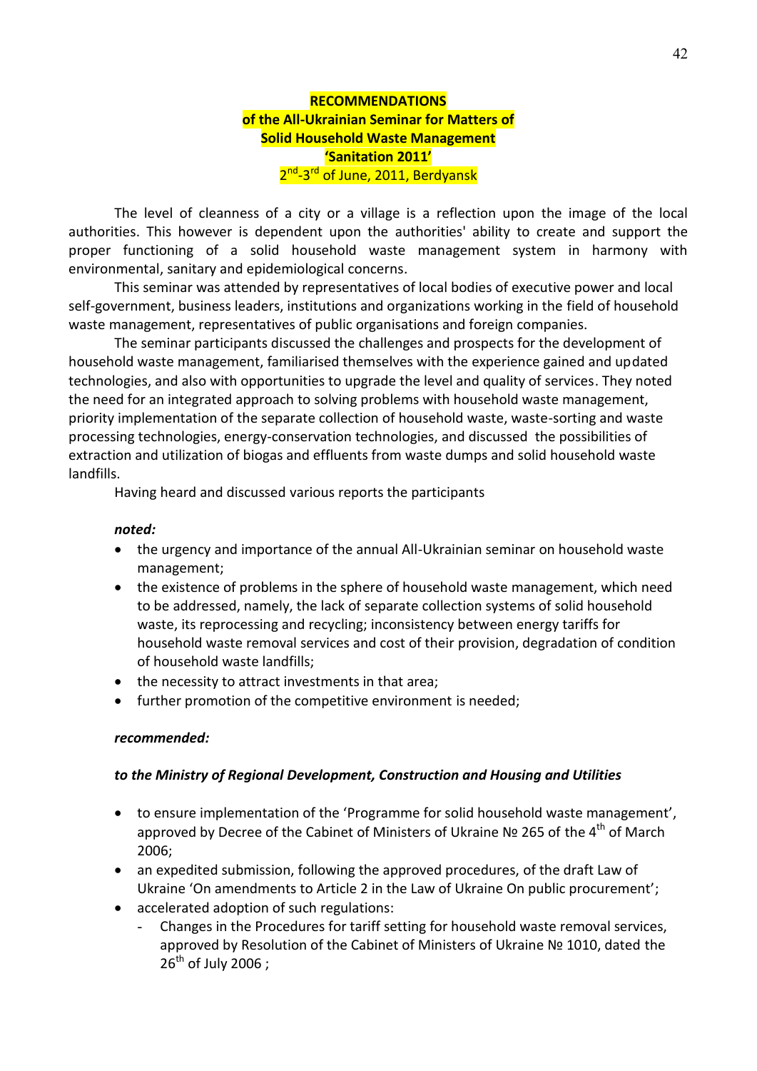**RECOMMENDATIONS**
**of the All-Ukrainian Seminar for Matters of**
**Solid Household Waste Management**
**'Sanitation 2011'**
2nd-3rd of June, 2011, Berdyansk

The level of cleanness of a city or a village is a reflection upon the image of the local authorities. This however is dependent upon the authorities' ability to create and support the proper functioning of a solid household waste management system in harmony with environmental, sanitary and epidemiological concerns.

This seminar was attended by representatives of local bodies of executive power and local self-government, business leaders, institutions and organizations working in the field of household waste management, representatives of public organisations and foreign companies.

The seminar participants discussed the challenges and prospects for the development of household waste management, familiarised themselves with the experience gained and updated technologies, and also with opportunities to upgrade the level and quality of services. They noted the need for an integrated approach to solving problems with household waste management, priority implementation of the separate collection of household waste, waste-sorting and waste processing technologies, energy-conservation technologies, and discussed the possibilities of extraction and utilization of biogas and effluents from waste dumps and solid household waste landfills.

Having heard and discussed various reports the participants

***noted:***

- the urgency and importance of the annual All-Ukrainian seminar on household waste management;
- the existence of problems in the sphere of household waste management, which need to be addressed, namely, the lack of separate collection systems of solid household waste, its reprocessing and recycling; inconsistency between energy tariffs for household waste removal services and cost of their provision, degradation of condition of household waste landfills;
- the necessity to attract investments in that area;
- further promotion of the competitive environment is needed;

***recommended:***

***to the Ministry of Regional Development, Construction and Housing and Utilities***

- to ensure implementation of the 'Programme for solid household waste management', approved by Decree of the Cabinet of Ministers of Ukraine № 265 of the 4th of March 2006;
- an expedited submission, following the approved procedures, of the draft Law of Ukraine 'On amendments to Article 2 in the Law of Ukraine On public procurement';
- accelerated adoption of such regulations:
  - Changes in the Procedures for tariff setting for household waste removal services, approved by Resolution of the Cabinet of Ministers of Ukraine № 1010, dated the 26th of July 2006 ;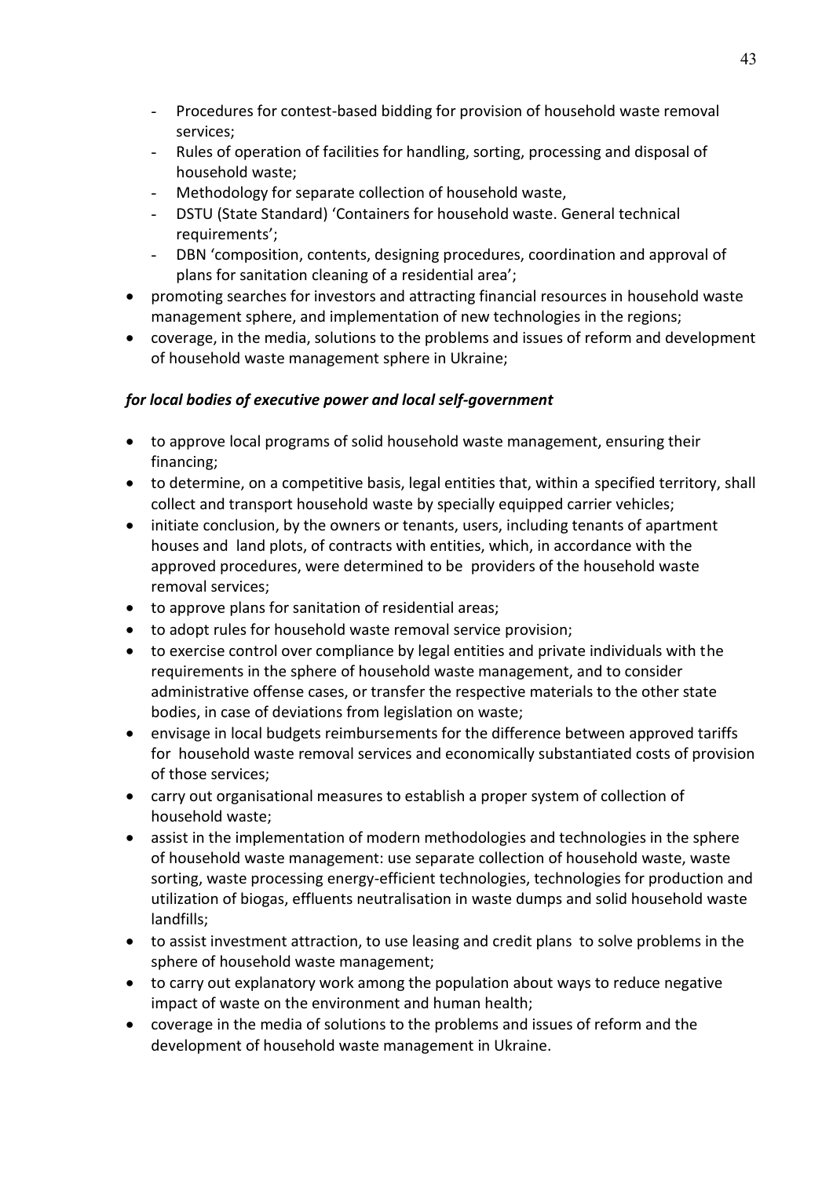- Procedures for contest-based bidding for provision of household waste removal services;
  - Rules of operation of facilities for handling, sorting, processing and disposal of household waste;
  - Methodology for separate collection of household waste,
  - DSTU (State Standard) 'Containers for household waste. General technical requirements';
  - DBN 'composition, contents, designing procedures, coordination and approval of plans for sanitation cleaning of a residential area';
- promoting searches for investors and attracting financial resources in household waste management sphere, and implementation of new technologies in the regions;
- coverage, in the media, solutions to the problems and issues of reform and development of household waste management sphere in Ukraine;

***for local bodies of executive power and local self-government***

- to approve local programs of solid household waste management, ensuring their financing;
- to determine, on a competitive basis, legal entities that, within a specified territory, shall collect and transport household waste by specially equipped carrier vehicles;
- initiate conclusion, by the owners or tenants, users, including tenants of apartment houses and land plots, of contracts with entities, which, in accordance with the approved procedures, were determined to be providers of the household waste removal services;
- to approve plans for sanitation of residential areas;
- to adopt rules for household waste removal service provision;
- to exercise control over compliance by legal entities and private individuals with the requirements in the sphere of household waste management, and to consider administrative offense cases, or transfer the respective materials to the other state bodies, in case of deviations from legislation on waste;
- envisage in local budgets reimbursements for the difference between approved tariffs for household waste removal services and economically substantiated costs of provision of those services;
- carry out organisational measures to establish a proper system of collection of household waste;
- assist in the implementation of modern methodologies and technologies in the sphere of household waste management: use separate collection of household waste, waste sorting, waste processing energy-efficient technologies, technologies for production and utilization of biogas, effluents neutralisation in waste dumps and solid household waste landfills;
- to assist investment attraction, to use leasing and credit plans to solve problems in the sphere of household waste management;
- to carry out explanatory work among the population about ways to reduce negative impact of waste on the environment and human health;
- coverage in the media of solutions to the problems and issues of reform and the development of household waste management in Ukraine.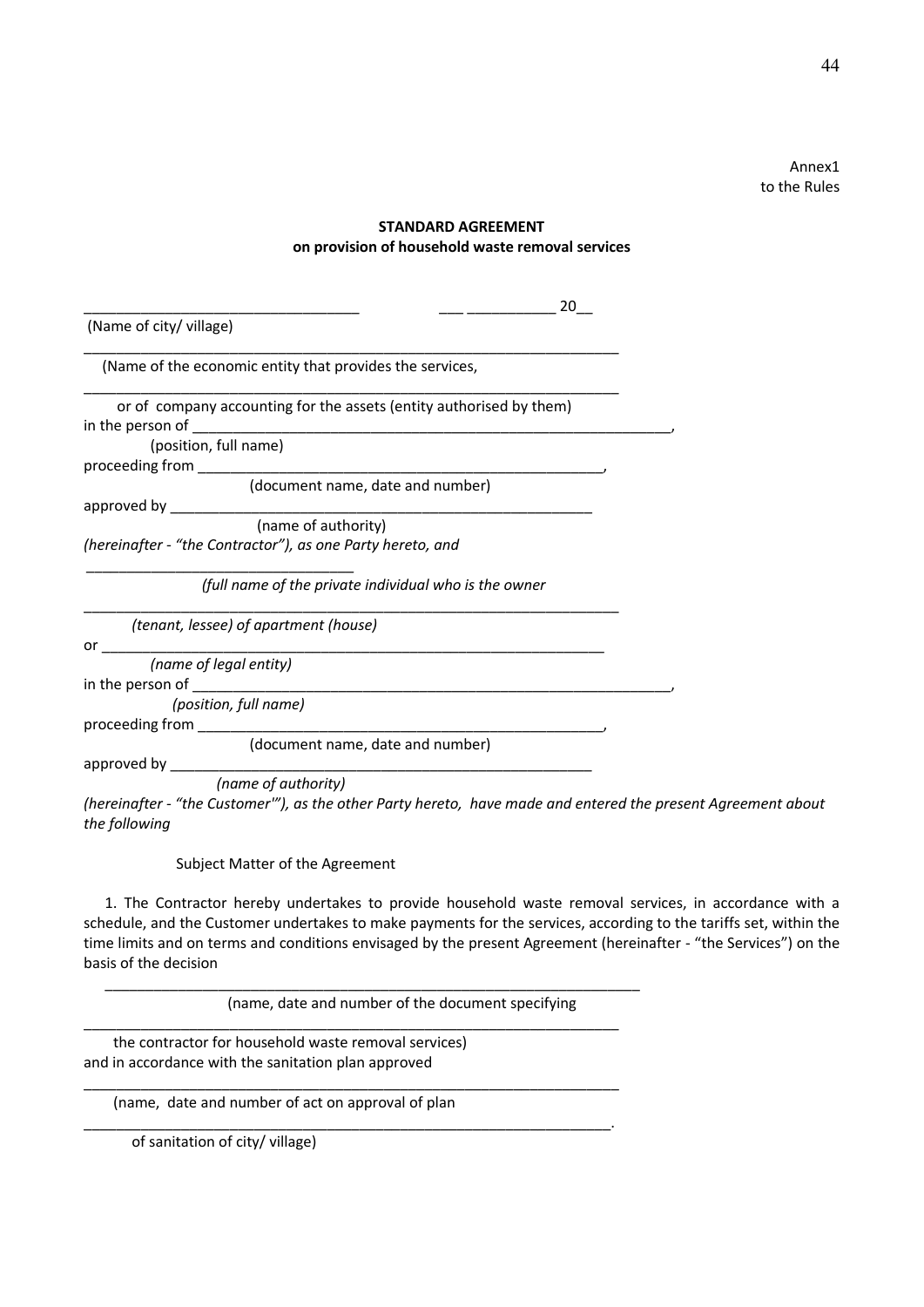Annex1
to the Rules

**STANDARD AGREEMENT**
**on provision of household waste removal services**

__________________________________ ___ ___________ 20__
(Name of city/ village)

__________________________________________________________________
(Name of the economic entity that provides the services,

__________________________________________________________________
or of company accounting for the assets (entity authorised by them)
in the person of ____________________________________________________________,
(position, full name)
proceeding from ___________________________________________________,
(document name, date and number)
approved by _____________________________________________________
(name of authority)
*(hereinafter - "the Contractor"), as one Party hereto, and*

_________________________________
*(full name of the private individual who is the owner*

__________________________________________________________________
*(tenant, lessee) of apartment (house)*
or _______________________________________________________________
*(name of legal entity)*
in the person of ____________________________________________________________,
*(position, full name)*
proceeding from ___________________________________________________,
(document name, date and number)
approved by _____________________________________________________
*(name of authority)*
*(hereinafter - "the Customer'"), as the other Party hereto, have made and entered the present Agreement about the following*

Subject Matter of the Agreement

1. The Contractor hereby undertakes to provide household waste removal services, in accordance with a schedule, and the Customer undertakes to make payments for the services, according to the tariffs set, within the time limits and on terms and conditions envisaged by the present Agreement (hereinafter - "the Services") on the basis of the decision

__________________________________________________________________
(name, date and number of the document specifying

__________________________________________________________________
the contractor for household waste removal services)
and in accordance with the sanitation plan approved

__________________________________________________________________
(name, date and number of act on approval of plan

__________________________________________________________________.
of sanitation of city/ village)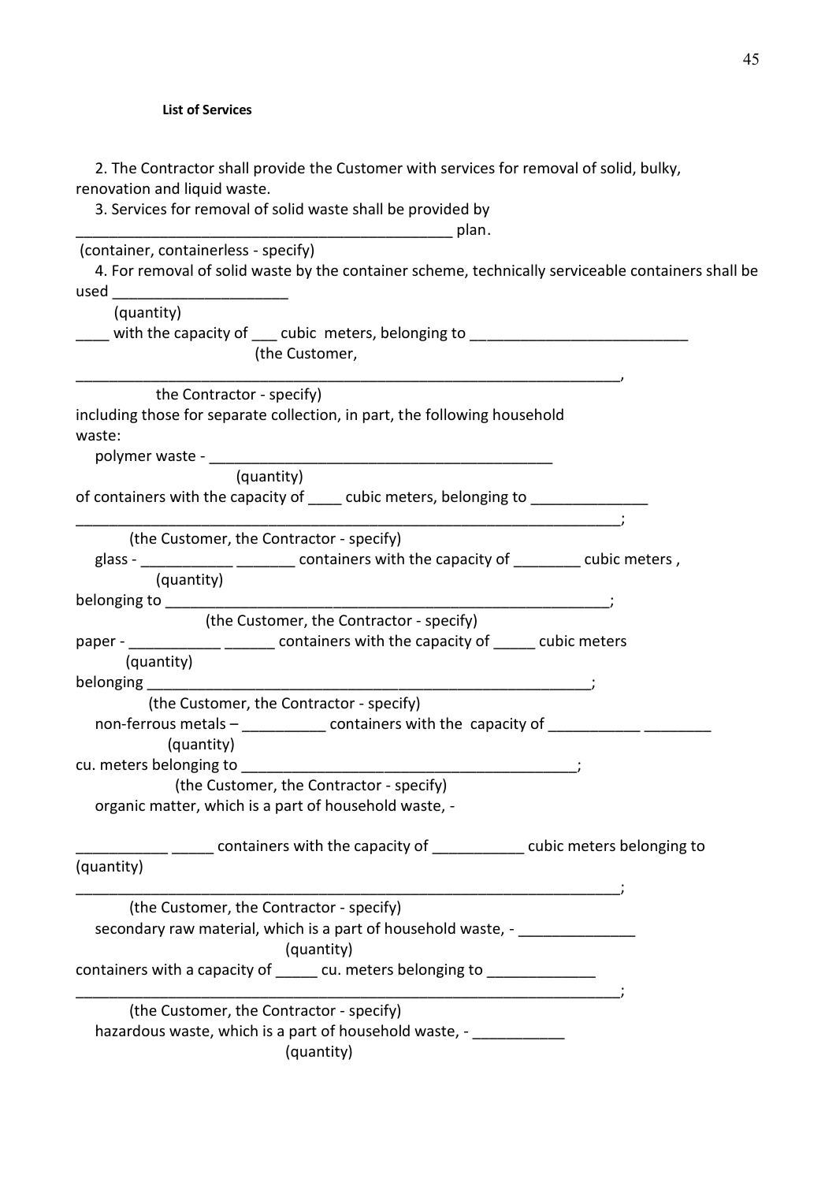**List of Services**

2. The Contractor shall provide the Customer with services for removal of solid, bulky, renovation and liquid waste.

3. Services for removal of solid waste shall be provided by _____________________________________________ plan.
(container, containerless - specify)

4. For removal of solid waste by the container scheme, technically serviceable containers shall be used ____________________
(quantity)
____ with the capacity of ___ cubic meters, belonging to _________________________
(the Customer,
_________________________________________________________________,
the Contractor - specify)
including those for separate collection, in part, the following household waste:

polymer waste - ________________________________________
(quantity)
of containers with the capacity of ____ cubic meters, belonging to ______________
_________________________________________________________________;
(the Customer, the Contractor - specify)

glass - ___________ _______ containers with the capacity of ________ cubic meters ,
(quantity)
belonging to ____________________________________________________;
(the Customer, the Contractor - specify)

paper - ___________ ______ containers with the capacity of _____ cubic meters
(quantity)
belonging ______________________________________________________;
(the Customer, the Contractor - specify)

non-ferrous metals – __________ containers with the capacity of ___________ ________
(quantity)
cu. meters belonging to ________________________________________;
(the Customer, the Contractor - specify)

organic matter, which is a part of household waste, -

___________ _____ containers with the capacity of ___________ cubic meters belonging to
(quantity)
_________________________________________________________________;
(the Customer, the Contractor - specify)

secondary raw material, which is a part of household waste, - ______________
(quantity)
containers with a capacity of _____ cu. meters belonging to _____________
_________________________________________________________________;
(the Customer, the Contractor - specify)

hazardous waste, which is a part of household waste, - ___________
(quantity)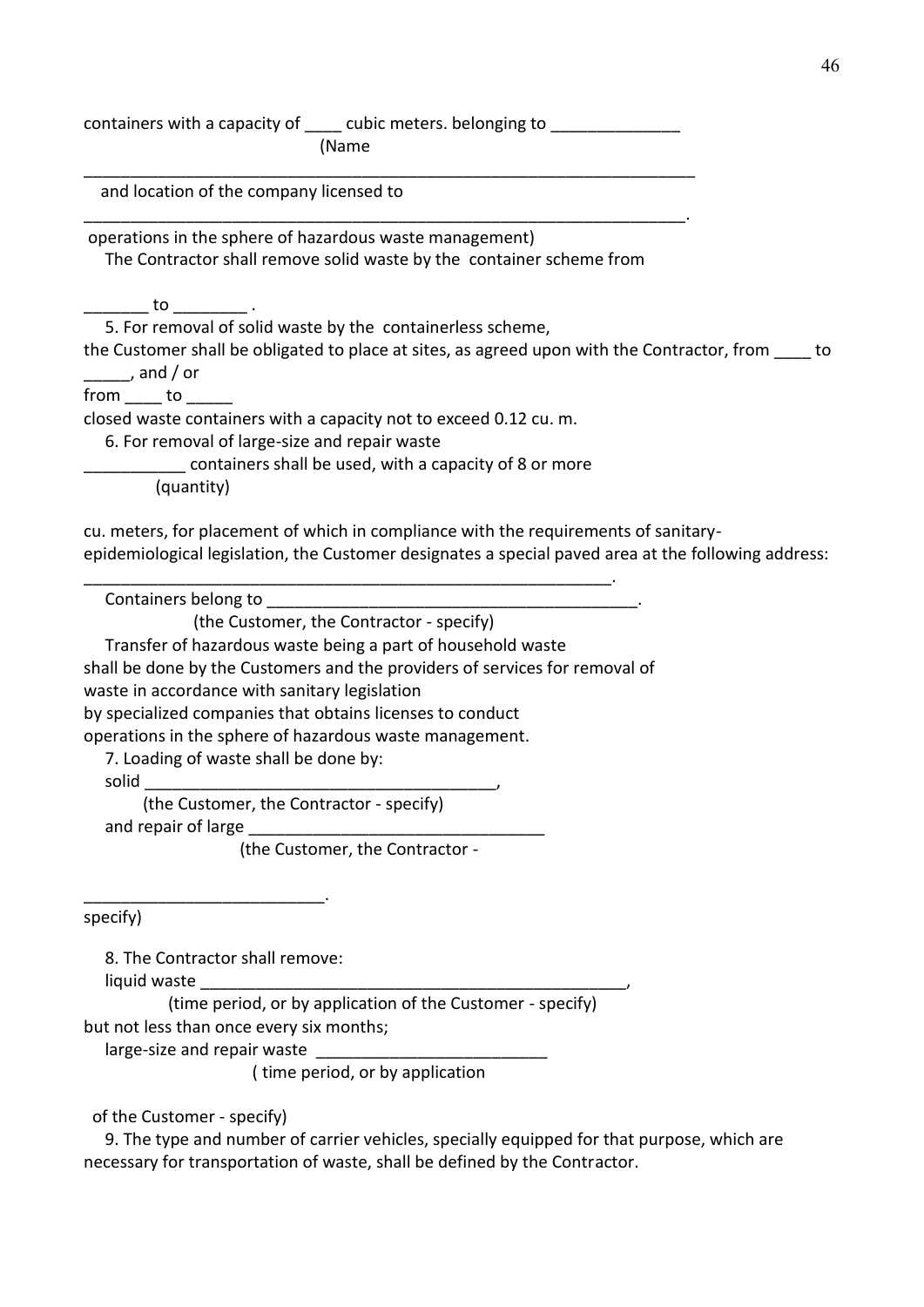containers with a capacity of ____ cubic meters. belonging to ______________
(Name
_______________________________________________________________________
and location of the company licensed to
______________________________________________________________________.
operations in the sphere of hazardous waste management)

The Contractor shall remove solid waste by the container scheme from

_______ to ________ .

5. For removal of solid waste by the containerless scheme,
the Customer shall be obligated to place at sites, as agreed upon with the Contractor, from ____ to _____, and / or
from ____ to _____
closed waste containers with a capacity not to exceed 0.12 cu. m.

6. For removal of large-size and repair waste
___________ containers shall be used, with a capacity of 8 or more
(quantity)

cu. meters, for placement of which in compliance with the requirements of sanitary-epidemiological legislation, the Customer designates a special paved area at the following address:
____________________________________________________________.

Containers belong to ________________________________________.
(the Customer, the Contractor - specify)

Transfer of hazardous waste being a part of household waste
shall be done by the Customers and the providers of services for removal of
waste in accordance with sanitary legislation
by specialized companies that obtains licenses to conduct
operations in the sphere of hazardous waste management.

7. Loading of waste shall be done by:
solid ______________________________________,
(the Customer, the Contractor - specify)
and repair of large ________________________________
(the Customer, the Contractor -

__________________________.
specify)

8. The Contractor shall remove:
liquid waste _______________________________________________,
(time period, or by application of the Customer - specify)
but not less than once every six months;
large-size and repair waste _________________________
( time period, or by application

of the Customer - specify)

9. The type and number of carrier vehicles, specially equipped for that purpose, which are necessary for transportation of waste, shall be defined by the Contractor.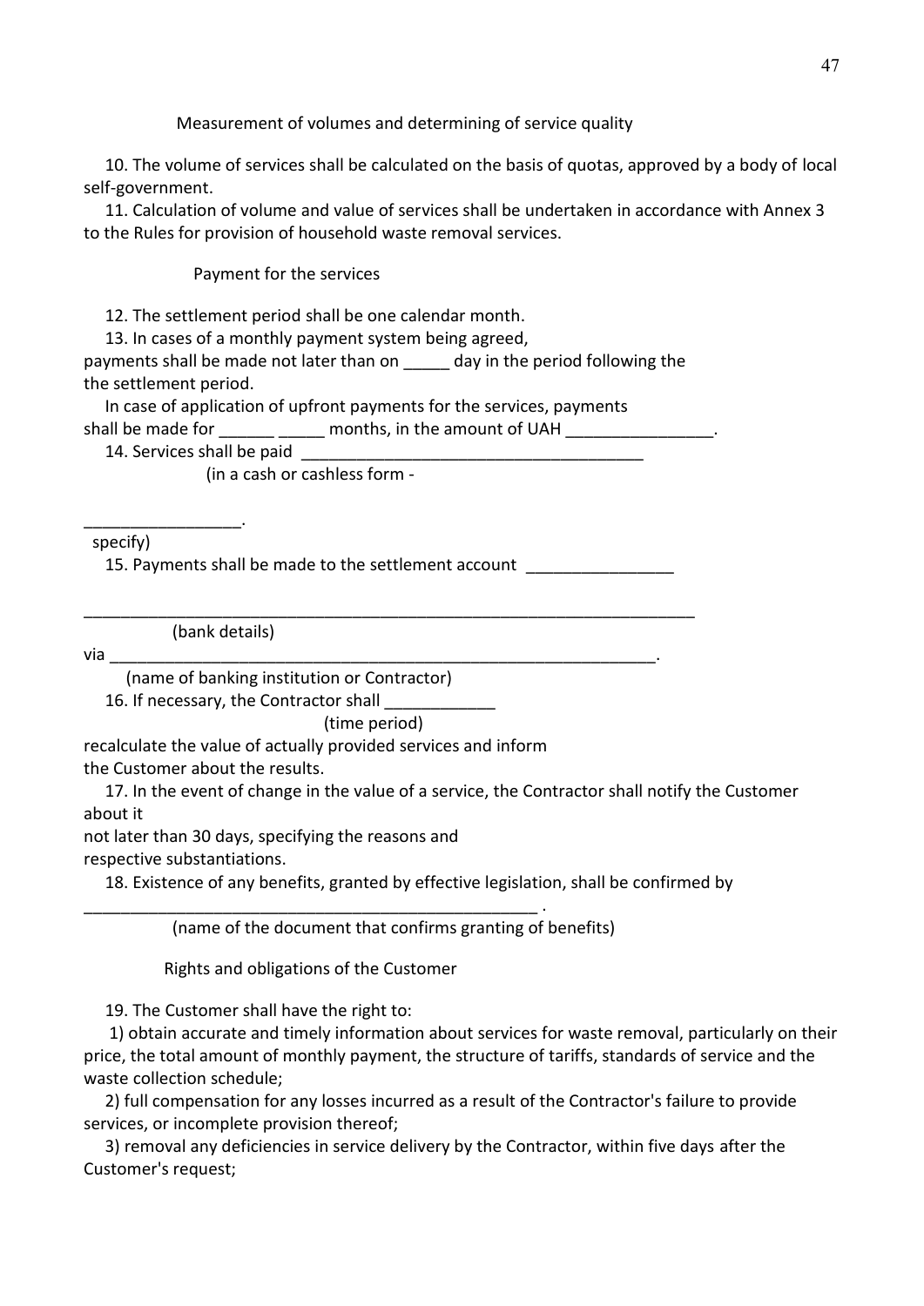### Measurement of volumes and determining of service quality

10. The volume of services shall be calculated on the basis of quotas, approved by a body of local self-government.

11. Calculation of volume and value of services shall be undertaken in accordance with Annex 3 to the Rules for provision of household waste removal services.

### Payment for the services

12. The settlement period shall be one calendar month.

13. In cases of a monthly payment system being agreed, payments shall be made not later than on _____ day in the period following the the settlement period.

In case of application of upfront payments for the services, payments shall be made for ______ _____ months, in the amount of UAH ________________.

14. Services shall be paid ______________________________________
(in a cash or cashless form - _________________.
specify)

15. Payments shall be made to the settlement account ________________
_______________________________________________________________________
(bank details)
via _______________________________________________________________.
(name of banking institution or Contractor)

16. If necessary, the Contractor shall ____________
(time period)
recalculate the value of actually provided services and inform the Customer about the results.

17. In the event of change in the value of a service, the Contractor shall notify the Customer about it not later than 30 days, specifying the reasons and respective substantiations.

18. Existence of any benefits, granted by effective legislation, shall be confirmed by
__________________________________________________ .
(name of the document that confirms granting of benefits)

### Rights and obligations of the Customer

19. The Customer shall have the right to:

1) obtain accurate and timely information about services for waste removal, particularly on their price, the total amount of monthly payment, the structure of tariffs, standards of service and the waste collection schedule;

2) full compensation for any losses incurred as a result of the Contractor's failure to provide services, or incomplete provision thereof;

3) removal any deficiencies in service delivery by the Contractor, within five days after the Customer's request;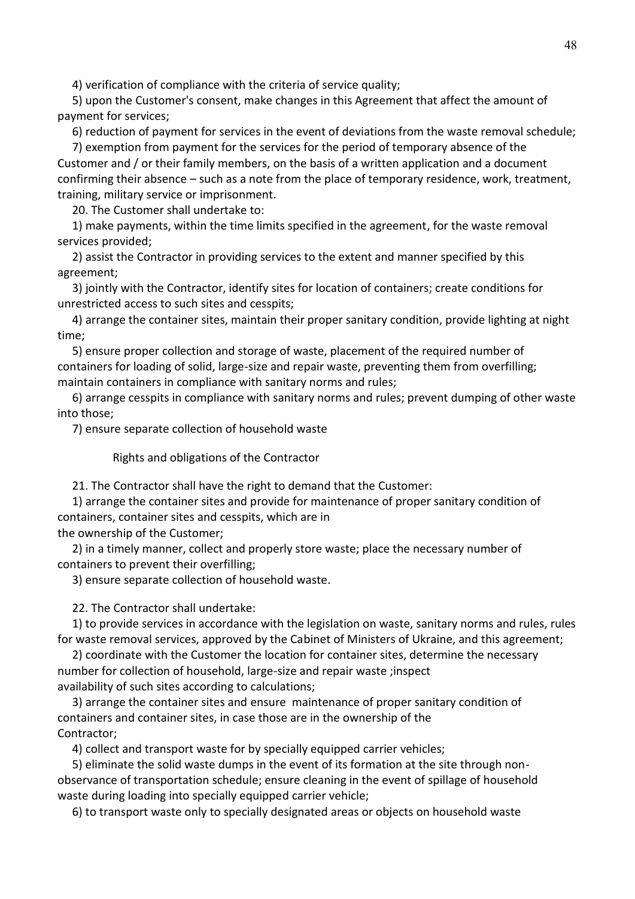4) verification of compliance with the criteria of service quality;

5) upon the Customer's consent, make changes in this Agreement that affect the amount of payment for services;

6) reduction of payment for services in the event of deviations from the waste removal schedule;

7) exemption from payment for the services for the period of temporary absence of the Customer and / or their family members, on the basis of a written application and a document confirming their absence – such as a note from the place of temporary residence, work, treatment, training, military service or imprisonment.

20. The Customer shall undertake to:

1) make payments, within the time limits specified in the agreement, for the waste removal services provided;

2) assist the Contractor in providing services to the extent and manner specified by this agreement;

3) jointly with the Contractor, identify sites for location of containers; create conditions for unrestricted access to such sites and cesspits;

4) arrange the container sites, maintain their proper sanitary condition, provide lighting at night time;

5) ensure proper collection and storage of waste, placement of the required number of containers for loading of solid, large-size and repair waste, preventing them from overfilling; maintain containers in compliance with sanitary norms and rules;

6) arrange cesspits in compliance with sanitary norms and rules; prevent dumping of other waste into those;

7) ensure separate collection of household waste

Rights and obligations of the Contractor

21. The Contractor shall have the right to demand that the Customer:

1) arrange the container sites and provide for maintenance of proper sanitary condition of containers, container sites and cesspits, which are in the ownership of the Customer;

2) in a timely manner, collect and properly store waste; place the necessary number of containers to prevent their overfilling;

3) ensure separate collection of household waste.

22. The Contractor shall undertake:

1) to provide services in accordance with the legislation on waste, sanitary norms and rules, rules for waste removal services, approved by the Cabinet of Ministers of Ukraine, and this agreement;

2) coordinate with the Customer the location for container sites, determine the necessary number for collection of household, large-size and repair waste ;inspect availability of such sites according to calculations;

3) arrange the container sites and ensure maintenance of proper sanitary condition of containers and container sites, in case those are in the ownership of the Contractor;

4) collect and transport waste for by specially equipped carrier vehicles;

5) eliminate the solid waste dumps in the event of its formation at the site through non-observance of transportation schedule; ensure cleaning in the event of spillage of household waste during loading into specially equipped carrier vehicle;

6) to transport waste only to specially designated areas or objects on household waste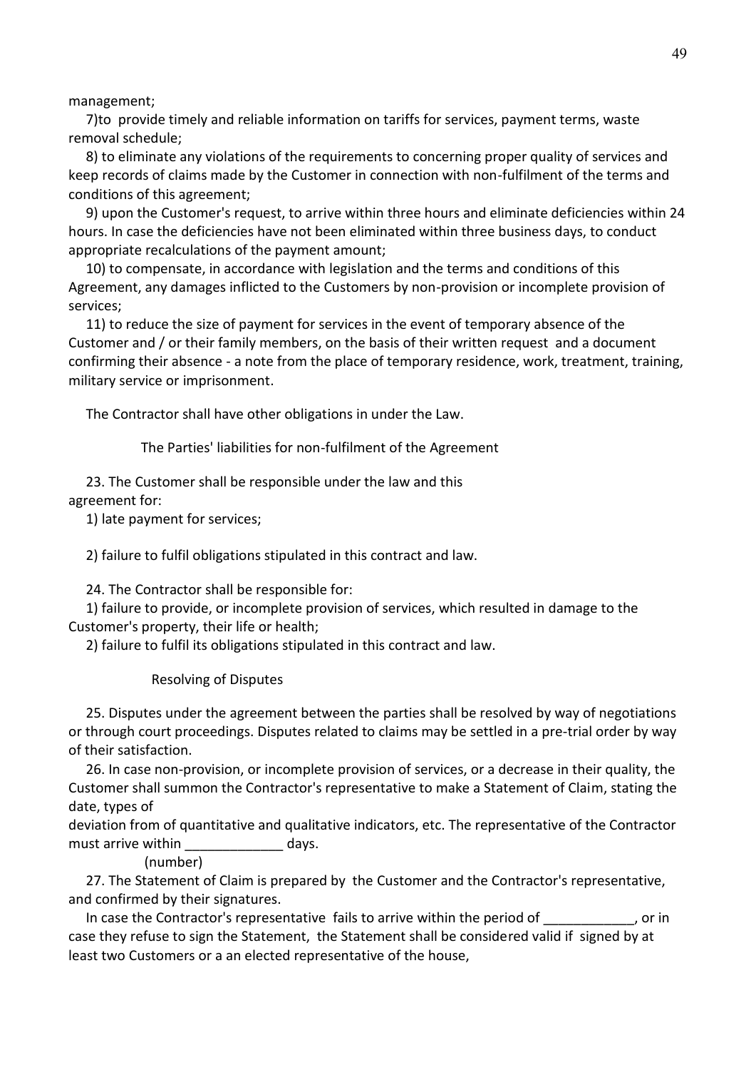management;

7)to provide timely and reliable information on tariffs for services, payment terms, waste removal schedule;

8) to eliminate any violations of the requirements to concerning proper quality of services and keep records of claims made by the Customer in connection with non-fulfilment of the terms and conditions of this agreement;

9) upon the Customer's request, to arrive within three hours and eliminate deficiencies within 24 hours. In case the deficiencies have not been eliminated within three business days, to conduct appropriate recalculations of the payment amount;

10) to compensate, in accordance with legislation and the terms and conditions of this Agreement, any damages inflicted to the Customers by non-provision or incomplete provision of services;

11) to reduce the size of payment for services in the event of temporary absence of the Customer and / or their family members, on the basis of their written request and a document confirming their absence - a note from the place of temporary residence, work, treatment, training, military service or imprisonment.

The Contractor shall have other obligations in under the Law.

### The Parties' liabilities for non-fulfilment of the Agreement

23. The Customer shall be responsible under the law and this agreement for:

1) late payment for services;

2) failure to fulfil obligations stipulated in this contract and law.

24. The Contractor shall be responsible for:

1) failure to provide, or incomplete provision of services, which resulted in damage to the Customer's property, their life or health;

2) failure to fulfil its obligations stipulated in this contract and law.

### Resolving of Disputes

25. Disputes under the agreement between the parties shall be resolved by way of negotiations or through court proceedings. Disputes related to claims may be settled in a pre-trial order by way of their satisfaction.

26. In case non-provision, or incomplete provision of services, or a decrease in their quality, the Customer shall summon the Contractor's representative to make a Statement of Claim, stating the date, types of
deviation from of quantitative and qualitative indicators, etc. The representative of the Contractor must arrive within _____________ days.
(number)

27. The Statement of Claim is prepared by the Customer and the Contractor's representative, and confirmed by their signatures.

In case the Contractor's representative fails to arrive within the period of ____________, or in case they refuse to sign the Statement, the Statement shall be considered valid if signed by at least two Customers or a an elected representative of the house,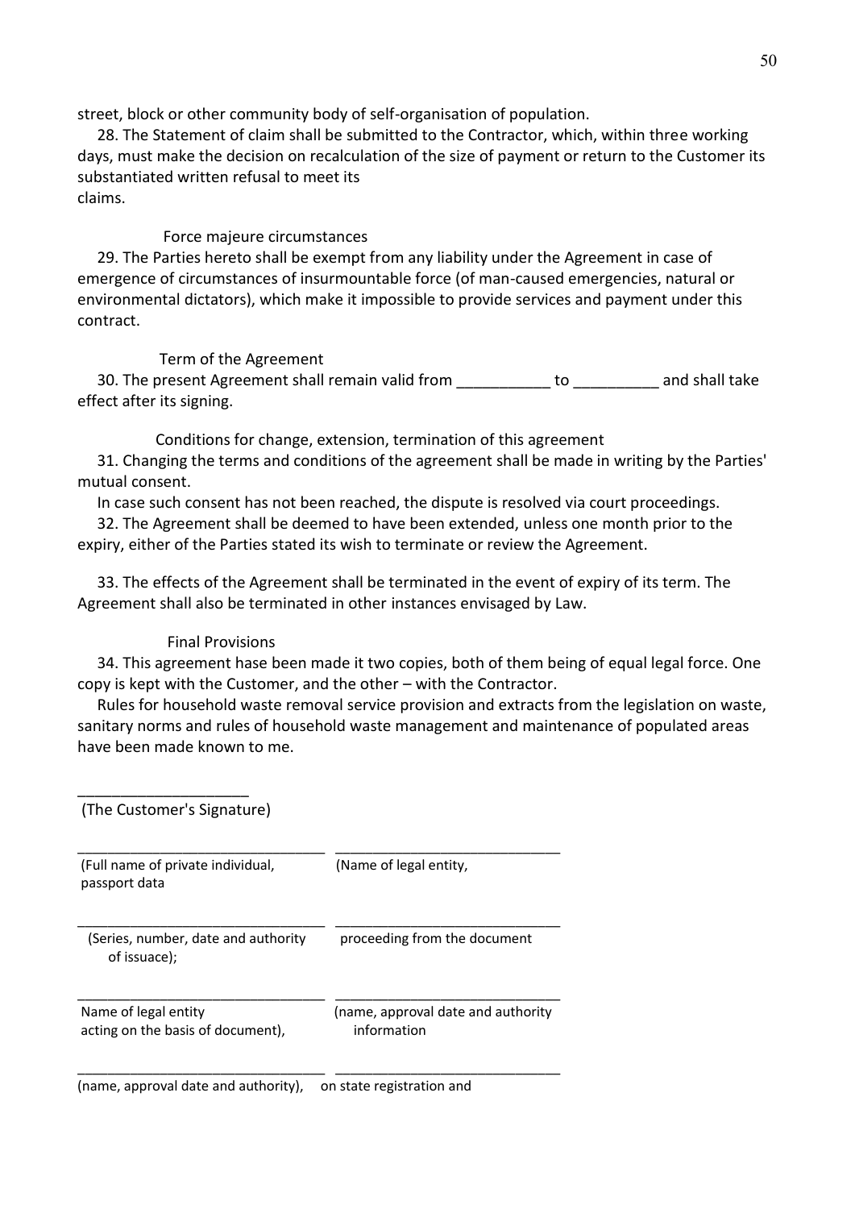street, block or other community body of self-organisation of population.

28. The Statement of claim shall be submitted to the Contractor, which, within three working days, must make the decision on recalculation of the size of payment or return to the Customer its substantiated written refusal to meet its claims.

### Force majeure circumstances

29. The Parties hereto shall be exempt from any liability under the Agreement in case of emergence of circumstances of insurmountable force (of man-caused emergencies, natural or environmental dictators), which make it impossible to provide services and payment under this contract.

### Term of the Agreement

30. The present Agreement shall remain valid from ___________ to __________ and shall take effect after its signing.

### Conditions for change, extension, termination of this agreement

31. Changing the terms and conditions of the agreement shall be made in writing by the Parties' mutual consent.

In case such consent has not been reached, the dispute is resolved via court proceedings.

32. The Agreement shall be deemed to have been extended, unless one month prior to the expiry, either of the Parties stated its wish to terminate or review the Agreement.

33. The effects of the Agreement shall be terminated in the event of expiry of its term. The Agreement shall also be terminated in other instances envisaged by Law.

### Final Provisions

34. This agreement hase been made it two copies, both of them being of equal legal force. One copy is kept with the Customer, and the other – with the Contractor.

Rules for household waste removal service provision and extracts from the legislation on waste, sanitary norms and rules of household waste management and maintenance of populated areas have been made known to me.

____________________
(The Customer's Signature)

| | |
|---|---|
| ________________________________ | ____________________________ |
| (Full name of private individual, passport data | (Name of legal entity, |
| ________________________________ | ____________________________ |
| (Series, number, date and authority of issuace); | proceeding from the document |
| ________________________________ | ____________________________ |
| Name of legal entity acting on the basis of document), | (name, approval date and authority information |
| ________________________________ | ____________________________ |
| (name, approval date and authority), | on state registration and |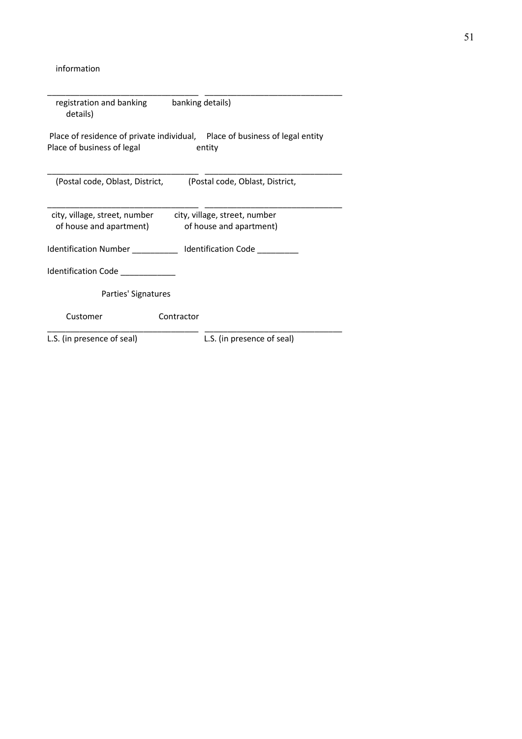information

_______________________________ _____________________________

registration and banking details) banking details)

Place of residence of private individual, Place of business of legal entity
Place of business of legal entity

_______________________________ _____________________________

(Postal code, Oblast, District, (Postal code, Oblast, District,

_______________________________ _____________________________

city, village, street, number of house and apartment) city, village, street, number of house and apartment)

Identification Number __________ Identification Code _________

Identification Code ____________

Parties' Signatures

Customer Contractor

_______________________________ _____________________________

L.S. (in presence of seal) L.S. (in presence of seal)